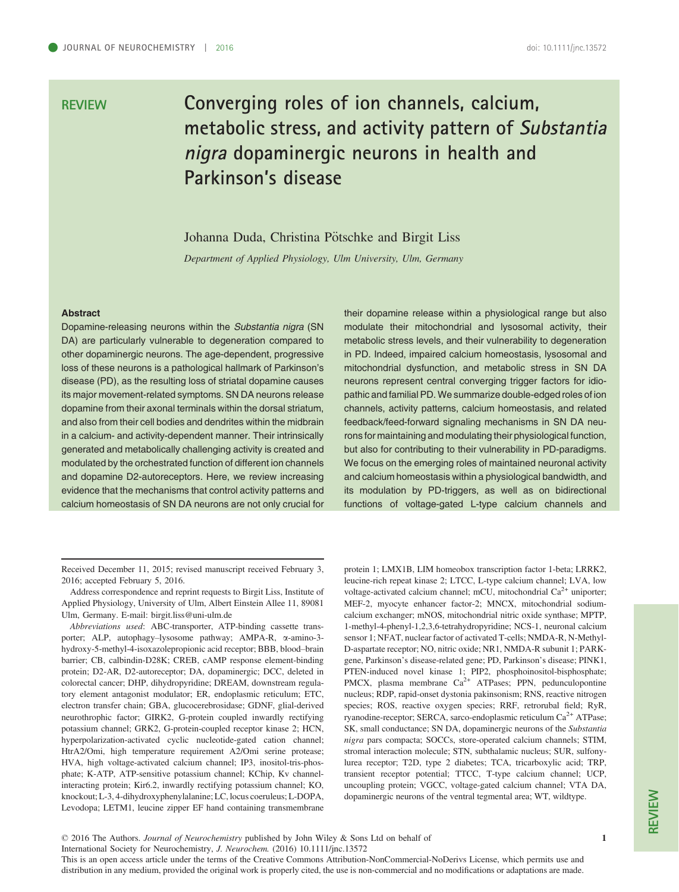REVIEW

# Converging roles of ion channels, calcium, metabolic stress, and activity pattern of *Substantia nigra* dopaminergic neurons in health and Parkinson's disease

Johanna Duda, Christina Pötschke and Birgit Liss

*Department of Applied Physiology, Ulm University, Ulm, Germany*

## Abstract

Dopamine-releasing neurons within the *Substantia nigra* (SN DA) are particularly vulnerable to degeneration compared to other dopaminergic neurons. The age-dependent, progressive loss of these neurons is a pathological hallmark of Parkinson's disease (PD), as the resulting loss of striatal dopamine causes its major movement-related symptoms. SN DA neurons release dopamine from their axonal terminals within the dorsal striatum, and also from their cell bodies and dendrites within the midbrain in a calcium- and activity-dependent manner. Their intrinsically generated and metabolically challenging activity is created and modulated by the orchestrated function of different ion channels and dopamine D2-autoreceptors. Here, we review increasing evidence that the mechanisms that control activity patterns and calcium homeostasis of SN DA neurons are not only crucial for their dopamine release within a physiological range but also modulate their mitochondrial and lysosomal activity, their metabolic stress levels, and their vulnerability to degeneration in PD. Indeed, impaired calcium homeostasis, lysosomal and mitochondrial dysfunction, and metabolic stress in SN DA neurons represent central converging trigger factors for idiopathic and familial PD. We summarize double-edged roles of ion channels, activity patterns, calcium homeostasis, and related feedback/feed-forward signaling mechanisms in SN DA neurons for maintaining and modulating their physiological function, but also for contributing to their vulnerability in PD-paradigms. We focus on the emerging roles of maintained neuronal activity and calcium homeostasis within a physiological bandwidth, and its modulation by PD-triggers, as well as on bidirectional functions of voltage-gated L-type calcium channels and

---

Received December 11, 2015; revised manuscript received February 3, 2016; accepted February 5, 2016.

Address correspondence and reprint requests to Birgit Liss, Institute of Applied Physiology, University of Ulm, Albert Einstein Allee 11, 89081 Ulm, Germany. E-mail: birgit.liss@uni-ulm.de

*Abbreviations used*: ABC-transporter, ATP-binding cassette transporter; ALP, autophagy–lysosome pathway; AMPA-R, α-amino-3-hydroxy-5-methyl-4-isoxazolepropionic acid receptor; BBB, blood–brain barrier; CB, calbindin-D28K; CREB, cAMP response element-binding protein; D2-AR, D2-autoreceptor; DA, dopaminergic; DCC, deleted in colorectal cancer; DHP, dihydropyridine; DREAM, downstream regulatory element antagonist modulator; ER, endoplasmic reticulum; ETC, electron transfer chain; GBA, glucocerebrosidase; GDNF, glial-derived neurothrophic factor; GIRK2, G-protein coupled inwardly rectifying potassium channel; GRK2, G-protein-coupled receptor kinase 2; HCN, hyperpolarization-activated cyclic nucleotide-gated cation channel; HtrA2/Omi, high temperature requirement A2/Omi serine protease; HVA, high voltage-activated calcium channel; IP3, inositol-tris-phosphate; K-ATP, ATP-sensitive potassium channel; KChip, Kv channel-interacting protein; Kir6.2, inwardly rectifying potassium channel; KO, knockout; L-3, 4-dihydroxyphenylalanine; LC, locus coeruleus; L-DOPA, Levodopa; LETM1, leucine zipper EF hand containing transmembrane protein 1; LMX1B, LIM homeobox transcription factor 1-beta; LRRK2, leucine-rich repeat kinase 2; LTCC, L-type calcium channel; LVA, low voltage-activated calcium channel; mCU, mitochondrial $Ca^{2+}$ uniporter; MEF-2, myocyte enhancer factor-2; MNCX, mitochondrial sodium-calcium exchanger; mNOS, mitochondrial nitric oxide synthase; MPTP, 1-methyl-4-phenyl-1,2,3,6-tetrahydropyridine; NCS-1, neuronal calcium sensor 1; NFAT, nuclear factor of activated T-cells; NMDA-R, N-Methyl-D-aspartate receptor; NO, nitric oxide; NR1, NMDA-R subunit 1; PARK-gene, Parkinson's disease-related gene; PD, Parkinson's disease; PINK1, PTEN-induced novel kinase 1; PIP2, phosphoinositol-bisphosphate; PMCX, plasma membrane $Ca^{2+}$ ATPases; PPN, pedunculopontine nucleus; RDP, rapid-onset dystonia pakinsonism; RNS, reactive nitrogen species; ROS, reactive oxygen species; RRF, retrorubal field; RyR, ryanodine-receptor; SERCA, sarco-endoplasmic reticulum $Ca^{2+}$ ATPase; SK, small conductance; SN DA, dopaminergic neurons of the *Substantia nigra* pars compacta; SOCCs, store-operated calcium channels; STIM, stromal interaction molecule; STN, subthalamic nucleus; SUR, sulfonylurea receptor; T2D, type 2 diabetes; TCA, tricarboxylic acid; TRP, transient receptor potential; TTCC, T-type calcium channel; UCP, uncoupling protein; VGCC, voltage-gated calcium channel; VTA DA, dopaminergic neurons of the ventral tegmental area; WT, wildtype.

© 2016 The Authors. *Journal of Neurochemistry* published by John Wiley & Sons Ltd on behalf of International Society for Neurochemistry, *J. Neurochem.* (2016) 10.1111/jnc.13572

This is an open access article under the terms of the Creative Commons Attribution-NonCommercial-NoDerivs License, which permits use and distribution in any medium, provided the original work is properly cited, the use is non-commercial and no modifications or adaptations are made.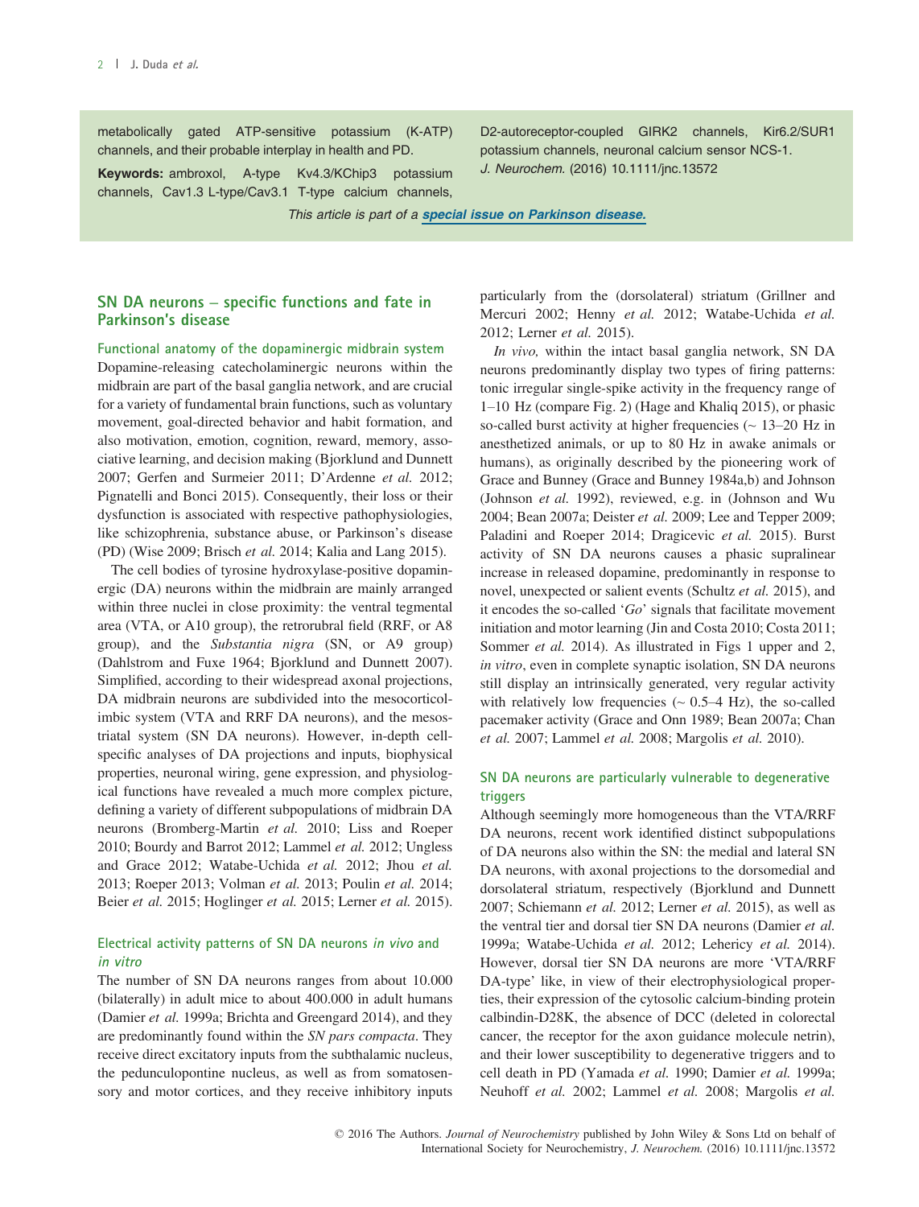metabolically gated ATP-sensitive potassium (K-ATP) channels, and their probable interplay in health and PD.

**Keywords:** ambroxol, A-type Kv4.3/KChip3 potassium channels, Cav1.3 L-type/Cav3.1 T-type calcium channels, D2-autoreceptor-coupled GIRK2 channels, Kir6.2/SUR1 potassium channels, neuronal calcium sensor NCS-1.
*J. Neurochem.* (2016) 10.1111/jnc.13572

*This article is part of a* **special issue on Parkinson disease.**

## SN DA neurons – specific functions and fate in Parkinson's disease

### Functional anatomy of the dopaminergic midbrain system

Dopamine-releasing catecholaminergic neurons within the midbrain are part of the basal ganglia network, and are crucial for a variety of fundamental brain functions, such as voluntary movement, goal-directed behavior and habit formation, and also motivation, emotion, cognition, reward, memory, associative learning, and decision making (Bjorklund and Dunnett 2007; Gerfen and Surmeier 2011; D'Ardenne *et al.* 2012; Pignatelli and Bonci 2015). Consequently, their loss or their dysfunction is associated with respective pathophysiologies, like schizophrenia, substance abuse, or Parkinson's disease (PD) (Wise 2009; Brisch *et al.* 2014; Kalia and Lang 2015).

The cell bodies of tyrosine hydroxylase-positive dopaminergic (DA) neurons within the midbrain are mainly arranged within three nuclei in close proximity: the ventral tegmental area (VTA, or A10 group), the retrorubral field (RRF, or A8 group), and the *Substantia nigra* (SN, or A9 group) (Dahlstrom and Fuxe 1964; Bjorklund and Dunnett 2007). Simplified, according to their widespread axonal projections, DA midbrain neurons are subdivided into the mesocorticolimbic system (VTA and RRF DA neurons), and the mesostriatal system (SN DA neurons). However, in-depth cell-specific analyses of DA projections and inputs, biophysical properties, neuronal wiring, gene expression, and physiological functions have revealed a much more complex picture, defining a variety of different subpopulations of midbrain DA neurons (Bromberg-Martin *et al.* 2010; Liss and Roeper 2010; Bourdy and Barrot 2012; Lammel *et al.* 2012; Ungless and Grace 2012; Watabe-Uchida *et al.* 2012; Jhou *et al.* 2013; Roeper 2013; Volman *et al.* 2013; Poulin *et al.* 2014; Beier *et al.* 2015; Hoglinger *et al.* 2015; Lerner *et al.* 2015).

### Electrical activity patterns of SN DA neurons *in vivo* and *in vitro*

The number of SN DA neurons ranges from about 10.000 (bilaterally) in adult mice to about 400.000 in adult humans (Damier *et al.* 1999a; Brichta and Greengard 2014), and they are predominantly found within the *SN pars compacta*. They receive direct excitatory inputs from the subthalamic nucleus, the pedunculopontine nucleus, as well as from somatosensory and motor cortices, and they receive inhibitory inputs particularly from the (dorsolateral) striatum (Grillner and Mercuri 2002; Henny *et al.* 2012; Watabe-Uchida *et al.* 2012; Lerner *et al.* 2015).

*In vivo,* within the intact basal ganglia network, SN DA neurons predominantly display two types of firing patterns: tonic irregular single-spike activity in the frequency range of 1–10 Hz (compare Fig. 2) (Hage and Khaliq 2015), or phasic so-called burst activity at higher frequencies (~ 13–20 Hz in anesthetized animals, or up to 80 Hz in awake animals or humans), as originally described by the pioneering work of Grace and Bunney (Grace and Bunney 1984a,b) and Johnson (Johnson *et al.* 1992), reviewed, e.g. in (Johnson and Wu 2004; Bean 2007a; Deister *et al.* 2009; Lee and Tepper 2009; Paladini and Roeper 2014; Dragicevic *et al.* 2015). Burst activity of SN DA neurons causes a phasic supralinear increase in released dopamine, predominantly in response to novel, unexpected or salient events (Schultz *et al.* 2015), and it encodes the so-called '*Go*' signals that facilitate movement initiation and motor learning (Jin and Costa 2010; Costa 2011; Sommer *et al.* 2014). As illustrated in Figs 1 upper and 2, *in vitro*, even in complete synaptic isolation, SN DA neurons still display an intrinsically generated, very regular activity with relatively low frequencies (~ 0.5–4 Hz), the so-called pacemaker activity (Grace and Onn 1989; Bean 2007a; Chan *et al.* 2007; Lammel *et al.* 2008; Margolis *et al.* 2010).

### SN DA neurons are particularly vulnerable to degenerative triggers

Although seemingly more homogeneous than the VTA/RRF DA neurons, recent work identified distinct subpopulations of DA neurons also within the SN: the medial and lateral SN DA neurons, with axonal projections to the dorsomedial and dorsolateral striatum, respectively (Bjorklund and Dunnett 2007; Schiemann *et al.* 2012; Lerner *et al.* 2015), as well as the ventral tier and dorsal tier SN DA neurons (Damier *et al.* 1999a; Watabe-Uchida *et al.* 2012; Lehericy *et al.* 2014). However, dorsal tier SN DA neurons are more 'VTA/RRF DA-type' like, in view of their electrophysiological properties, their expression of the cytosolic calcium-binding protein calbindin-D28K, the absence of DCC (deleted in colorectal cancer, the receptor for the axon guidance molecule netrin), and their lower susceptibility to degenerative triggers and to cell death in PD (Yamada *et al.* 1990; Damier *et al.* 1999a; Neuhoff *et al.* 2002; Lammel *et al.* 2008; Margolis *et al.*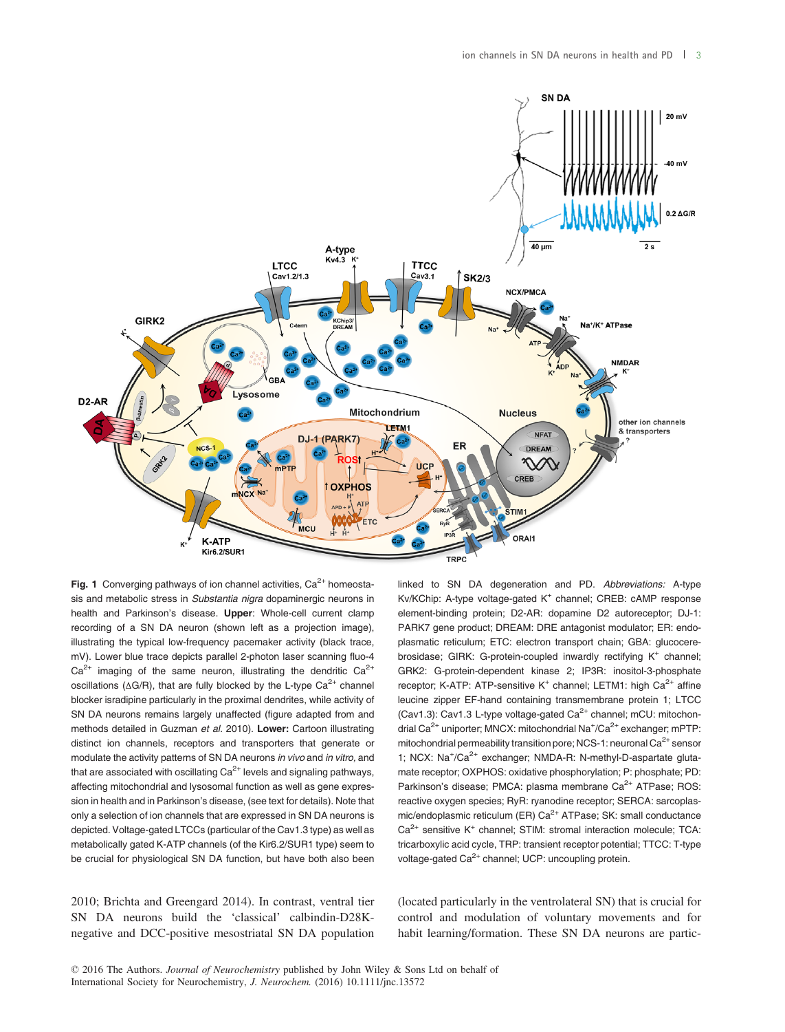**Fig. 1** Converging pathways of ion channel activities, $Ca^{2+}$ homeostasis and metabolic stress in *Substantia nigra* dopaminergic neurons in health and Parkinson's disease. **Upper**: Whole-cell current clamp recording of a SN DA neuron (shown left as a projection image), illustrating the typical low-frequency pacemaker activity (black trace, mV). Lower blue trace depicts parallel 2-photon laser scanning fluo-4 $Ca^{2+}$ imaging of the same neuron, illustrating the dendritic $Ca^{2+}$ oscillations ($\Delta G/R$), that are fully blocked by the L-type $Ca^{2+}$ channel blocker isradipine particularly in the proximal dendrites, while activity of SN DA neurons remains largely unaffected (figure adapted from and methods detailed in Guzman *et al.* 2010). **Lower:** Cartoon illustrating distinct ion channels, receptors and transporters that generate or modulate the activity patterns of SN DA neurons *in vivo* and *in vitro*, and that are associated with oscillating $Ca^{2+}$ levels and signaling pathways, affecting mitochondrial and lysosomal function as well as gene expression in health and in Parkinson's disease, (see text for details). Note that only a selection of ion channels that are expressed in SN DA neurons is depicted. Voltage-gated LTCCs (particular of the Cav1.3 type) as well as metabolically gated K-ATP channels (of the Kir6.2/SUR1 type) seem to be crucial for physiological SN DA function, but have both also been linked to SN DA degeneration and PD. *Abbreviations:* A-type Kv/KChip: A-type voltage-gated $K^+$ channel; CREB: cAMP response element-binding protein; D2-AR: dopamine D2 autoreceptor; DJ-1: PARK7 gene product; DREAM: DRE antagonist modulator; ER: endoplasmic reticulum; ETC: electron transport chain; GBA: glucocerebrosidase; GIRK: G-protein-coupled inwardly rectifying $K^+$ channel; GRK2: G-protein-dependent kinase 2; IP3R: inositol-3-phosphate receptor; K-ATP: ATP-sensitive $K^+$ channel; LETM1: high $Ca^{2+}$ affine leucine zipper EF-hand containing transmembrane protein 1; LTCC (Cav1.3): Cav1.3 L-type voltage-gated $Ca^{2+}$ channel; mCU: mitochondrial $Ca^{2+}$ uniporter; MNCX: mitochondrial $Na^+/Ca^{2+}$ exchanger; mPTP: mitochondrial permeability transition pore; NCS-1: neuronal $Ca^{2+}$ sensor 1; NCX: $Na^+/Ca^{2+}$ exchanger; NMDA-R: N-methyl-D-aspartate glutamate receptor; OXPHOS: oxidative phosphorylation; P: phosphate; PD: Parkinson's disease; PMCA: plasma membrane $Ca^{2+}$ ATPase; ROS: reactive oxygen species; RyR: ryanodine receptor; SERCA: sarcoplasmic/endoplasmic reticulum $Ca^{2+}$ ATPase; SK: small conductance $Ca^{2+}$ sensitive $K^+$ channel; STIM: stromal interaction molecule; TCA: tricarboxylic acid cycle, TRP: transient receptor potential; TTCC: T-type voltage-gated $Ca^{2+}$ channel; UCP: uncoupling protein.

2010; Brichta and Greengard 2014). In contrast, ventral tier SN DA neurons build the 'classical' calbindin-D28K-negative and DCC-positive mesostriatal SN DA population (located particularly in the ventrolateral SN) that is crucial for control and modulation of voluntary movements and for habit learning/formation. These SN DA neurons are partic-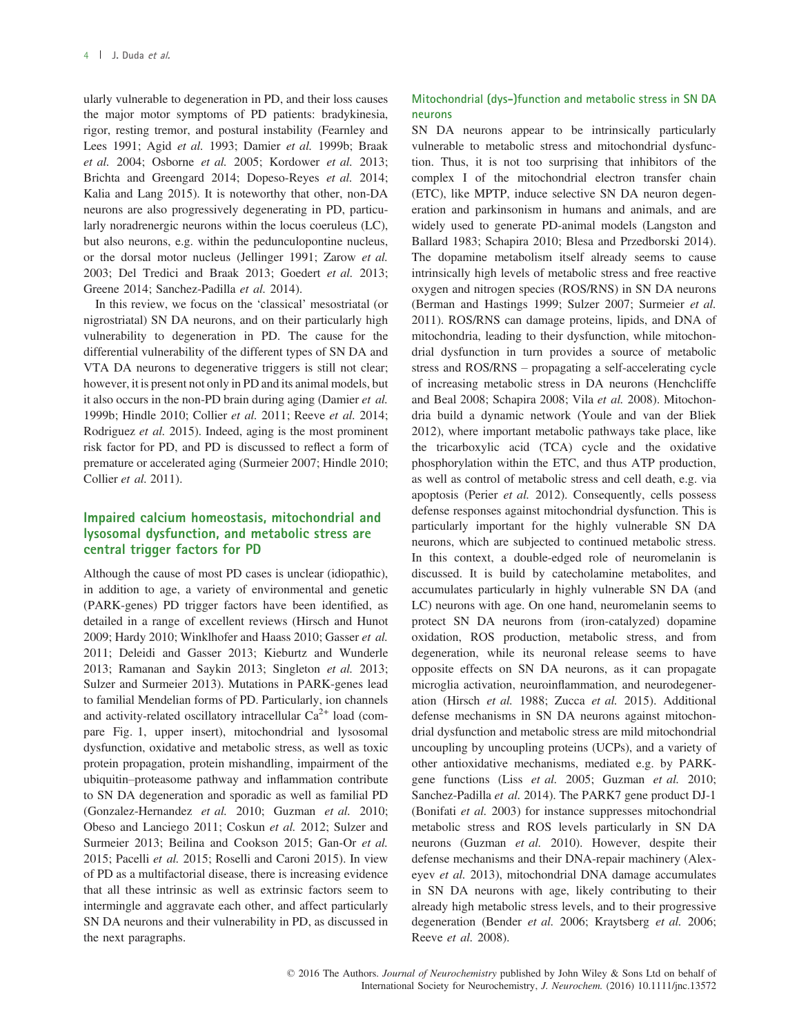ularly vulnerable to degeneration in PD, and their loss causes the major motor symptoms of PD patients: bradykinesia, rigor, resting tremor, and postural instability (Fearnley and Lees 1991; Agid *et al.* 1993; Damier *et al.* 1999b; Braak *et al.* 2004; Osborne *et al.* 2005; Kordower *et al.* 2013; Brichta and Greengard 2014; Dopeso-Reyes *et al.* 2014; Kalia and Lang 2015). It is noteworthy that other, non-DA neurons are also progressively degenerating in PD, particularly noradrenergic neurons within the locus coeruleus (LC), but also neurons, e.g. within the pedunculopontine nucleus, or the dorsal motor nucleus (Jellinger 1991; Zarow *et al.* 2003; Del Tredici and Braak 2013; Goedert *et al.* 2013; Greene 2014; Sanchez-Padilla *et al.* 2014).

In this review, we focus on the 'classical' mesostriatal (or nigrostriatal) SN DA neurons, and on their particularly high vulnerability to degeneration in PD. The cause for the differential vulnerability of the different types of SN DA and VTA DA neurons to degenerative triggers is still not clear; however, it is present not only in PD and its animal models, but it also occurs in the non-PD brain during aging (Damier *et al.* 1999b; Hindle 2010; Collier *et al.* 2011; Reeve *et al.* 2014; Rodriguez *et al.* 2015). Indeed, aging is the most prominent risk factor for PD, and PD is discussed to reflect a form of premature or accelerated aging (Surmeier 2007; Hindle 2010; Collier *et al.* 2011).

## Impaired calcium homeostasis, mitochondrial and lysosomal dysfunction, and metabolic stress are central trigger factors for PD

Although the cause of most PD cases is unclear (idiopathic), in addition to age, a variety of environmental and genetic (PARK-genes) PD trigger factors have been identified, as detailed in a range of excellent reviews (Hirsch and Hunot 2009; Hardy 2010; Winklhofer and Haass 2010; Gasser *et al.* 2011; Deleidi and Gasser 2013; Kieburtz and Wunderle 2013; Ramanan and Saykin 2013; Singleton *et al.* 2013; Sulzer and Surmeier 2013). Mutations in PARK-genes lead to familial Mendelian forms of PD. Particularly, ion channels and activity-related oscillatory intracellular $Ca^{2+}$ load (compare Fig. 1, upper insert), mitochondrial and lysosomal dysfunction, oxidative and metabolic stress, as well as toxic protein propagation, protein mishandling, impairment of the ubiquitin–proteasome pathway and inflammation contribute to SN DA degeneration and sporadic as well as familial PD (Gonzalez-Hernandez *et al.* 2010; Guzman *et al.* 2010; Obeso and Lanciego 2011; Coskun *et al.* 2012; Sulzer and Surmeier 2013; Beilina and Cookson 2015; Gan-Or *et al.* 2015; Pacelli *et al.* 2015; Roselli and Caroni 2015). In view of PD as a multifactorial disease, there is increasing evidence that all these intrinsic as well as extrinsic factors seem to intermingle and aggravate each other, and affect particularly SN DA neurons and their vulnerability in PD, as discussed in the next paragraphs.

### Mitochondrial (dys-)function and metabolic stress in SN DA neurons

SN DA neurons appear to be intrinsically particularly vulnerable to metabolic stress and mitochondrial dysfunction. Thus, it is not too surprising that inhibitors of the complex I of the mitochondrial electron transfer chain (ETC), like MPTP, induce selective SN DA neuron degeneration and parkinsonism in humans and animals, and are widely used to generate PD-animal models (Langston and Ballard 1983; Schapira 2010; Blesa and Przedborski 2014). The dopamine metabolism itself already seems to cause intrinsically high levels of metabolic stress and free reactive oxygen and nitrogen species (ROS/RNS) in SN DA neurons (Berman and Hastings 1999; Sulzer 2007; Surmeier *et al.* 2011). ROS/RNS can damage proteins, lipids, and DNA of mitochondria, leading to their dysfunction, while mitochondrial dysfunction in turn provides a source of metabolic stress and ROS/RNS – propagating a self-accelerating cycle of increasing metabolic stress in DA neurons (Henchcliffe and Beal 2008; Schapira 2008; Vila *et al.* 2008). Mitochondria build a dynamic network (Youle and van der Bliek 2012), where important metabolic pathways take place, like the tricarboxylic acid (TCA) cycle and the oxidative phosphorylation within the ETC, and thus ATP production, as well as control of metabolic stress and cell death, e.g. via apoptosis (Perier *et al.* 2012). Consequently, cells possess defense responses against mitochondrial dysfunction. This is particularly important for the highly vulnerable SN DA neurons, which are subjected to continued metabolic stress. In this context, a double-edged role of neuromelanin is discussed. It is build by catecholamine metabolites, and accumulates particularly in highly vulnerable SN DA (and LC) neurons with age. On one hand, neuromelanin seems to protect SN DA neurons from (iron-catalyzed) dopamine oxidation, ROS production, metabolic stress, and from degeneration, while its neuronal release seems to have opposite effects on SN DA neurons, as it can propagate microglia activation, neuroinflammation, and neurodegeneration (Hirsch *et al.* 1988; Zucca *et al.* 2015). Additional defense mechanisms in SN DA neurons against mitochondrial dysfunction and metabolic stress are mild mitochondrial uncoupling by uncoupling proteins (UCPs), and a variety of other antioxidative mechanisms, mediated e.g. by PARK-gene functions (Liss *et al.* 2005; Guzman *et al.* 2010; Sanchez-Padilla *et al.* 2014). The PARK7 gene product DJ-1 (Bonifati *et al.* 2003) for instance suppresses mitochondrial metabolic stress and ROS levels particularly in SN DA neurons (Guzman *et al.* 2010). However, despite their defense mechanisms and their DNA-repair machinery (Alexeyev *et al.* 2013), mitochondrial DNA damage accumulates in SN DA neurons with age, likely contributing to their already high metabolic stress levels, and to their progressive degeneration (Bender *et al.* 2006; Kraytsberg *et al.* 2006; Reeve *et al.* 2008).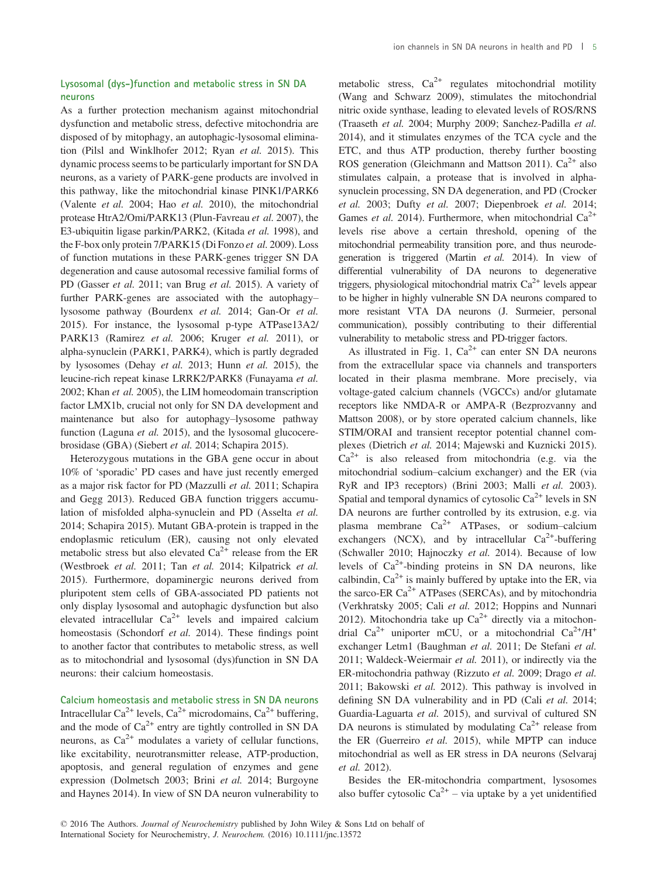## Lysosomal (dys-)function and metabolic stress in SN DA neurons

As a further protection mechanism against mitochondrial dysfunction and metabolic stress, defective mitochondria are disposed of by mitophagy, an autophagic-lysosomal elimination (Pilsl and Winklhofer 2012; Ryan *et al.* 2015). This dynamic process seems to be particularly important for SN DA neurons, as a variety of PARK-gene products are involved in this pathway, like the mitochondrial kinase PINK1/PARK6 (Valente *et al.* 2004; Hao *et al.* 2010), the mitochondrial protease HtrA2/Omi/PARK13 (Plun-Favreau *et al.* 2007), the E3-ubiquitin ligase parkin/PARK2, (Kitada *et al.* 1998), and the F-box only protein 7/PARK15 (Di Fonzo *et al.* 2009). Loss of function mutations in these PARK-genes trigger SN DA degeneration and cause autosomal recessive familial forms of PD (Gasser *et al.* 2011; van Brug *et al.* 2015). A variety of further PARK-genes are associated with the autophagy–lysosome pathway (Bourdenx *et al.* 2014; Gan-Or *et al.* 2015). For instance, the lysosomal p-type ATPase13A2/PARK13 (Ramirez *et al.* 2006; Kruger *et al.* 2011), or alpha-synuclein (PARK1, PARK4), which is partly degraded by lysosomes (Dehay *et al.* 2013; Hunn *et al.* 2015), the leucine-rich repeat kinase LRRK2/PARK8 (Funayama *et al.* 2002; Khan *et al.* 2005), the LIM homeodomain transcription factor LMX1b, crucial not only for SN DA development and maintenance but also for autophagy–lysosome pathway function (Laguna *et al.* 2015), and the lysosomal glucocerebrosidase (GBA) (Siebert *et al.* 2014; Schapira 2015).

Heterozygous mutations in the GBA gene occur in about 10% of 'sporadic' PD cases and have just recently emerged as a major risk factor for PD (Mazzulli *et al.* 2011; Schapira and Gegg 2013). Reduced GBA function triggers accumulation of misfolded alpha-synuclein and PD (Asselta *et al.* 2014; Schapira 2015). Mutant GBA-protein is trapped in the endoplasmic reticulum (ER), causing not only elevated metabolic stress but also elevated $Ca^{2+}$ release from the ER (Westbroek *et al.* 2011; Tan *et al.* 2014; Kilpatrick *et al.* 2015). Furthermore, dopaminergic neurons derived from pluripotent stem cells of GBA-associated PD patients not only display lysosomal and autophagic dysfunction but also elevated intracellular $Ca^{2+}$ levels and impaired calcium homeostasis (Schondorf *et al.* 2014). These findings point to another factor that contributes to metabolic stress, as well as to mitochondrial and lysosomal (dys)function in SN DA neurons: their calcium homeostasis.

## Calcium homeostasis and metabolic stress in SN DA neurons

Intracellular $Ca^{2+}$ levels, $Ca^{2+}$ microdomains, $Ca^{2+}$ buffering, and the mode of $Ca^{2+}$ entry are tightly controlled in SN DA neurons, as $Ca^{2+}$ modulates a variety of cellular functions, like excitability, neurotransmitter release, ATP-production, apoptosis, and general regulation of enzymes and gene expression (Dolmetsch 2003; Brini *et al.* 2014; Burgoyne and Haynes 2014). In view of SN DA neuron vulnerability to metabolic stress, $Ca^{2+}$ regulates mitochondrial motility (Wang and Schwarz 2009), stimulates the mitochondrial nitric oxide synthase, leading to elevated levels of ROS/RNS (Traaseth *et al.* 2004; Murphy 2009; Sanchez-Padilla *et al.* 2014), and it stimulates enzymes of the TCA cycle and the ETC, and thus ATP production, thereby further boosting ROS generation (Gleichmann and Mattson 2011). $Ca^{2+}$ also stimulates calpain, a protease that is involved in alpha-synuclein processing, SN DA degeneration, and PD (Crocker *et al.* 2003; Dufty *et al.* 2007; Diepenbroek *et al.* 2014; Games *et al.* 2014). Furthermore, when mitochondrial $Ca^{2+}$ levels rise above a certain threshold, opening of the mitochondrial permeability transition pore, and thus neurodegeneration is triggered (Martin *et al.* 2014). In view of differential vulnerability of DA neurons to degenerative triggers, physiological mitochondrial matrix $Ca^{2+}$ levels appear to be higher in highly vulnerable SN DA neurons compared to more resistant VTA DA neurons (J. Surmeier, personal communication), possibly contributing to their differential vulnerability to metabolic stress and PD-trigger factors.

As illustrated in Fig. 1, $Ca^{2+}$ can enter SN DA neurons from the extracellular space via channels and transporters located in their plasma membrane. More precisely, via voltage-gated calcium channels (VGCCs) and/or glutamate receptors like NMDA-R or AMPA-R (Bezprozvanny and Mattson 2008), or by store operated calcium channels, like STIM/ORAI and transient receptor potential channel complexes (Dietrich *et al.* 2014; Majewski and Kuznicki 2015). $Ca^{2+}$ is also released from mitochondria (e.g. via the mitochondrial sodium–calcium exchanger) and the ER (via RyR and IP3 receptors) (Brini 2003; Malli *et al.* 2003). Spatial and temporal dynamics of cytosolic $Ca^{2+}$ levels in SN DA neurons are further controlled by its extrusion, e.g. via plasma membrane $Ca^{2+}$ ATPases, or sodium–calcium exchangers (NCX), and by intracellular $Ca^{2+}$-buffering (Schwaller 2010; Hajnoczky *et al.* 2014). Because of low levels of $Ca^{2+}$-binding proteins in SN DA neurons, like calbindin, $Ca^{2+}$ is mainly buffered by uptake into the ER, via the sarco-ER $Ca^{2+}$ ATPases (SERCAs), and by mitochondria (Verkhratsky 2005; Cali *et al.* 2012; Hoppins and Nunnari 2012). Mitochondria take up $Ca^{2+}$ directly via a mitochondrial $Ca^{2+}$ uniporter mCU, or a mitochondrial $Ca^{2+}/H^{+}$ exchanger Letm1 (Baughman *et al.* 2011; De Stefani *et al.* 2011; Waldeck-Weiermair *et al.* 2011), or indirectly via the ER-mitochondria pathway (Rizzuto *et al.* 2009; Drago *et al.* 2011; Bakowski *et al.* 2012). This pathway is involved in defining SN DA vulnerability and in PD (Cali *et al.* 2014; Guardia-Laguarta *et al.* 2015), and survival of cultured SN DA neurons is stimulated by modulating $Ca^{2+}$ release from the ER (Guerreiro *et al.* 2015), while MPTP can induce mitochondrial as well as ER stress in DA neurons (Selvaraj *et al.* 2012).

Besides the ER-mitochondria compartment, lysosomes also buffer cytosolic $Ca^{2+}$ – via uptake by a yet unidentified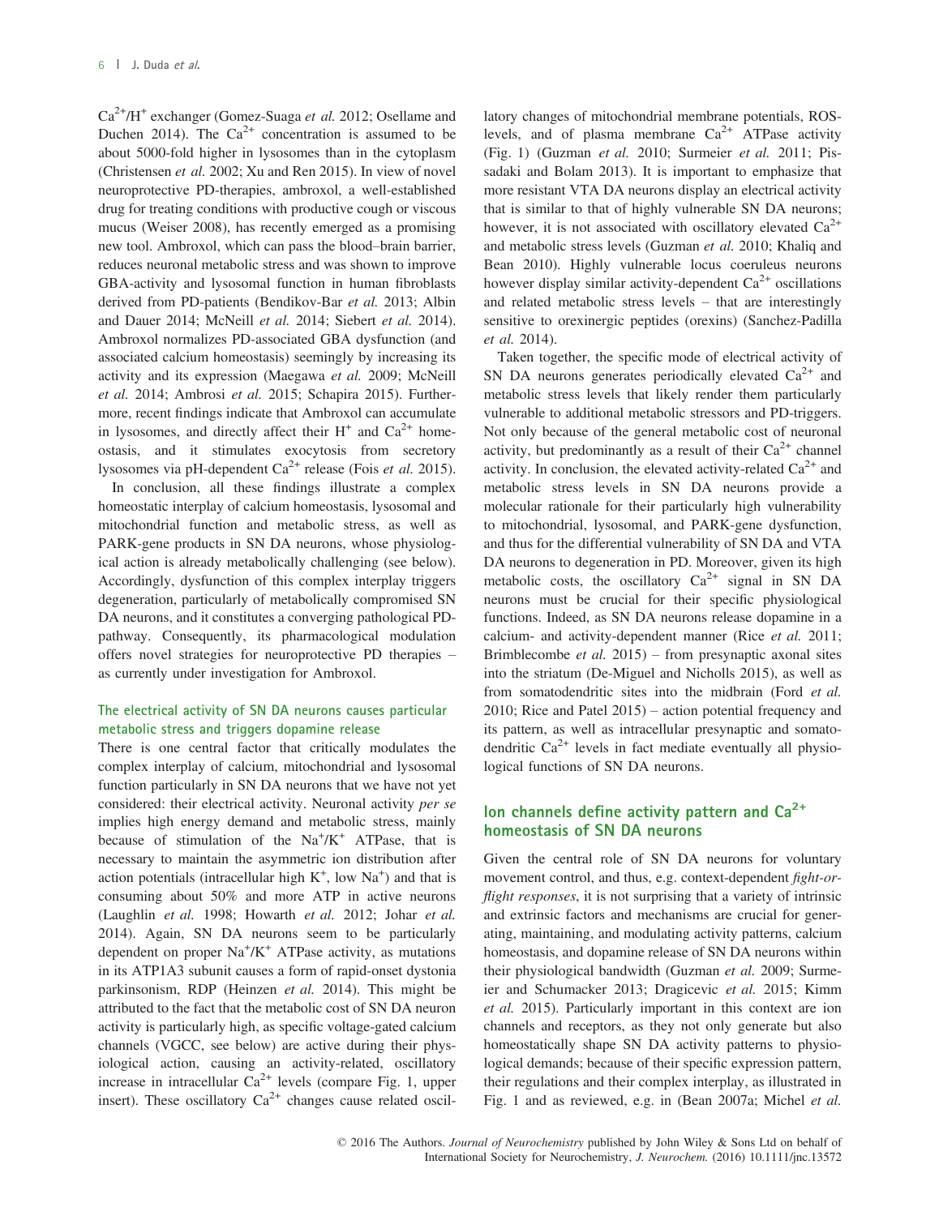$Ca^{2+}/H^+$ exchanger (Gomez-Suaga *et al.* 2012; Osellame and Duchen 2014). The $Ca^{2+}$ concentration is assumed to be about 5000-fold higher in lysosomes than in the cytoplasm (Christensen *et al.* 2002; Xu and Ren 2015). In view of novel neuroprotective PD-therapies, ambroxol, a well-established drug for treating conditions with productive cough or viscous mucus (Weiser 2008), has recently emerged as a promising new tool. Ambroxol, which can pass the blood–brain barrier, reduces neuronal metabolic stress and was shown to improve GBA-activity and lysosomal function in human fibroblasts derived from PD-patients (Bendikov-Bar *et al.* 2013; Albin and Dauer 2014; McNeill *et al.* 2014; Siebert *et al.* 2014). Ambroxol normalizes PD-associated GBA dysfunction (and associated calcium homeostasis) seemingly by increasing its activity and its expression (Maegawa *et al.* 2009; McNeill *et al.* 2014; Ambrosi *et al.* 2015; Schapira 2015). Furthermore, recent findings indicate that Ambroxol can accumulate in lysosomes, and directly affect their $H^+$ and $Ca^{2+}$ homeostasis, and it stimulates exocytosis from secretory lysosomes via pH-dependent $Ca^{2+}$ release (Fois *et al.* 2015).

In conclusion, all these findings illustrate a complex homeostatic interplay of calcium homeostasis, lysosomal and mitochondrial function and metabolic stress, as well as PARK-gene products in SN DA neurons, whose physiological action is already metabolically challenging (see below). Accordingly, dysfunction of this complex interplay triggers degeneration, particularly of metabolically compromised SN DA neurons, and it constitutes a converging pathological PD-pathway. Consequently, its pharmacological modulation offers novel strategies for neuroprotective PD therapies – as currently under investigation for Ambroxol.

### The electrical activity of SN DA neurons causes particular metabolic stress and triggers dopamine release

There is one central factor that critically modulates the complex interplay of calcium, mitochondrial and lysosomal function particularly in SN DA neurons that we have not yet considered: their electrical activity. Neuronal activity *per se* implies high energy demand and metabolic stress, mainly because of stimulation of the $Na^+/K^+$ ATPase, that is necessary to maintain the asymmetric ion distribution after action potentials (intracellular high $K^+$, low $Na^+$) and that is consuming about 50% and more ATP in active neurons (Laughlin *et al.* 1998; Howarth *et al.* 2012; Johar *et al.* 2014). Again, SN DA neurons seem to be particularly dependent on proper $Na^+/K^+$ ATPase activity, as mutations in its ATP1A3 subunit causes a form of rapid-onset dystonia parkinsonism, RDP (Heinzen *et al.* 2014). This might be attributed to the fact that the metabolic cost of SN DA neuron activity is particularly high, as specific voltage-gated calcium channels (VGCC, see below) are active during their physiological action, causing an activity-related, oscillatory increase in intracellular $Ca^{2+}$ levels (compare Fig. 1, upper insert). These oscillatory $Ca^{2+}$ changes cause related oscillatory changes of mitochondrial membrane potentials, ROS-levels, and of plasma membrane $Ca^{2+}$ ATPase activity (Fig. 1) (Guzman *et al.* 2010; Surmeier *et al.* 2011; Pissadaki and Bolam 2013). It is important to emphasize that more resistant VTA DA neurons display an electrical activity that is similar to that of highly vulnerable SN DA neurons; however, it is not associated with oscillatory elevated $Ca^{2+}$ and metabolic stress levels (Guzman *et al.* 2010; Khaliq and Bean 2010). Highly vulnerable locus coeruleus neurons however display similar activity-dependent $Ca^{2+}$ oscillations and related metabolic stress levels – that are interestingly sensitive to orexinergic peptides (orexins) (Sanchez-Padilla *et al.* 2014).

Taken together, the specific mode of electrical activity of SN DA neurons generates periodically elevated $Ca^{2+}$ and metabolic stress levels that likely render them particularly vulnerable to additional metabolic stressors and PD-triggers. Not only because of the general metabolic cost of neuronal activity, but predominantly as a result of their $Ca^{2+}$ channel activity. In conclusion, the elevated activity-related $Ca^{2+}$ and metabolic stress levels in SN DA neurons provide a molecular rationale for their particularly high vulnerability to mitochondrial, lysosomal, and PARK-gene dysfunction, and thus for the differential vulnerability of SN DA and VTA DA neurons to degeneration in PD. Moreover, given its high metabolic costs, the oscillatory $Ca^{2+}$ signal in SN DA neurons must be crucial for their specific physiological functions. Indeed, as SN DA neurons release dopamine in a calcium- and activity-dependent manner (Rice *et al.* 2011; Brimblecombe *et al.* 2015) – from presynaptic axonal sites into the striatum (De-Miguel and Nicholls 2015), as well as from somatodendritic sites into the midbrain (Ford *et al.* 2010; Rice and Patel 2015) – action potential frequency and its pattern, as well as intracellular presynaptic and somatodendritic $Ca^{2+}$ levels in fact mediate eventually all physiological functions of SN DA neurons.

## Ion channels define activity pattern and $Ca^{2+}$ homeostasis of SN DA neurons

Given the central role of SN DA neurons for voluntary movement control, and thus, e.g. context-dependent *fight-or-flight responses*, it is not surprising that a variety of intrinsic and extrinsic factors and mechanisms are crucial for generating, maintaining, and modulating activity patterns, calcium homeostasis, and dopamine release of SN DA neurons within their physiological bandwidth (Guzman *et al.* 2009; Surmeier and Schumacker 2013; Dragicevic *et al.* 2015; Kimm *et al.* 2015). Particularly important in this context are ion channels and receptors, as they not only generate but also homeostatically shape SN DA activity patterns to physiological demands; because of their specific expression pattern, their regulations and their complex interplay, as illustrated in Fig. 1 and as reviewed, e.g. in (Bean 2007a; Michel *et al.*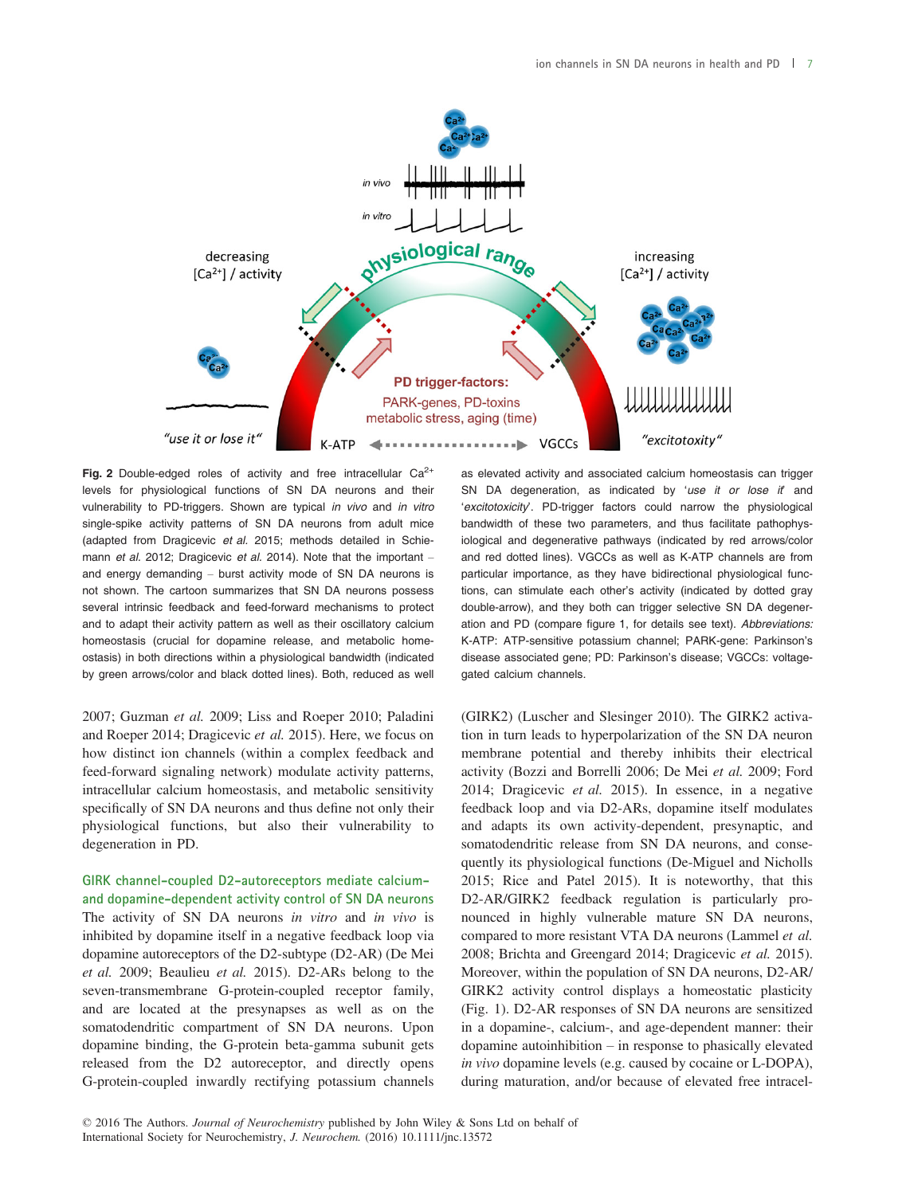**Fig. 2** Double-edged roles of activity and free intracellular $Ca^{2+}$ levels for physiological functions of SN DA neurons and their vulnerability to PD-triggers. Shown are typical *in vivo* and *in vitro* single-spike activity patterns of SN DA neurons from adult mice (adapted from Dragicevic *et al.* 2015; methods detailed in Schiemann *et al.* 2012; Dragicevic *et al.* 2014). Note that the important – and energy demanding – burst activity mode of SN DA neurons is not shown. The cartoon summarizes that SN DA neurons possess several intrinsic feedback and feed-forward mechanisms to protect and to adapt their activity pattern as well as their oscillatory calcium homeostasis (crucial for dopamine release, and metabolic homeostasis) in both directions within a physiological bandwidth (indicated by green arrows/color and black dotted lines). Both, reduced as well as elevated activity and associated calcium homeostasis can trigger SN DA degeneration, as indicated by '*use it or lose it*' and '*excitotoxicity*'. PD-trigger factors could narrow the physiological bandwidth of these two parameters, and thus facilitate pathophysiological and degenerative pathways (indicated by red arrows/color and red dotted lines). VGCCs as well as K-ATP channels are from particular importance, as they have bidirectional physiological functions, can stimulate each other's activity (indicated by dotted gray double-arrow), and they both can trigger selective SN DA degeneration and PD (compare figure 1, for details see text). *Abbreviations:* K-ATP: ATP-sensitive potassium channel; PARK-gene: Parkinson's disease associated gene; PD: Parkinson's disease; VGCCs: voltage-gated calcium channels.

2007; Guzman *et al.* 2009; Liss and Roeper 2010; Paladini and Roeper 2014; Dragicevic *et al.* 2015). Here, we focus on how distinct ion channels (within a complex feedback and feed-forward signaling network) modulate activity patterns, intracellular calcium homeostasis, and metabolic sensitivity specifically of SN DA neurons and thus define not only their physiological functions, but also their vulnerability to degeneration in PD.

## GIRK channel-coupled D2-autoreceptors mediate calcium- and dopamine-dependent activity control of SN DA neurons

The activity of SN DA neurons *in vitro* and *in vivo* is inhibited by dopamine itself in a negative feedback loop via dopamine autoreceptors of the D2-subtype (D2-AR) (De Mei *et al.* 2009; Beaulieu *et al.* 2015). D2-ARs belong to the seven-transmembrane G-protein-coupled receptor family, and are located at the presynapses as well as on the somatodendritic compartment of SN DA neurons. Upon dopamine binding, the G-protein beta-gamma subunit gets released from the D2 autoreceptor, and directly opens G-protein-coupled inwardly rectifying potassium channels (GIRK2) (Luscher and Slesinger 2010). The GIRK2 activation in turn leads to hyperpolarization of the SN DA neuron membrane potential and thereby inhibits their electrical activity (Bozzi and Borrelli 2006; De Mei *et al.* 2009; Ford 2014; Dragicevic *et al.* 2015). In essence, in a negative feedback loop and via D2-ARs, dopamine itself modulates and adapts its own activity-dependent, presynaptic, and somatodendritic release from SN DA neurons, and consequently its physiological functions (De-Miguel and Nicholls 2015; Rice and Patel 2015). It is noteworthy, that this D2-AR/GIRK2 feedback regulation is particularly pronounced in highly vulnerable mature SN DA neurons, compared to more resistant VTA DA neurons (Lammel *et al.* 2008; Brichta and Greengard 2014; Dragicevic *et al.* 2015). Moreover, within the population of SN DA neurons, D2-AR/GIRK2 activity control displays a homeostatic plasticity (Fig. 1). D2-AR responses of SN DA neurons are sensitized in a dopamine-, calcium-, and age-dependent manner: their dopamine autoinhibition – in response to phasically elevated *in vivo* dopamine levels (e.g. caused by cocaine or L-DOPA), during maturation, and/or because of elevated free intracel-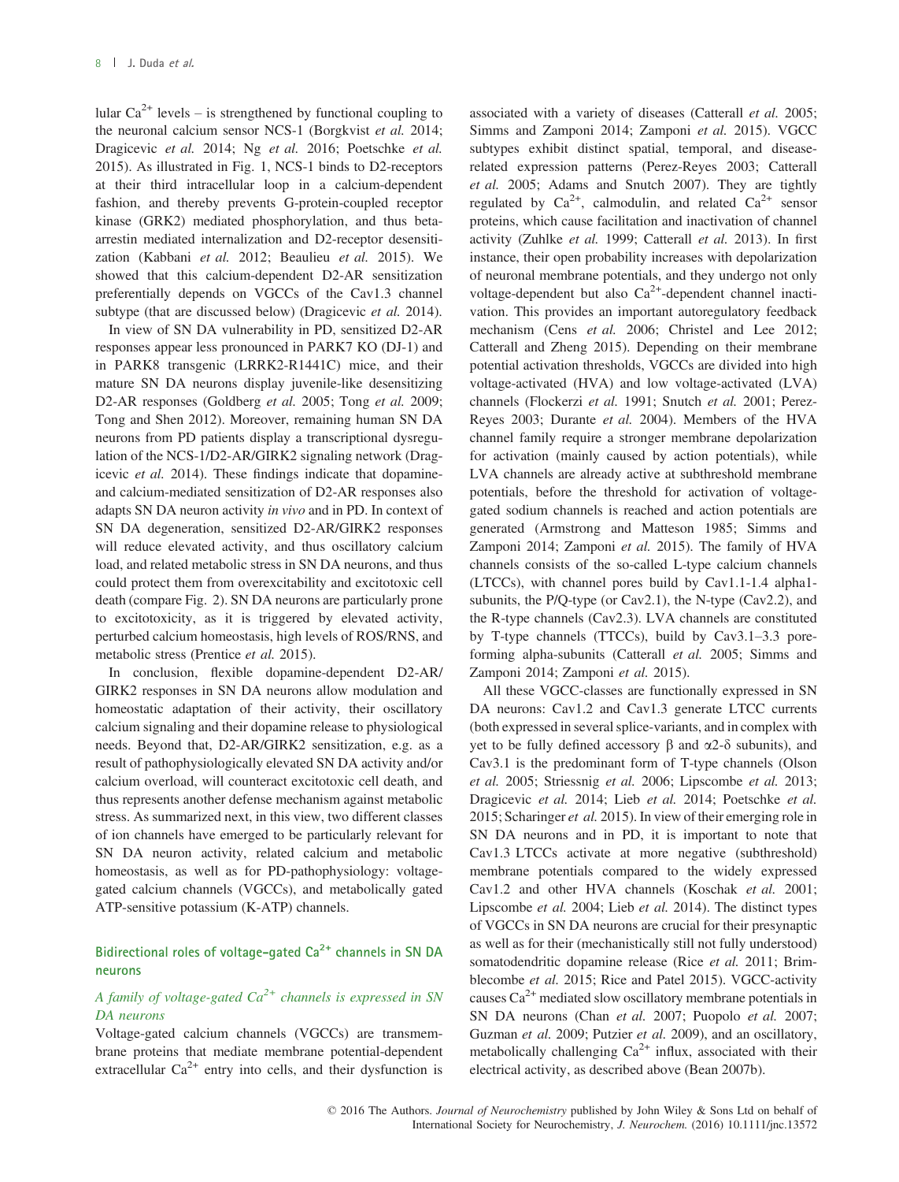lular $Ca^{2+}$ levels – is strengthened by functional coupling to the neuronal calcium sensor NCS-1 (Borgkvist *et al.* 2014; Dragicevic *et al.* 2014; Ng *et al.* 2016; Poetschke *et al.* 2015). As illustrated in Fig. 1, NCS-1 binds to D2-receptors at their third intracellular loop in a calcium-dependent fashion, and thereby prevents G-protein-coupled receptor kinase (GRK2) mediated phosphorylation, and thus beta-arrestin mediated internalization and D2-receptor desensitization (Kabbani *et al.* 2012; Beaulieu *et al.* 2015). We showed that this calcium-dependent D2-AR sensitization preferentially depends on VGCCs of the Cav1.3 channel subtype (that are discussed below) (Dragicevic *et al.* 2014).

In view of SN DA vulnerability in PD, sensitized D2-AR responses appear less pronounced in PARK7 KO (DJ-1) and in PARK8 transgenic (LRRK2-R1441C) mice, and their mature SN DA neurons display juvenile-like desensitizing D2-AR responses (Goldberg *et al.* 2005; Tong *et al.* 2009; Tong and Shen 2012). Moreover, remaining human SN DA neurons from PD patients display a transcriptional dysregulation of the NCS-1/D2-AR/GIRK2 signaling network (Dragicevic *et al.* 2014). These findings indicate that dopamine- and calcium-mediated sensitization of D2-AR responses also adapts SN DA neuron activity *in vivo* and in PD. In context of SN DA degeneration, sensitized D2-AR/GIRK2 responses will reduce elevated activity, and thus oscillatory calcium load, and related metabolic stress in SN DA neurons, and thus could protect them from overexcitability and excitotoxic cell death (compare Fig. 2). SN DA neurons are particularly prone to excitotoxicity, as it is triggered by elevated activity, perturbed calcium homeostasis, high levels of ROS/RNS, and metabolic stress (Prentice *et al.* 2015).

In conclusion, flexible dopamine-dependent D2-AR/GIRK2 responses in SN DA neurons allow modulation and homeostatic adaptation of their activity, their oscillatory calcium signaling and their dopamine release to physiological needs. Beyond that, D2-AR/GIRK2 sensitization, e.g. as a result of pathophysiologically elevated SN DA activity and/or calcium overload, will counteract excitotoxic cell death, and thus represents another defense mechanism against metabolic stress. As summarized next, in this view, two different classes of ion channels have emerged to be particularly relevant for SN DA neuron activity, related calcium and metabolic homeostasis, as well as for PD-pathophysiology: voltage-gated calcium channels (VGCCs), and metabolically gated ATP-sensitive potassium (K-ATP) channels.

## Bidirectional roles of voltage-gated $Ca^{2+}$ channels in SN DA neurons

### *A family of voltage-gated $Ca^{2+}$ channels is expressed in SN DA neurons*

Voltage-gated calcium channels (VGCCs) are transmembrane proteins that mediate membrane potential-dependent extracellular $Ca^{2+}$ entry into cells, and their dysfunction is associated with a variety of diseases (Catterall *et al.* 2005; Simms and Zamponi 2014; Zamponi *et al.* 2015). VGCC subtypes exhibit distinct spatial, temporal, and disease-related expression patterns (Perez-Reyes 2003; Catterall *et al.* 2005; Adams and Snutch 2007). They are tightly regulated by $Ca^{2+}$, calmodulin, and related $Ca^{2+}$ sensor proteins, which cause facilitation and inactivation of channel activity (Zuhlke *et al.* 1999; Catterall *et al.* 2013). In first instance, their open probability increases with depolarization of neuronal membrane potentials, and they undergo not only voltage-dependent but also $Ca^{2+}$-dependent channel inactivation. This provides an important autoregulatory feedback mechanism (Cens *et al.* 2006; Christel and Lee 2012; Catterall and Zheng 2015). Depending on their membrane potential activation thresholds, VGCCs are divided into high voltage-activated (HVA) and low voltage-activated (LVA) channels (Flockerzi *et al.* 1991; Snutch *et al.* 2001; Perez-Reyes 2003; Durante *et al.* 2004). Members of the HVA channel family require a stronger membrane depolarization for activation (mainly caused by action potentials), while LVA channels are already active at subthreshold membrane potentials, before the threshold for activation of voltage-gated sodium channels is reached and action potentials are generated (Armstrong and Matteson 1985; Simms and Zamponi 2014; Zamponi *et al.* 2015). The family of HVA channels consists of the so-called L-type calcium channels (LTCCs), with channel pores build by Cav1.1-1.4 alpha1-subunits, the P/Q-type (or Cav2.1), the N-type (Cav2.2), and the R-type channels (Cav2.3). LVA channels are constituted by T-type channels (TTCCs), build by Cav3.1–3.3 pore-forming alpha-subunits (Catterall *et al.* 2005; Simms and Zamponi 2014; Zamponi *et al.* 2015).

All these VGCC-classes are functionally expressed in SN DA neurons: Cav1.2 and Cav1.3 generate LTCC currents (both expressed in several splice-variants, and in complex with yet to be fully defined accessory β and α2-δ subunits), and Cav3.1 is the predominant form of T-type channels (Olson *et al.* 2005; Striessnig *et al.* 2006; Lipscombe *et al.* 2013; Dragicevic *et al.* 2014; Lieb *et al.* 2014; Poetschke *et al.* 2015; Scharinger *et al.* 2015). In view of their emerging role in SN DA neurons and in PD, it is important to note that Cav1.3 LTCCs activate at more negative (subthreshold) membrane potentials compared to the widely expressed Cav1.2 and other HVA channels (Koschak *et al.* 2001; Lipscombe *et al.* 2004; Lieb *et al.* 2014). The distinct types of VGCCs in SN DA neurons are crucial for their presynaptic as well as for their (mechanistically still not fully understood) somatodendritic dopamine release (Rice *et al.* 2011; Brimblecombe *et al.* 2015; Rice and Patel 2015). VGCC-activity causes $Ca^{2+}$ mediated slow oscillatory membrane potentials in SN DA neurons (Chan *et al.* 2007; Puopolo *et al.* 2007; Guzman *et al.* 2009; Putzier *et al.* 2009), and an oscillatory, metabolically challenging $Ca^{2+}$ influx, associated with their electrical activity, as described above (Bean 2007b).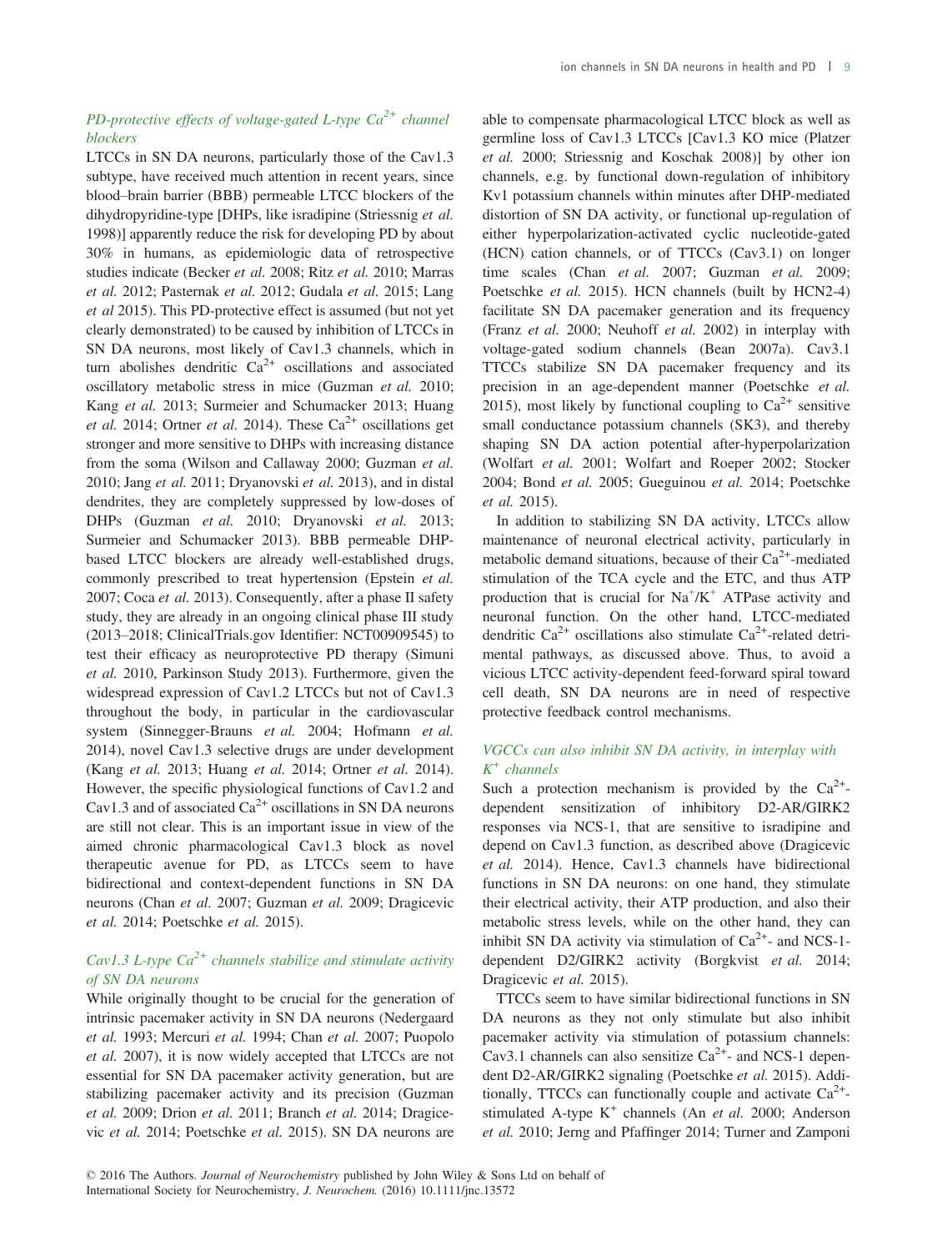### PD-protective effects of voltage-gated L-type $Ca^{2+}$ channel blockers

LTCCs in SN DA neurons, particularly those of the Cav1.3 subtype, have received much attention in recent years, since blood–brain barrier (BBB) permeable LTCC blockers of the dihydropyridine-type [DHPs, like isradipine (Striessnig *et al.* 1998)] apparently reduce the risk for developing PD by about 30% in humans, as epidemiologic data of retrospective studies indicate (Becker *et al.* 2008; Ritz *et al.* 2010; Marras *et al.* 2012; Pasternak *et al.* 2012; Gudala *et al.* 2015; Lang *et al* 2015). This PD-protective effect is assumed (but not yet clearly demonstrated) to be caused by inhibition of LTCCs in SN DA neurons, most likely of Cav1.3 channels, which in turn abolishes dendritic $Ca^{2+}$ oscillations and associated oscillatory metabolic stress in mice (Guzman *et al.* 2010; Kang *et al.* 2013; Surmeier and Schumacker 2013; Huang *et al.* 2014; Ortner *et al.* 2014). These $Ca^{2+}$ oscillations get stronger and more sensitive to DHPs with increasing distance from the soma (Wilson and Callaway 2000; Guzman *et al.* 2010; Jang *et al.* 2011; Dryanovski *et al.* 2013), and in distal dendrites, they are completely suppressed by low-doses of DHPs (Guzman *et al.* 2010; Dryanovski *et al.* 2013; Surmeier and Schumacker 2013). BBB permeable DHP-based LTCC blockers are already well-established drugs, commonly prescribed to treat hypertension (Epstein *et al.* 2007; Coca *et al.* 2013). Consequently, after a phase II safety study, they are already in an ongoing clinical phase III study (2013–2018; ClinicalTrials.gov Identifier: NCT00909545) to test their efficacy as neuroprotective PD therapy (Simuni *et al.* 2010, Parkinson Study 2013). Furthermore, given the widespread expression of Cav1.2 LTCCs but not of Cav1.3 throughout the body, in particular in the cardiovascular system (Sinnegger-Brauns *et al.* 2004; Hofmann *et al.* 2014), novel Cav1.3 selective drugs are under development (Kang *et al.* 2013; Huang *et al.* 2014; Ortner *et al.* 2014). However, the specific physiological functions of Cav1.2 and Cav1.3 and of associated $Ca^{2+}$ oscillations in SN DA neurons are still not clear. This is an important issue in view of the aimed chronic pharmacological Cav1.3 block as novel therapeutic avenue for PD, as LTCCs seem to have bidirectional and context-dependent functions in SN DA neurons (Chan *et al.* 2007; Guzman *et al.* 2009; Dragicevic *et al.* 2014; Poetschke *et al.* 2015).

### Cav1.3 L-type $Ca^{2+}$ channels stabilize and stimulate activity of SN DA neurons

While originally thought to be crucial for the generation of intrinsic pacemaker activity in SN DA neurons (Nedergaard *et al.* 1993; Mercuri *et al.* 1994; Chan *et al.* 2007; Puopolo *et al.* 2007), it is now widely accepted that LTCCs are not essential for SN DA pacemaker activity generation, but are stabilizing pacemaker activity and its precision (Guzman *et al.* 2009; Drion *et al.* 2011; Branch *et al.* 2014; Dragicevic *et al.* 2014; Poetschke *et al.* 2015). SN DA neurons are able to compensate pharmacological LTCC block as well as germline loss of Cav1.3 LTCCs [Cav1.3 KO mice (Platzer *et al.* 2000; Striessnig and Koschak 2008)] by other ion channels, e.g. by functional down-regulation of inhibitory Kv1 potassium channels within minutes after DHP-mediated distortion of SN DA activity, or functional up-regulation of either hyperpolarization-activated cyclic nucleotide-gated (HCN) cation channels, or of TTCCs (Cav3.1) on longer time scales (Chan *et al.* 2007; Guzman *et al.* 2009; Poetschke *et al.* 2015). HCN channels (built by HCN2-4) facilitate SN DA pacemaker generation and its frequency (Franz *et al.* 2000; Neuhoff *et al.* 2002) in interplay with voltage-gated sodium channels (Bean 2007a). Cav3.1 TTCCs stabilize SN DA pacemaker frequency and its precision in an age-dependent manner (Poetschke *et al.* 2015), most likely by functional coupling to $Ca^{2+}$ sensitive small conductance potassium channels (SK3), and thereby shaping SN DA action potential after-hyperpolarization (Wolfart *et al.* 2001; Wolfart and Roeper 2002; Stocker 2004; Bond *et al.* 2005; Gueguinou *et al.* 2014; Poetschke *et al.* 2015).

In addition to stabilizing SN DA activity, LTCCs allow maintenance of neuronal electrical activity, particularly in metabolic demand situations, because of their $Ca^{2+}$-mediated stimulation of the TCA cycle and the ETC, and thus ATP production that is crucial for $Na^{+}/K^{+}$ ATPase activity and neuronal function. On the other hand, LTCC-mediated dendritic $Ca^{2+}$ oscillations also stimulate $Ca^{2+}$-related detrimental pathways, as discussed above. Thus, to avoid a vicious LTCC activity-dependent feed-forward spiral toward cell death, SN DA neurons are in need of respective protective feedback control mechanisms.

### VGCCs can also inhibit SN DA activity, in interplay with $K^{+}$ channels

Such a protection mechanism is provided by the $Ca^{2+}$-dependent sensitization of inhibitory D2-AR/GIRK2 responses via NCS-1, that are sensitive to isradipine and depend on Cav1.3 function, as described above (Dragicevic *et al.* 2014). Hence, Cav1.3 channels have bidirectional functions in SN DA neurons: on one hand, they stimulate their electrical activity, their ATP production, and also their metabolic stress levels, while on the other hand, they can inhibit SN DA activity via stimulation of $Ca^{2+}$- and NCS-1-dependent D2/GIRK2 activity (Borgkvist *et al.* 2014; Dragicevic *et al.* 2015).

TTCCs seem to have similar bidirectional functions in SN DA neurons as they not only stimulate but also inhibit pacemaker activity via stimulation of potassium channels: Cav3.1 channels can also sensitize $Ca^{2+}$- and NCS-1 dependent D2-AR/GIRK2 signaling (Poetschke *et al.* 2015). Additionally, TTCCs can functionally couple and activate $Ca^{2+}$-stimulated A-type $K^{+}$ channels (An *et al.* 2000; Anderson *et al.* 2010; Jerng and Pfaffinger 2014; Turner and Zamponi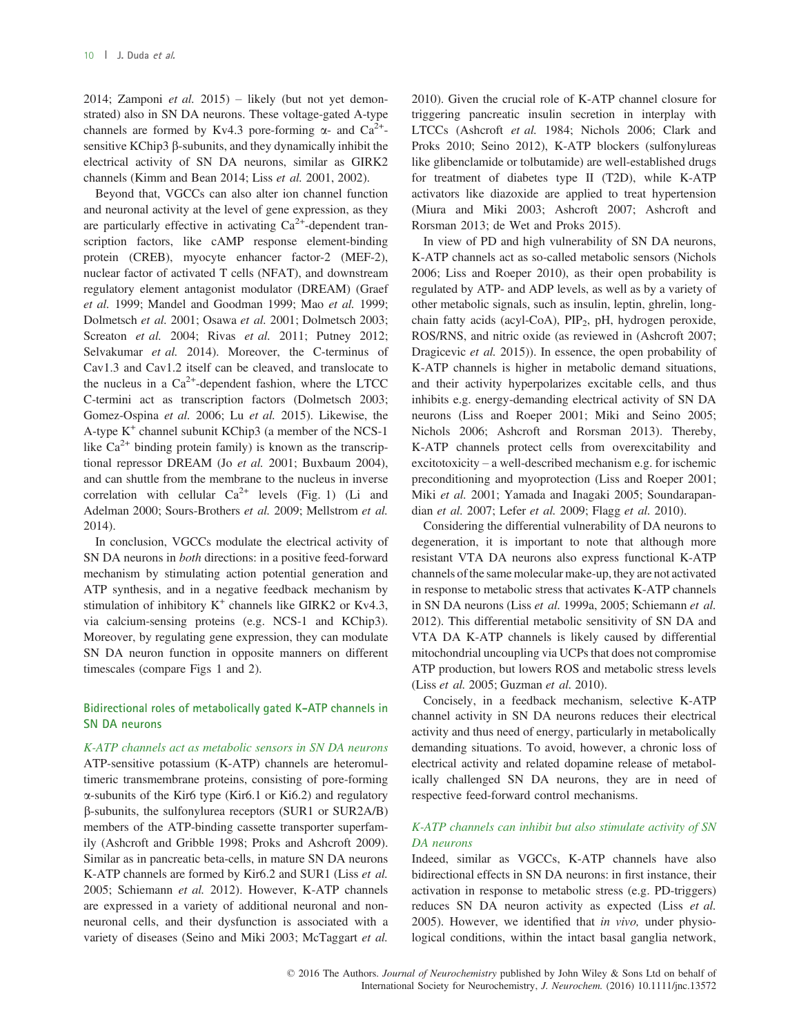2014; Zamponi *et al.* 2015) – likely (but not yet demonstrated) also in SN DA neurons. These voltage-gated A-type channels are formed by Kv4.3 pore-forming α- and $Ca^{2+}$-sensitive KChip3 β-subunits, and they dynamically inhibit the electrical activity of SN DA neurons, similar as GIRK2 channels (Kimm and Bean 2014; Liss *et al.* 2001, 2002).

Beyond that, VGCCs can also alter ion channel function and neuronal activity at the level of gene expression, as they are particularly effective in activating $Ca^{2+}$-dependent transcription factors, like cAMP response element-binding protein (CREB), myocyte enhancer factor-2 (MEF-2), nuclear factor of activated T cells (NFAT), and downstream regulatory element antagonist modulator (DREAM) (Graef *et al.* 1999; Mandel and Goodman 1999; Mao *et al.* 1999; Dolmetsch *et al.* 2001; Osawa *et al.* 2001; Dolmetsch 2003; Screaton *et al.* 2004; Rivas *et al.* 2011; Putney 2012; Selvakumar *et al.* 2014). Moreover, the C-terminus of Cav1.3 and Cav1.2 itself can be cleaved, and translocate to the nucleus in a $Ca^{2+}$-dependent fashion, where the LTCC C-termini act as transcription factors (Dolmetsch 2003; Gomez-Ospina *et al.* 2006; Lu *et al.* 2015). Likewise, the A-type $K^+$ channel subunit KChip3 (a member of the NCS-1 like $Ca^{2+}$ binding protein family) is known as the transcriptional repressor DREAM (Jo *et al.* 2001; Buxbaum 2004), and can shuttle from the membrane to the nucleus in inverse correlation with cellular $Ca^{2+}$ levels (Fig. 1) (Li and Adelman 2000; Sours-Brothers *et al.* 2009; Mellstrom *et al.* 2014).

In conclusion, VGCCs modulate the electrical activity of SN DA neurons in *both* directions: in a positive feed-forward mechanism by stimulating action potential generation and ATP synthesis, and in a negative feedback mechanism by stimulation of inhibitory $K^+$ channels like GIRK2 or Kv4.3, via calcium-sensing proteins (e.g. NCS-1 and KChip3). Moreover, by regulating gene expression, they can modulate SN DA neuron function in opposite manners on different timescales (compare Figs 1 and 2).

## Bidirectional roles of metabolically gated K-ATP channels in SN DA neurons

### *K-ATP channels act as metabolic sensors in SN DA neurons*

ATP-sensitive potassium (K-ATP) channels are heteromultimeric transmembrane proteins, consisting of pore-forming α-subunits of the Kir6 type (Kir6.1 or Ki6.2) and regulatory β-subunits, the sulfonylurea receptors (SUR1 or SUR2A/B) members of the ATP-binding cassette transporter superfamily (Ashcroft and Gribble 1998; Proks and Ashcroft 2009). Similar as in pancreatic beta-cells, in mature SN DA neurons K-ATP channels are formed by Kir6.2 and SUR1 (Liss *et al.* 2005; Schiemann *et al.* 2012). However, K-ATP channels are expressed in a variety of additional neuronal and non-neuronal cells, and their dysfunction is associated with a variety of diseases (Seino and Miki 2003; McTaggart *et al.* 2010). Given the crucial role of K-ATP channel closure for triggering pancreatic insulin secretion in interplay with LTCCs (Ashcroft *et al.* 1984; Nichols 2006; Clark and Proks 2010; Seino 2012), K-ATP blockers (sulfonylureas like glibenclamide or tolbutamide) are well-established drugs for treatment of diabetes type II (T2D), while K-ATP activators like diazoxide are applied to treat hypertension (Miura and Miki 2003; Ashcroft 2007; Ashcroft and Rorsman 2013; de Wet and Proks 2015).

In view of PD and high vulnerability of SN DA neurons, K-ATP channels act as so-called metabolic sensors (Nichols 2006; Liss and Roeper 2010), as their open probability is regulated by ATP- and ADP levels, as well as by a variety of other metabolic signals, such as insulin, leptin, ghrelin, long-chain fatty acids (acyl-CoA), $PIP_2$, pH, hydrogen peroxide, ROS/RNS, and nitric oxide (as reviewed in (Ashcroft 2007; Dragicevic *et al.* 2015)). In essence, the open probability of K-ATP channels is higher in metabolic demand situations, and their activity hyperpolarizes excitable cells, and thus inhibits e.g. energy-demanding electrical activity of SN DA neurons (Liss and Roeper 2001; Miki and Seino 2005; Nichols 2006; Ashcroft and Rorsman 2013). Thereby, K-ATP channels protect cells from overexcitability and excitotoxicity – a well-described mechanism e.g. for ischemic preconditioning and myoprotection (Liss and Roeper 2001; Miki *et al.* 2001; Yamada and Inagaki 2005; Soundarapandian *et al.* 2007; Lefer *et al.* 2009; Flagg *et al.* 2010).

Considering the differential vulnerability of DA neurons to degeneration, it is important to note that although more resistant VTA DA neurons also express functional K-ATP channels of the same molecular make-up, they are not activated in response to metabolic stress that activates K-ATP channels in SN DA neurons (Liss *et al.* 1999a, 2005; Schiemann *et al.* 2012). This differential metabolic sensitivity of SN DA and VTA DA K-ATP channels is likely caused by differential mitochondrial uncoupling via UCPs that does not compromise ATP production, but lowers ROS and metabolic stress levels (Liss *et al.* 2005; Guzman *et al.* 2010).

Concisely, in a feedback mechanism, selective K-ATP channel activity in SN DA neurons reduces their electrical activity and thus need of energy, particularly in metabolically demanding situations. To avoid, however, a chronic loss of electrical activity and related dopamine release of metabolically challenged SN DA neurons, they are in need of respective feed-forward control mechanisms.

### *K-ATP channels can inhibit but also stimulate activity of SN DA neurons*

Indeed, similar as VGCCs, K-ATP channels have also bidirectional effects in SN DA neurons: in first instance, their activation in response to metabolic stress (e.g. PD-triggers) reduces SN DA neuron activity as expected (Liss *et al.* 2005). However, we identified that *in vivo,* under physiological conditions, within the intact basal ganglia network,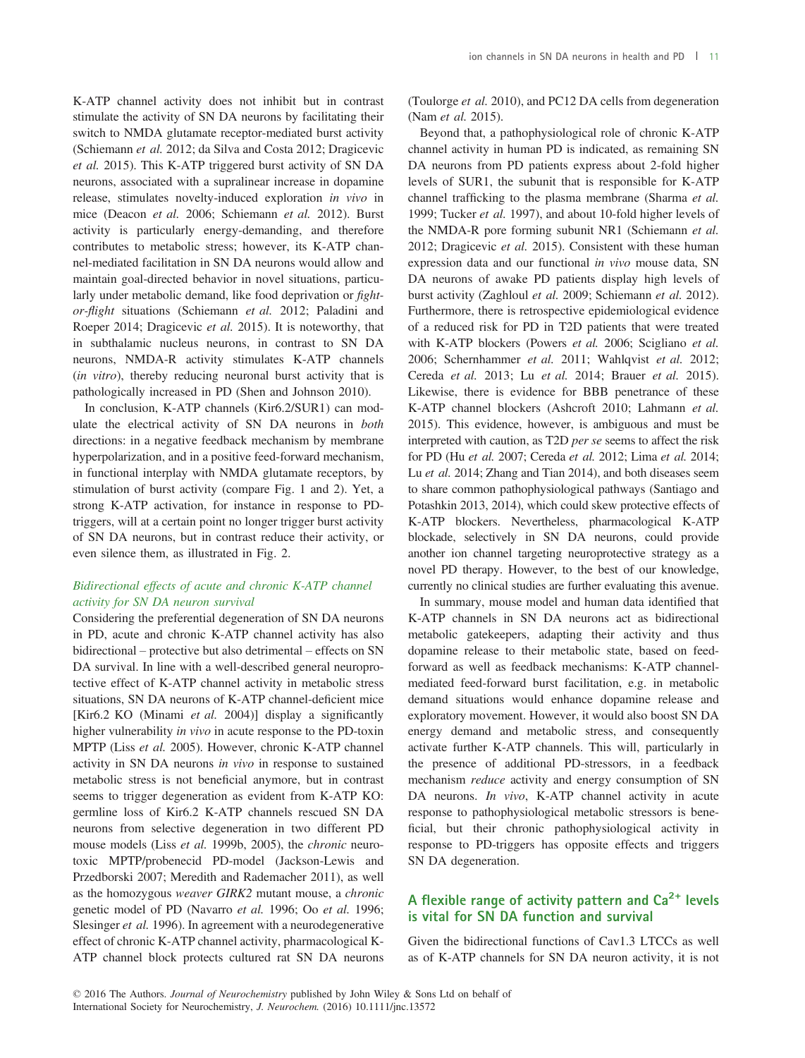K-ATP channel activity does not inhibit but in contrast stimulate the activity of SN DA neurons by facilitating their switch to NMDA glutamate receptor-mediated burst activity (Schiemann *et al.* 2012; da Silva and Costa 2012; Dragicevic *et al.* 2015). This K-ATP triggered burst activity of SN DA neurons, associated with a supralinear increase in dopamine release, stimulates novelty-induced exploration *in vivo* in mice (Deacon *et al.* 2006; Schiemann *et al.* 2012). Burst activity is particularly energy-demanding, and therefore contributes to metabolic stress; however, its K-ATP channel-mediated facilitation in SN DA neurons would allow and maintain goal-directed behavior in novel situations, particularly under metabolic demand, like food deprivation or *fight-or-flight* situations (Schiemann *et al.* 2012; Paladini and Roeper 2014; Dragicevic *et al.* 2015). It is noteworthy, that in subthalamic nucleus neurons, in contrast to SN DA neurons, NMDA-R activity stimulates K-ATP channels (*in vitro*), thereby reducing neuronal burst activity that is pathologically increased in PD (Shen and Johnson 2010).

In conclusion, K-ATP channels (Kir6.2/SUR1) can modulate the electrical activity of SN DA neurons in *both* directions: in a negative feedback mechanism by membrane hyperpolarization, and in a positive feed-forward mechanism, in functional interplay with NMDA glutamate receptors, by stimulation of burst activity (compare Fig. 1 and 2). Yet, a strong K-ATP activation, for instance in response to PD-triggers, will at a certain point no longer trigger burst activity of SN DA neurons, but in contrast reduce their activity, or even silence them, as illustrated in Fig. 2.

### *Bidirectional effects of acute and chronic K-ATP channel activity for SN DA neuron survival*

Considering the preferential degeneration of SN DA neurons in PD, acute and chronic K-ATP channel activity has also bidirectional – protective but also detrimental – effects on SN DA survival. In line with a well-described general neuroprotective effect of K-ATP channel activity in metabolic stress situations, SN DA neurons of K-ATP channel-deficient mice [Kir6.2 KO (Minami *et al.* 2004)] display a significantly higher vulnerability *in vivo* in acute response to the PD-toxin MPTP (Liss *et al.* 2005). However, chronic K-ATP channel activity in SN DA neurons *in vivo* in response to sustained metabolic stress is not beneficial anymore, but in contrast seems to trigger degeneration as evident from K-ATP KO: germline loss of Kir6.2 K-ATP channels rescued SN DA neurons from selective degeneration in two different PD mouse models (Liss *et al.* 1999b, 2005), the *chronic* neurotoxic MPTP/probenecid PD-model (Jackson-Lewis and Przedborski 2007; Meredith and Rademacher 2011), as well as the homozygous *weaver GIRK2* mutant mouse, a *chronic* genetic model of PD (Navarro *et al.* 1996; Oo *et al.* 1996; Slesinger *et al.* 1996). In agreement with a neurodegenerative effect of chronic K-ATP channel activity, pharmacological K-ATP channel block protects cultured rat SN DA neurons (Toulorge *et al.* 2010), and PC12 DA cells from degeneration (Nam *et al.* 2015).

Beyond that, a pathophysiological role of chronic K-ATP channel activity in human PD is indicated, as remaining SN DA neurons from PD patients express about 2-fold higher levels of SUR1, the subunit that is responsible for K-ATP channel trafficking to the plasma membrane (Sharma *et al.* 1999; Tucker *et al.* 1997), and about 10-fold higher levels of the NMDA-R pore forming subunit NR1 (Schiemann *et al.* 2012; Dragicevic *et al.* 2015). Consistent with these human expression data and our functional *in vivo* mouse data, SN DA neurons of awake PD patients display high levels of burst activity (Zaghloul *et al.* 2009; Schiemann *et al.* 2012). Furthermore, there is retrospective epidemiological evidence of a reduced risk for PD in T2D patients that were treated with K-ATP blockers (Powers *et al.* 2006; Scigliano *et al.* 2006; Schernhammer *et al.* 2011; Wahlqvist *et al.* 2012; Cereda *et al.* 2013; Lu *et al.* 2014; Brauer *et al.* 2015). Likewise, there is evidence for BBB penetrance of these K-ATP channel blockers (Ashcroft 2010; Lahmann *et al.* 2015). This evidence, however, is ambiguous and must be interpreted with caution, as T2D *per se* seems to affect the risk for PD (Hu *et al.* 2007; Cereda *et al.* 2012; Lima *et al.* 2014; Lu *et al.* 2014; Zhang and Tian 2014), and both diseases seem to share common pathophysiological pathways (Santiago and Potashkin 2013, 2014), which could skew protective effects of K-ATP blockers. Nevertheless, pharmacological K-ATP blockade, selectively in SN DA neurons, could provide another ion channel targeting neuroprotective strategy as a novel PD therapy. However, to the best of our knowledge, currently no clinical studies are further evaluating this avenue.

In summary, mouse model and human data identified that K-ATP channels in SN DA neurons act as bidirectional metabolic gatekeepers, adapting their activity and thus dopamine release to their metabolic state, based on feed-forward as well as feedback mechanisms: K-ATP channel-mediated feed-forward burst facilitation, e.g. in metabolic demand situations would enhance dopamine release and exploratory movement. However, it would also boost SN DA energy demand and metabolic stress, and consequently activate further K-ATP channels. This will, particularly in the presence of additional PD-stressors, in a feedback mechanism *reduce* activity and energy consumption of SN DA neurons. *In vivo*, K-ATP channel activity in acute response to pathophysiological metabolic stressors is beneficial, but their chronic pathophysiological activity in response to PD-triggers has opposite effects and triggers SN DA degeneration.

## A flexible range of activity pattern and $Ca^{2+}$ levels is vital for SN DA function and survival

Given the bidirectional functions of Cav1.3 LTCCs as well as of K-ATP channels for SN DA neuron activity, it is not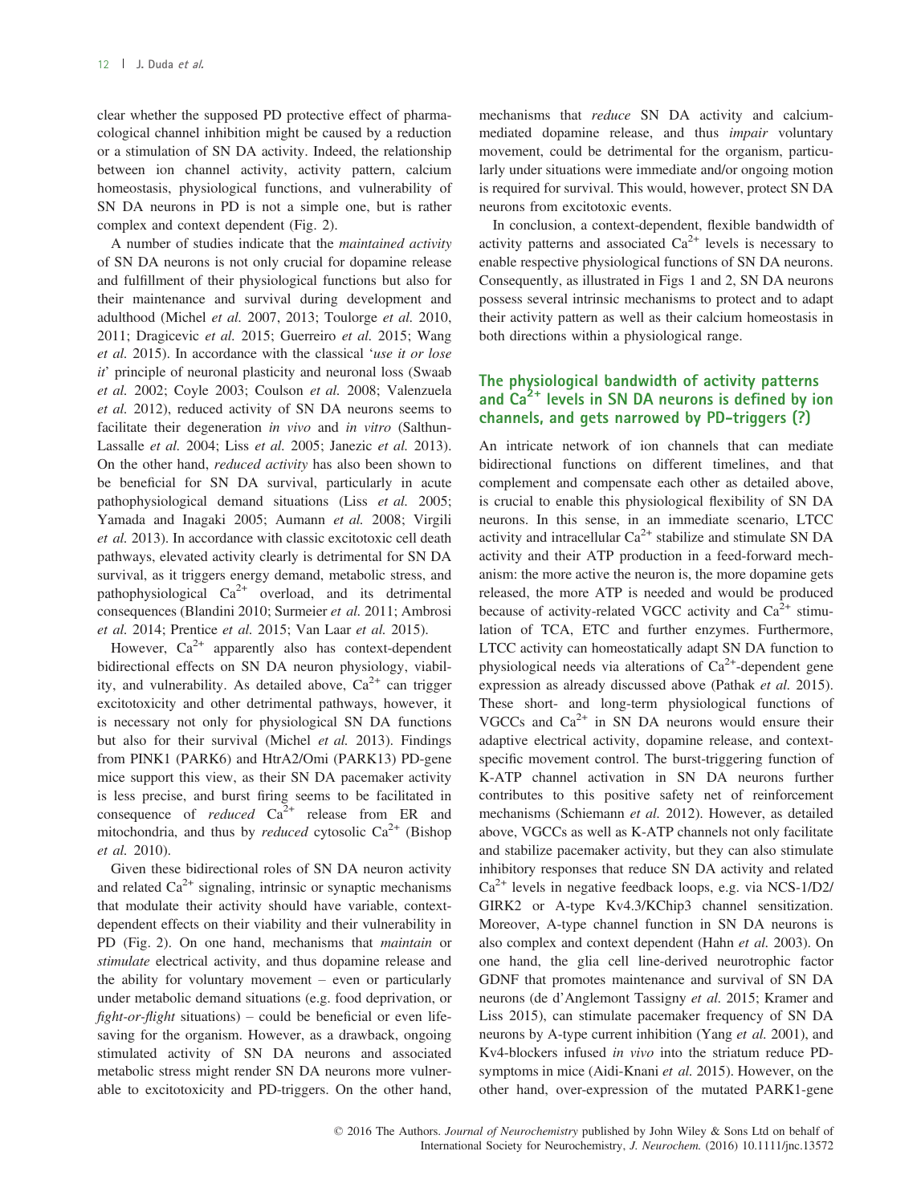clear whether the supposed PD protective effect of pharmacological channel inhibition might be caused by a reduction or a stimulation of SN DA activity. Indeed, the relationship between ion channel activity, activity pattern, calcium homeostasis, physiological functions, and vulnerability of SN DA neurons in PD is not a simple one, but is rather complex and context dependent (Fig. 2).

A number of studies indicate that the *maintained activity* of SN DA neurons is not only crucial for dopamine release and fulfillment of their physiological functions but also for their maintenance and survival during development and adulthood (Michel *et al.* 2007, 2013; Toulorge *et al.* 2010, 2011; Dragicevic *et al.* 2015; Guerreiro *et al.* 2015; Wang *et al.* 2015). In accordance with the classical '*use it or lose it*' principle of neuronal plasticity and neuronal loss (Swaab *et al.* 2002; Coyle 2003; Coulson *et al.* 2008; Valenzuela *et al.* 2012), reduced activity of SN DA neurons seems to facilitate their degeneration *in vivo* and *in vitro* (Salthun-Lassalle *et al.* 2004; Liss *et al.* 2005; Janezic *et al.* 2013). On the other hand, *reduced activity* has also been shown to be beneficial for SN DA survival, particularly in acute pathophysiological demand situations (Liss *et al.* 2005; Yamada and Inagaki 2005; Aumann *et al.* 2008; Virgili *et al.* 2013). In accordance with classic excitotoxic cell death pathways, elevated activity clearly is detrimental for SN DA survival, as it triggers energy demand, metabolic stress, and pathophysiological $Ca^{2+}$ overload, and its detrimental consequences (Blandini 2010; Surmeier *et al.* 2011; Ambrosi *et al.* 2014; Prentice *et al.* 2015; Van Laar *et al.* 2015).

However, $Ca^{2+}$ apparently also has context-dependent bidirectional effects on SN DA neuron physiology, viability, and vulnerability. As detailed above, $Ca^{2+}$ can trigger excitotoxicity and other detrimental pathways, however, it is necessary not only for physiological SN DA functions but also for their survival (Michel *et al.* 2013). Findings from PINK1 (PARK6) and HtrA2/Omi (PARK13) PD-gene mice support this view, as their SN DA pacemaker activity is less precise, and burst firing seems to be facilitated in consequence of *reduced* $Ca^{2+}$ release from ER and mitochondria, and thus by *reduced* cytosolic $Ca^{2+}$ (Bishop *et al.* 2010).

Given these bidirectional roles of SN DA neuron activity and related $Ca^{2+}$ signaling, intrinsic or synaptic mechanisms that modulate their activity should have variable, context-dependent effects on their viability and their vulnerability in PD (Fig. 2). On one hand, mechanisms that *maintain* or *stimulate* electrical activity, and thus dopamine release and the ability for voluntary movement – even or particularly under metabolic demand situations (e.g. food deprivation, or *fight-or-flight* situations) – could be beneficial or even life-saving for the organism. However, as a drawback, ongoing stimulated activity of SN DA neurons and associated metabolic stress might render SN DA neurons more vulnerable to excitotoxicity and PD-triggers. On the other hand, mechanisms that *reduce* SN DA activity and calcium-mediated dopamine release, and thus *impair* voluntary movement, could be detrimental for the organism, particularly under situations were immediate and/or ongoing motion is required for survival. This would, however, protect SN DA neurons from excitotoxic events.

In conclusion, a context-dependent, flexible bandwidth of activity patterns and associated $Ca^{2+}$ levels is necessary to enable respective physiological functions of SN DA neurons. Consequently, as illustrated in Figs 1 and 2, SN DA neurons possess several intrinsic mechanisms to protect and to adapt their activity pattern as well as their calcium homeostasis in both directions within a physiological range.

## The physiological bandwidth of activity patterns and $Ca^{2+}$ levels in SN DA neurons is defined by ion channels, and gets narrowed by PD-triggers (?)

An intricate network of ion channels that can mediate bidirectional functions on different timelines, and that complement and compensate each other as detailed above, is crucial to enable this physiological flexibility of SN DA neurons. In this sense, in an immediate scenario, LTCC activity and intracellular $Ca^{2+}$ stabilize and stimulate SN DA activity and their ATP production in a feed-forward mechanism: the more active the neuron is, the more dopamine gets released, the more ATP is needed and would be produced because of activity-related VGCC activity and $Ca^{2+}$ stimulation of TCA, ETC and further enzymes. Furthermore, LTCC activity can homeostatically adapt SN DA function to physiological needs via alterations of $Ca^{2+}$-dependent gene expression as already discussed above (Pathak *et al.* 2015). These short- and long-term physiological functions of VGCCs and $Ca^{2+}$ in SN DA neurons would ensure their adaptive electrical activity, dopamine release, and context-specific movement control. The burst-triggering function of K-ATP channel activation in SN DA neurons further contributes to this positive safety net of reinforcement mechanisms (Schiemann *et al.* 2012). However, as detailed above, VGCCs as well as K-ATP channels not only facilitate and stabilize pacemaker activity, but they can also stimulate inhibitory responses that reduce SN DA activity and related $Ca^{2+}$ levels in negative feedback loops, e.g. via NCS-1/D2/GIRK2 or A-type Kv4.3/KChip3 channel sensitization. Moreover, A-type channel function in SN DA neurons is also complex and context dependent (Hahn *et al.* 2003). On one hand, the glia cell line-derived neurotrophic factor GDNF that promotes maintenance and survival of SN DA neurons (de d'Anglemont Tassigny *et al.* 2015; Kramer and Liss 2015), can stimulate pacemaker frequency of SN DA neurons by A-type current inhibition (Yang *et al.* 2001), and Kv4-blockers infused *in vivo* into the striatum reduce PD-symptoms in mice (Aidi-Knani *et al.* 2015). However, on the other hand, over-expression of the mutated PARK1-gene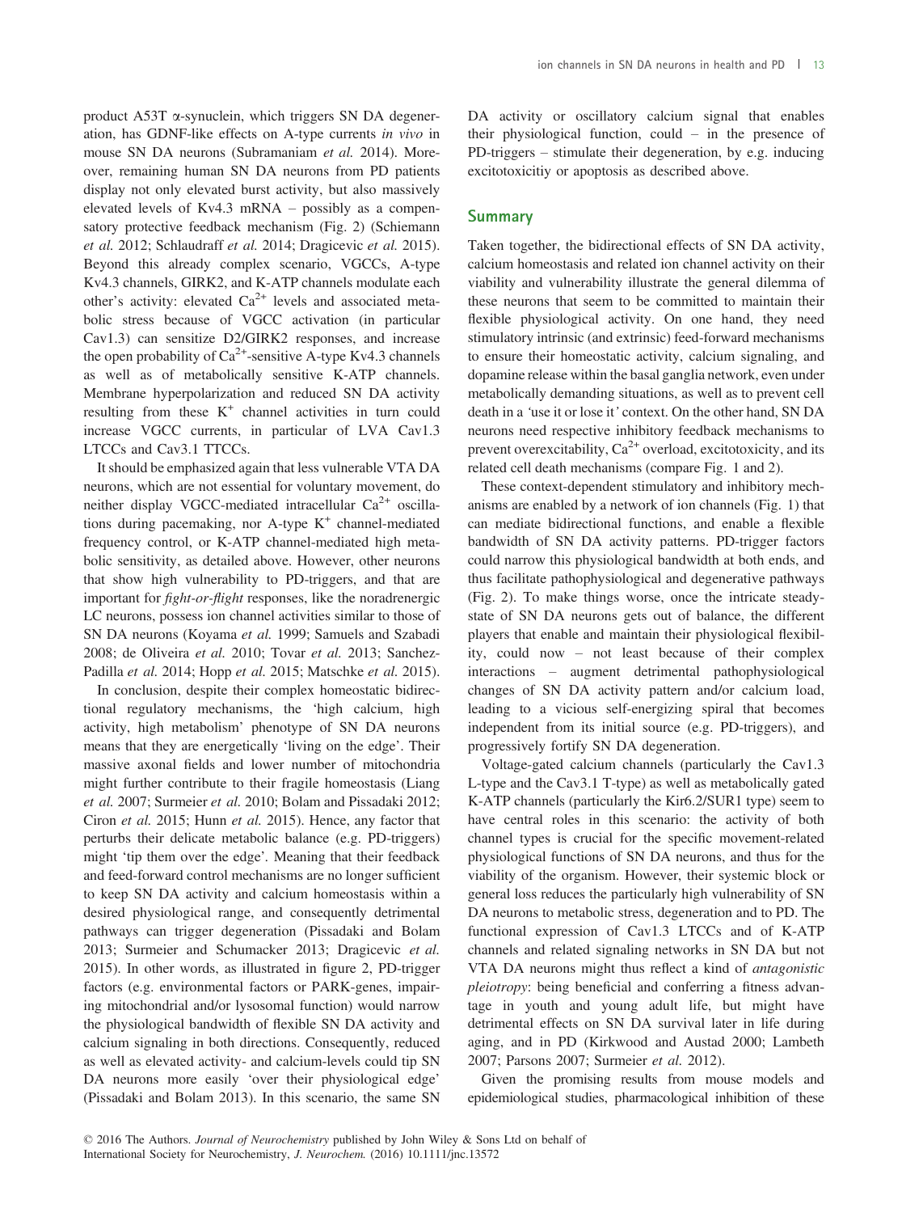product A53T α-synuclein, which triggers SN DA degeneration, has GDNF-like effects on A-type currents *in vivo* in mouse SN DA neurons (Subramaniam *et al.* 2014). Moreover, remaining human SN DA neurons from PD patients display not only elevated burst activity, but also massively elevated levels of Kv4.3 mRNA – possibly as a compensatory protective feedback mechanism (Fig. 2) (Schiemann *et al.* 2012; Schlaudraff *et al.* 2014; Dragicevic *et al.* 2015). Beyond this already complex scenario, VGCCs, A-type Kv4.3 channels, GIRK2, and K-ATP channels modulate each other's activity: elevated $Ca^{2+}$ levels and associated metabolic stress because of VGCC activation (in particular Cav1.3) can sensitize D2/GIRK2 responses, and increase the open probability of $Ca^{2+}$-sensitive A-type Kv4.3 channels as well as of metabolically sensitive K-ATP channels. Membrane hyperpolarization and reduced SN DA activity resulting from these $K^+$ channel activities in turn could increase VGCC currents, in particular of LVA Cav1.3 LTCCs and Cav3.1 TTCCs.

It should be emphasized again that less vulnerable VTA DA neurons, which are not essential for voluntary movement, do neither display VGCC-mediated intracellular $Ca^{2+}$ oscillations during pacemaking, nor A-type $K^+$ channel-mediated frequency control, or K-ATP channel-mediated high metabolic sensitivity, as detailed above. However, other neurons that show high vulnerability to PD-triggers, and that are important for *fight-or-flight* responses, like the noradrenergic LC neurons, possess ion channel activities similar to those of SN DA neurons (Koyama *et al.* 1999; Samuels and Szabadi 2008; de Oliveira *et al.* 2010; Tovar *et al.* 2013; Sanchez-Padilla *et al.* 2014; Hopp *et al.* 2015; Matschke *et al.* 2015).

In conclusion, despite their complex homeostatic bidirectional regulatory mechanisms, the 'high calcium, high activity, high metabolism' phenotype of SN DA neurons means that they are energetically 'living on the edge'. Their massive axonal fields and lower number of mitochondria might further contribute to their fragile homeostasis (Liang *et al.* 2007; Surmeier *et al.* 2010; Bolam and Pissadaki 2012; Ciron *et al.* 2015; Hunn *et al.* 2015). Hence, any factor that perturbs their delicate metabolic balance (e.g. PD-triggers) might 'tip them over the edge'. Meaning that their feedback and feed-forward control mechanisms are no longer sufficient to keep SN DA activity and calcium homeostasis within a desired physiological range, and consequently detrimental pathways can trigger degeneration (Pissadaki and Bolam 2013; Surmeier and Schumacker 2013; Dragicevic *et al.* 2015). In other words, as illustrated in figure 2, PD-trigger factors (e.g. environmental factors or PARK-genes, impairing mitochondrial and/or lysosomal function) would narrow the physiological bandwidth of flexible SN DA activity and calcium signaling in both directions. Consequently, reduced as well as elevated activity- and calcium-levels could tip SN DA neurons more easily 'over their physiological edge' (Pissadaki and Bolam 2013). In this scenario, the same SN DA activity or oscillatory calcium signal that enables their physiological function, could – in the presence of PD-triggers – stimulate their degeneration, by e.g. inducing excitotoxicitiy or apoptosis as described above.

## Summary

Taken together, the bidirectional effects of SN DA activity, calcium homeostasis and related ion channel activity on their viability and vulnerability illustrate the general dilemma of these neurons that seem to be committed to maintain their flexible physiological activity. On one hand, they need stimulatory intrinsic (and extrinsic) feed-forward mechanisms to ensure their homeostatic activity, calcium signaling, and dopamine release within the basal ganglia network, even under metabolically demanding situations, as well as to prevent cell death in a *'use it or lose it'* context. On the other hand, SN DA neurons need respective inhibitory feedback mechanisms to prevent overexcitability, $Ca^{2+}$ overload, excitotoxicity, and its related cell death mechanisms (compare Fig. 1 and 2).

These context-dependent stimulatory and inhibitory mechanisms are enabled by a network of ion channels (Fig. 1) that can mediate bidirectional functions, and enable a flexible bandwidth of SN DA activity patterns. PD-trigger factors could narrow this physiological bandwidth at both ends, and thus facilitate pathophysiological and degenerative pathways (Fig. 2). To make things worse, once the intricate steady-state of SN DA neurons gets out of balance, the different players that enable and maintain their physiological flexibility, could now – not least because of their complex interactions – augment detrimental pathophysiological changes of SN DA activity pattern and/or calcium load, leading to a vicious self-energizing spiral that becomes independent from its initial source (e.g. PD-triggers), and progressively fortify SN DA degeneration.

Voltage-gated calcium channels (particularly the Cav1.3 L-type and the Cav3.1 T-type) as well as metabolically gated K-ATP channels (particularly the Kir6.2/SUR1 type) seem to have central roles in this scenario: the activity of both channel types is crucial for the specific movement-related physiological functions of SN DA neurons, and thus for the viability of the organism. However, their systemic block or general loss reduces the particularly high vulnerability of SN DA neurons to metabolic stress, degeneration and to PD. The functional expression of Cav1.3 LTCCs and of K-ATP channels and related signaling networks in SN DA but not VTA DA neurons might thus reflect a kind of *antagonistic pleiotropy*: being beneficial and conferring a fitness advantage in youth and young adult life, but might have detrimental effects on SN DA survival later in life during aging, and in PD (Kirkwood and Austad 2000; Lambeth 2007; Parsons 2007; Surmeier *et al.* 2012).

Given the promising results from mouse models and epidemiological studies, pharmacological inhibition of these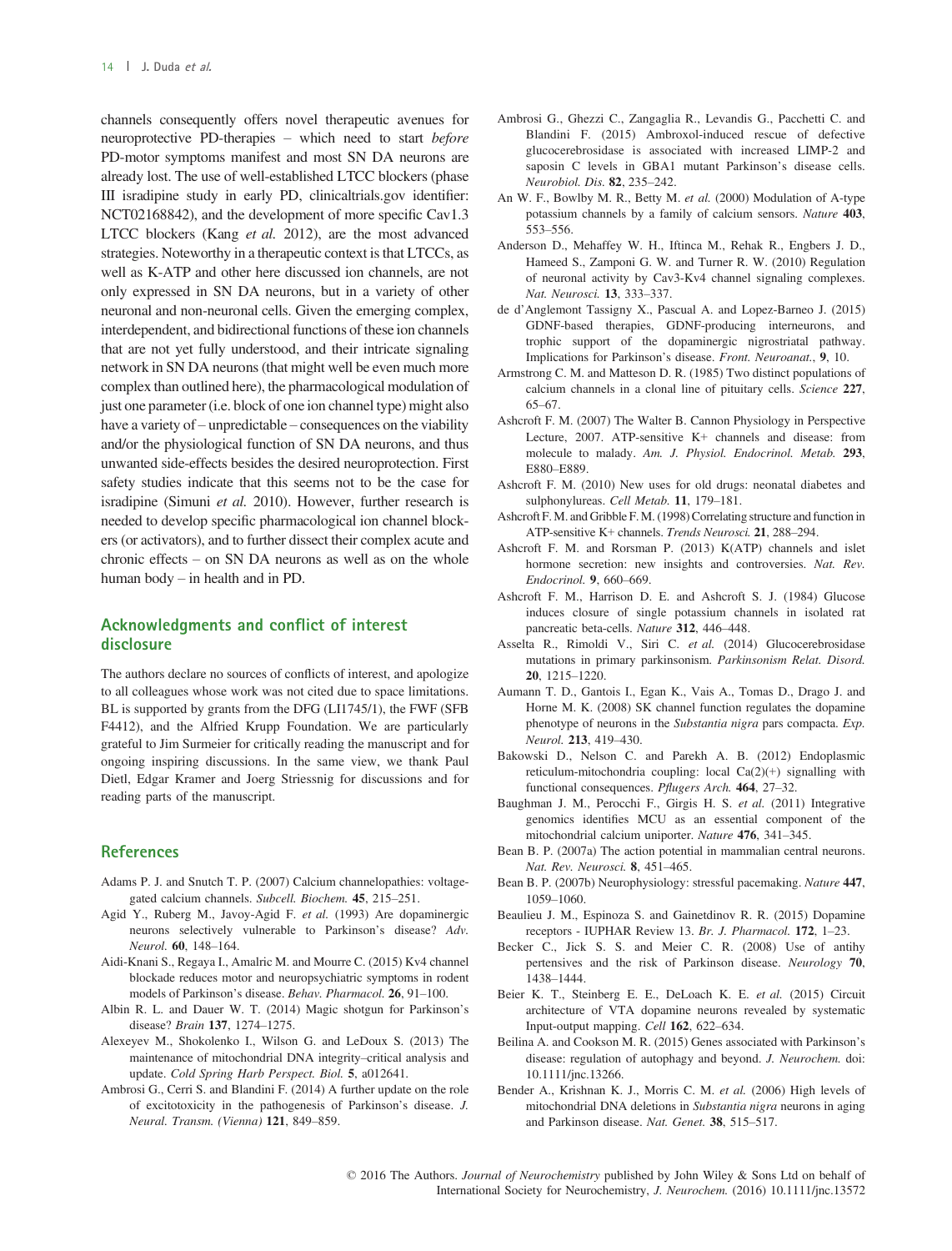channels consequently offers novel therapeutic avenues for neuroprotective PD-therapies – which need to start *before* PD-motor symptoms manifest and most SN DA neurons are already lost. The use of well-established LTCC blockers (phase III isradipine study in early PD, clinicaltrials.gov identifier: NCT02168842), and the development of more specific Cav1.3 LTCC blockers (Kang *et al.* 2012), are the most advanced strategies. Noteworthy in a therapeutic context is that LTCCs, as well as K-ATP and other here discussed ion channels, are not only expressed in SN DA neurons, but in a variety of other neuronal and non-neuronal cells. Given the emerging complex, interdependent, and bidirectional functions of these ion channels that are not yet fully understood, and their intricate signaling network in SN DA neurons (that might well be even much more complex than outlined here), the pharmacological modulation of just one parameter (i.e. block of one ion channel type) might also have a variety of – unpredictable – consequences on the viability and/or the physiological function of SN DA neurons, and thus unwanted side-effects besides the desired neuroprotection. First safety studies indicate that this seems not to be the case for isradipine (Simuni *et al.* 2010). However, further research is needed to develop specific pharmacological ion channel blockers (or activators), and to further dissect their complex acute and chronic effects – on SN DA neurons as well as on the whole human body – in health and in PD.

## Acknowledgments and conflict of interest disclosure

The authors declare no sources of conflicts of interest, and apologize to all colleagues whose work was not cited due to space limitations. BL is supported by grants from the DFG (LI1745/1), the FWF (SFB F4412), and the Alfried Krupp Foundation. We are particularly grateful to Jim Surmeier for critically reading the manuscript and for ongoing inspiring discussions. In the same view, we thank Paul Dietl, Edgar Kramer and Joerg Striessnig for discussions and for reading parts of the manuscript.

## References

Adams P. J. and Snutch T. P. (2007) Calcium channelopathies: voltage-gated calcium channels. *Subcell. Biochem.* **45**, 215–251.

Agid Y., Ruberg M., Javoy-Agid F. *et al.* (1993) Are dopaminergic neurons selectively vulnerable to Parkinson's disease? *Adv. Neurol.* **60**, 148–164.

Aidi-Knani S., Regaya I., Amalric M. and Mourre C. (2015) Kv4 channel blockade reduces motor and neuropsychiatric symptoms in rodent models of Parkinson's disease. *Behav. Pharmacol.* **26**, 91–100.

Albin R. L. and Dauer W. T. (2014) Magic shotgun for Parkinson's disease? *Brain* **137**, 1274–1275.

Alexeyev M., Shokolenko I., Wilson G. and LeDoux S. (2013) The maintenance of mitochondrial DNA integrity–critical analysis and update. *Cold Spring Harb Perspect. Biol.* **5**, a012641.

Ambrosi G., Cerri S. and Blandini F. (2014) A further update on the role of excitotoxicity in the pathogenesis of Parkinson's disease. *J. Neural. Transm. (Vienna)* **121**, 849–859.

Ambrosi G., Ghezzi C., Zangaglia R., Levandis G., Pacchetti C. and Blandini F. (2015) Ambroxol-induced rescue of defective glucocerebrosidase is associated with increased LIMP-2 and saposin C levels in GBA1 mutant Parkinson's disease cells. *Neurobiol. Dis.* **82**, 235–242.

An W. F., Bowlby M. R., Betty M. *et al.* (2000) Modulation of A-type potassium channels by a family of calcium sensors. *Nature* **403**, 553–556.

Anderson D., Mehaffey W. H., Iftinca M., Rehak R., Engbers J. D., Hameed S., Zamponi G. W. and Turner R. W. (2010) Regulation of neuronal activity by Cav3-Kv4 channel signaling complexes. *Nat. Neurosci.* **13**, 333–337.

de d'Anglemont Tassigny X., Pascual A. and Lopez-Barneo J. (2015) GDNF-based therapies, GDNF-producing interneurons, and trophic support of the dopaminergic nigrostriatal pathway. Implications for Parkinson's disease. *Front. Neuroanat.*, **9**, 10.

Armstrong C. M. and Matteson D. R. (1985) Two distinct populations of calcium channels in a clonal line of pituitary cells. *Science* **227**, 65–67.

Ashcroft F. M. (2007) The Walter B. Cannon Physiology in Perspective Lecture, 2007. ATP-sensitive K+ channels and disease: from molecule to malady. *Am. J. Physiol. Endocrinol. Metab.* **293**, E880–E889.

Ashcroft F. M. (2010) New uses for old drugs: neonatal diabetes and sulphonylureas. *Cell Metab.* **11**, 179–181.

Ashcroft F. M. and Gribble F. M. (1998) Correlating structure and function in ATP-sensitive K+ channels. *Trends Neurosci.* **21**, 288–294.

Ashcroft F. M. and Rorsman P. (2013) K(ATP) channels and islet hormone secretion: new insights and controversies. *Nat. Rev. Endocrinol.* **9**, 660–669.

Ashcroft F. M., Harrison D. E. and Ashcroft S. J. (1984) Glucose induces closure of single potassium channels in isolated rat pancreatic beta-cells. *Nature* **312**, 446–448.

Asselta R., Rimoldi V., Siri C. *et al.* (2014) Glucocerebrosidase mutations in primary parkinsonism. *Parkinsonism Relat. Disord.* **20**, 1215–1220.

Aumann T. D., Gantois I., Egan K., Vais A., Tomas D., Drago J. and Horne M. K. (2008) SK channel function regulates the dopamine phenotype of neurons in the *Substantia nigra* pars compacta. *Exp. Neurol.* **213**, 419–430.

Bakowski D., Nelson C. and Parekh A. B. (2012) Endoplasmic reticulum-mitochondria coupling: local Ca(2)(+) signalling with functional consequences. *Pflugers Arch.* **464**, 27–32.

Baughman J. M., Perocchi F., Girgis H. S. *et al.* (2011) Integrative genomics identifies MCU as an essential component of the mitochondrial calcium uniporter. *Nature* **476**, 341–345.

Bean B. P. (2007a) The action potential in mammalian central neurons. *Nat. Rev. Neurosci.* **8**, 451–465.

Bean B. P. (2007b) Neurophysiology: stressful pacemaking. *Nature* **447**, 1059–1060.

Beaulieu J. M., Espinoza S. and Gainetdinov R. R. (2015) Dopamine receptors - IUPHAR Review 13. *Br. J. Pharmacol.* **172**, 1–23.

Becker C., Jick S. S. and Meier C. R. (2008) Use of antihypertensives and the risk of Parkinson disease. *Neurology* **70**, 1438–1444.

Beier K. T., Steinberg E. E., DeLoach K. E. *et al.* (2015) Circuit architecture of VTA dopamine neurons revealed by systematic Input-output mapping. *Cell* **162**, 622–634.

Beilina A. and Cookson M. R. (2015) Genes associated with Parkinson's disease: regulation of autophagy and beyond. *J. Neurochem.* doi: 10.1111/jnc.13266.

Bender A., Krishnan K. J., Morris C. M. *et al.* (2006) High levels of mitochondrial DNA deletions in *Substantia nigra* neurons in aging and Parkinson disease. *Nat. Genet.* **38**, 515–517.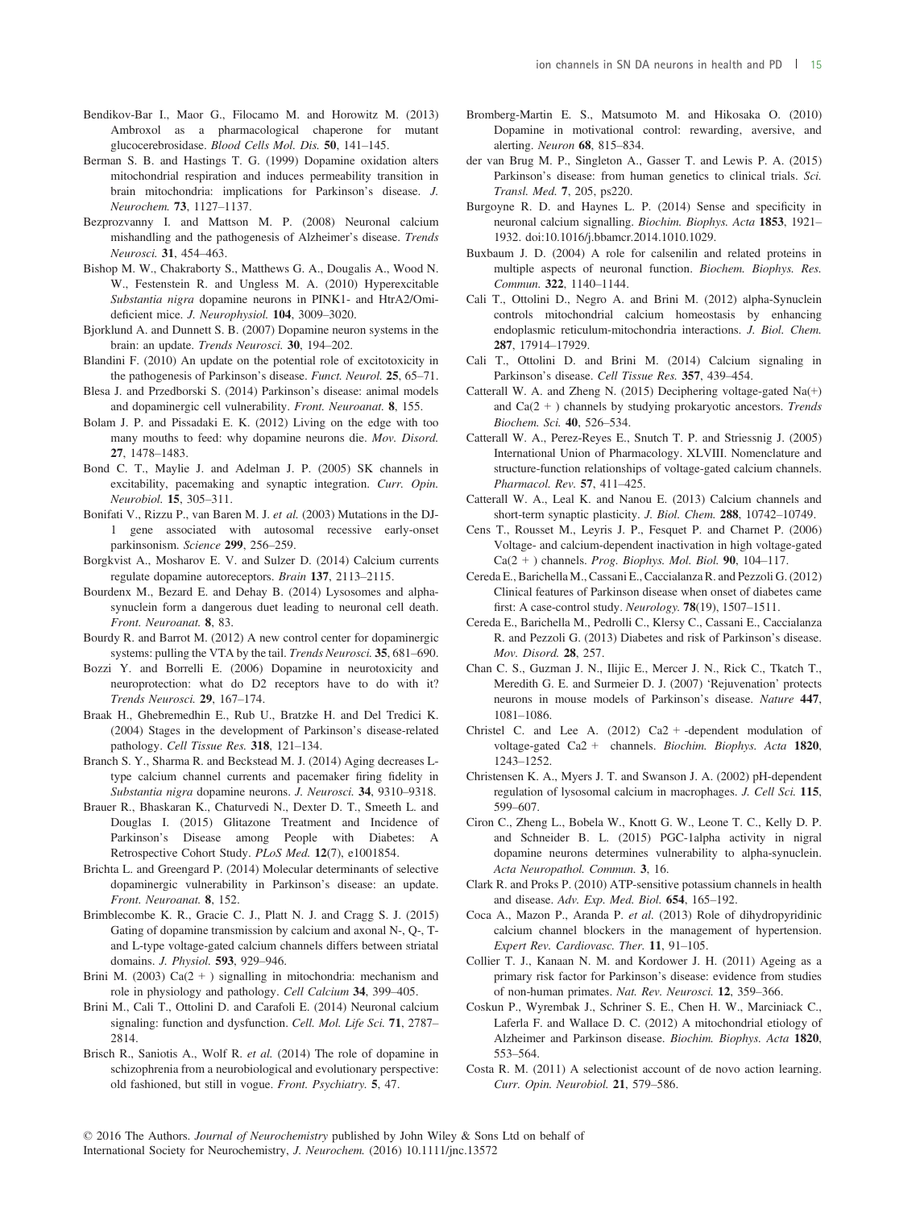Bendikov-Bar I., Maor G., Filocamo M. and Horowitz M. (2013) Ambroxol as a pharmacological chaperone for mutant glucocerebrosidase. *Blood Cells Mol. Dis.* **50**, 141–145.

Berman S. B. and Hastings T. G. (1999) Dopamine oxidation alters mitochondrial respiration and induces permeability transition in brain mitochondria: implications for Parkinson's disease. *J. Neurochem.* **73**, 1127–1137.

Bezprozvanny I. and Mattson M. P. (2008) Neuronal calcium mishandling and the pathogenesis of Alzheimer's disease. *Trends Neurosci.* **31**, 454–463.

Bishop M. W., Chakraborty S., Matthews G. A., Dougalis A., Wood N. W., Festenstein R. and Ungless M. A. (2010) Hyperexcitable *Substantia nigra* dopamine neurons in PINK1- and HtrA2/Omi-deficient mice. *J. Neurophysiol.* **104**, 3009–3020.

Bjorklund A. and Dunnett S. B. (2007) Dopamine neuron systems in the brain: an update. *Trends Neurosci.* **30**, 194–202.

Blandini F. (2010) An update on the potential role of excitotoxicity in the pathogenesis of Parkinson's disease. *Funct. Neurol.* **25**, 65–71.

Blesa J. and Przedborski S. (2014) Parkinson's disease: animal models and dopaminergic cell vulnerability. *Front. Neuroanat.* **8**, 155.

Bolam J. P. and Pissadaki E. K. (2012) Living on the edge with too many mouths to feed: why dopamine neurons die. *Mov. Disord.* **27**, 1478–1483.

Bond C. T., Maylie J. and Adelman J. P. (2005) SK channels in excitability, pacemaking and synaptic integration. *Curr. Opin. Neurobiol.* **15**, 305–311.

Bonifati V., Rizzu P., van Baren M. J. *et al.* (2003) Mutations in the DJ-1 gene associated with autosomal recessive early-onset parkinsonism. *Science* **299**, 256–259.

Borgkvist A., Mosharov E. V. and Sulzer D. (2014) Calcium currents regulate dopamine autoreceptors. *Brain* **137**, 2113–2115.

Bourdenx M., Bezard E. and Dehay B. (2014) Lysosomes and alpha-synuclein form a dangerous duet leading to neuronal cell death. *Front. Neuroanat.* **8**, 83.

Bourdy R. and Barrot M. (2012) A new control center for dopaminergic systems: pulling the VTA by the tail. *Trends Neurosci.* **35**, 681–690.

Bozzi Y. and Borrelli E. (2006) Dopamine in neurotoxicity and neuroprotection: what do D2 receptors have to do with it? *Trends Neurosci.* **29**, 167–174.

Braak H., Ghebremedhin E., Rub U., Bratzke H. and Del Tredici K. (2004) Stages in the development of Parkinson's disease-related pathology. *Cell Tissue Res.* **318**, 121–134.

Branch S. Y., Sharma R. and Beckstead M. J. (2014) Aging decreases L-type calcium channel currents and pacemaker firing fidelity in *Substantia nigra* dopamine neurons. *J. Neurosci.* **34**, 9310–9318.

Brauer R., Bhaskaran K., Chaturvedi N., Dexter D. T., Smeeth L. and Douglas I. (2015) Glitazone Treatment and Incidence of Parkinson's Disease among People with Diabetes: A Retrospective Cohort Study. *PLoS Med.* **12**(7), e1001854.

Brichta L. and Greengard P. (2014) Molecular determinants of selective dopaminergic vulnerability in Parkinson's disease: an update. *Front. Neuroanat.* **8**, 152.

Brimblecombe K. R., Gracie C. J., Platt N. J. and Cragg S. J. (2015) Gating of dopamine transmission by calcium and axonal N-, Q-, T- and L-type voltage-gated calcium channels differs between striatal domains. *J. Physiol.* **593**, 929–946.

Brini M. (2003) Ca(2 + ) signalling in mitochondria: mechanism and role in physiology and pathology. *Cell Calcium* **34**, 399–405.

Brini M., Cali T., Ottolini D. and Carafoli E. (2014) Neuronal calcium signaling: function and dysfunction. *Cell. Mol. Life Sci.* **71**, 2787–2814.

Brisch R., Saniotis A., Wolf R. *et al.* (2014) The role of dopamine in schizophrenia from a neurobiological and evolutionary perspective: old fashioned, but still in vogue. *Front. Psychiatry.* **5**, 47.

Bromberg-Martin E. S., Matsumoto M. and Hikosaka O. (2010) Dopamine in motivational control: rewarding, aversive, and alerting. *Neuron* **68**, 815–834.

der van Brug M. P., Singleton A., Gasser T. and Lewis P. A. (2015) Parkinson's disease: from human genetics to clinical trials. *Sci. Transl. Med.* **7**, 205, ps220.

Burgoyne R. D. and Haynes L. P. (2014) Sense and specificity in neuronal calcium signalling. *Biochim. Biophys. Acta* **1853**, 1921–1932. doi:10.1016/j.bbamcr.2014.1010.1029.

Buxbaum J. D. (2004) A role for calsenilin and related proteins in multiple aspects of neuronal function. *Biochem. Biophys. Res. Commun.* **322**, 1140–1144.

Cali T., Ottolini D., Negro A. and Brini M. (2012) alpha-Synuclein controls mitochondrial calcium homeostasis by enhancing endoplasmic reticulum-mitochondria interactions. *J. Biol. Chem.* **287**, 17914–17929.

Cali T., Ottolini D. and Brini M. (2014) Calcium signaling in Parkinson's disease. *Cell Tissue Res.* **357**, 439–454.

Catterall W. A. and Zheng N. (2015) Deciphering voltage-gated Na(+) and Ca(2 + ) channels by studying prokaryotic ancestors. *Trends Biochem. Sci.* **40**, 526–534.

Catterall W. A., Perez-Reyes E., Snutch T. P. and Striessnig J. (2005) International Union of Pharmacology. XLVIII. Nomenclature and structure-function relationships of voltage-gated calcium channels. *Pharmacol. Rev.* **57**, 411–425.

Catterall W. A., Leal K. and Nanou E. (2013) Calcium channels and short-term synaptic plasticity. *J. Biol. Chem.* **288**, 10742–10749.

Cens T., Rousset M., Leyris J. P., Fesquet P. and Charnet P. (2006) Voltage- and calcium-dependent inactivation in high voltage-gated Ca(2 + ) channels. *Prog. Biophys. Mol. Biol.* **90**, 104–117.

Cereda E., Barichella M., Cassani E., Caccialanza R. and Pezzoli G. (2012) Clinical features of Parkinson disease when onset of diabetes came first: A case-control study. *Neurology.* **78**(19), 1507–1511.

Cereda E., Barichella M., Pedrolli C., Klersy C., Cassani E., Caccialanza R. and Pezzoli G. (2013) Diabetes and risk of Parkinson's disease. *Mov. Disord.* **28**, 257.

Chan C. S., Guzman J. N., Ilijic E., Mercer J. N., Rick C., Tkatch T., Meredith G. E. and Surmeier D. J. (2007) 'Rejuvenation' protects neurons in mouse models of Parkinson's disease. *Nature* **447**, 1081–1086.

Christel C. and Lee A. (2012) Ca2 + -dependent modulation of voltage-gated Ca2 + channels. *Biochim. Biophys. Acta* **1820**, 1243–1252.

Christensen K. A., Myers J. T. and Swanson J. A. (2002) pH-dependent regulation of lysosomal calcium in macrophages. *J. Cell Sci.* **115**, 599–607.

Ciron C., Zheng L., Bobela W., Knott G. W., Leone T. C., Kelly D. P. and Schneider B. L. (2015) PGC-1alpha activity in nigral dopamine neurons determines vulnerability to alpha-synuclein. *Acta Neuropathol. Commun.* **3**, 16.

Clark R. and Proks P. (2010) ATP-sensitive potassium channels in health and disease. *Adv. Exp. Med. Biol.* **654**, 165–192.

Coca A., Mazon P., Aranda P. *et al.* (2013) Role of dihydropyridinic calcium channel blockers in the management of hypertension. *Expert Rev. Cardiovasc. Ther.* **11**, 91–105.

Collier T. J., Kanaan N. M. and Kordower J. H. (2011) Ageing as a primary risk factor for Parkinson's disease: evidence from studies of non-human primates. *Nat. Rev. Neurosci.* **12**, 359–366.

Coskun P., Wyrembak J., Schriner S. E., Chen H. W., Marciniack C., Laferla F. and Wallace D. C. (2012) A mitochondrial etiology of Alzheimer and Parkinson disease. *Biochim. Biophys. Acta* **1820**, 553–564.

Costa R. M. (2011) A selectionist account of de novo action learning. *Curr. Opin. Neurobiol.* **21**, 579–586.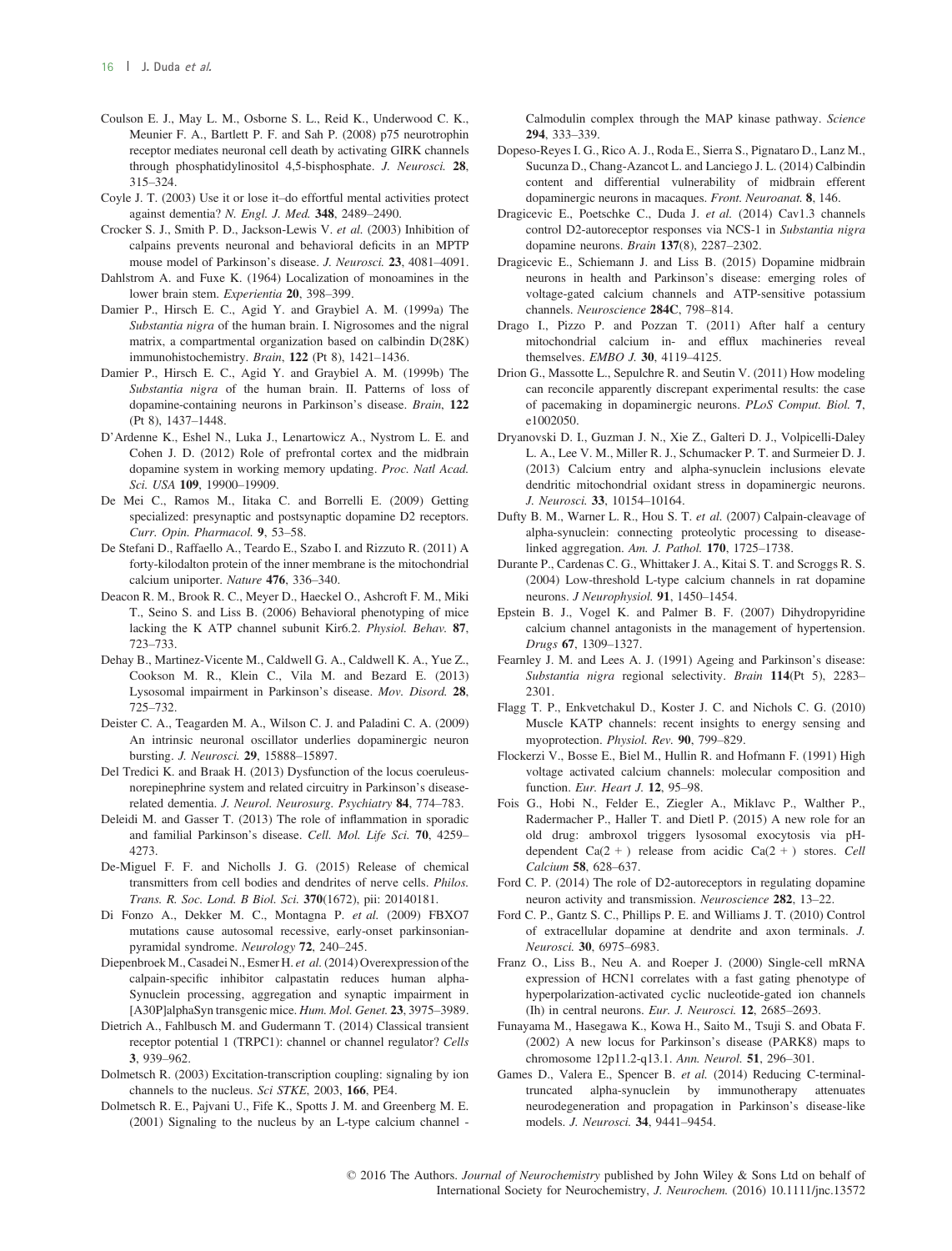Coulson E. J., May L. M., Osborne S. L., Reid K., Underwood C. K., Meunier F. A., Bartlett P. F. and Sah P. (2008) p75 neurotrophin receptor mediates neuronal cell death by activating GIRK channels through phosphatidylinositol 4,5-bisphosphate. *J. Neurosci.* **28**, 315–324.

Coyle J. T. (2003) Use it or lose it–do effortful mental activities protect against dementia? *N. Engl. J. Med.* **348**, 2489–2490.

Crocker S. J., Smith P. D., Jackson-Lewis V. *et al.* (2003) Inhibition of calpains prevents neuronal and behavioral deficits in an MPTP mouse model of Parkinson's disease. *J. Neurosci.* **23**, 4081–4091.

Dahlstrom A. and Fuxe K. (1964) Localization of monoamines in the lower brain stem. *Experientia* **20**, 398–399.

Damier P., Hirsch E. C., Agid Y. and Graybiel A. M. (1999a) The *Substantia nigra* of the human brain. I. Nigrosomes and the nigral matrix, a compartmental organization based on calbindin D(28K) immunohistochemistry. *Brain*, **122** (Pt 8), 1421–1436.

Damier P., Hirsch E. C., Agid Y. and Graybiel A. M. (1999b) The *Substantia nigra* of the human brain. II. Patterns of loss of dopamine-containing neurons in Parkinson's disease. *Brain*, **122** (Pt 8), 1437–1448.

D'Ardenne K., Eshel N., Luka J., Lenartowicz A., Nystrom L. E. and Cohen J. D. (2012) Role of prefrontal cortex and the midbrain dopamine system in working memory updating. *Proc. Natl Acad. Sci. USA* **109**, 19900–19909.

De Mei C., Ramos M., Iitaka C. and Borrelli E. (2009) Getting specialized: presynaptic and postsynaptic dopamine D2 receptors. *Curr. Opin. Pharmacol.* **9**, 53–58.

De Stefani D., Raffaello A., Teardo E., Szabo I. and Rizzuto R. (2011) A forty-kilodalton protein of the inner membrane is the mitochondrial calcium uniporter. *Nature* **476**, 336–340.

Deacon R. M., Brook R. C., Meyer D., Haeckel O., Ashcroft F. M., Miki T., Seino S. and Liss B. (2006) Behavioral phenotyping of mice lacking the K ATP channel subunit Kir6.2. *Physiol. Behav.* **87**, 723–733.

Dehay B., Martinez-Vicente M., Caldwell G. A., Caldwell K. A., Yue Z., Cookson M. R., Klein C., Vila M. and Bezard E. (2013) Lysosomal impairment in Parkinson's disease. *Mov. Disord.* **28**, 725–732.

Deister C. A., Teagarden M. A., Wilson C. J. and Paladini C. A. (2009) An intrinsic neuronal oscillator underlies dopaminergic neuron bursting. *J. Neurosci.* **29**, 15888–15897.

Del Tredici K. and Braak H. (2013) Dysfunction of the locus coeruleus-norepinephrine system and related circuitry in Parkinson's disease-related dementia. *J. Neurol. Neurosurg. Psychiatry* **84**, 774–783.

Deleidi M. and Gasser T. (2013) The role of inflammation in sporadic and familial Parkinson's disease. *Cell. Mol. Life Sci.* **70**, 4259–4273.

De-Miguel F. F. and Nicholls J. G. (2015) Release of chemical transmitters from cell bodies and dendrites of nerve cells. *Philos. Trans. R. Soc. Lond. B Biol. Sci.* **370**(1672), pii: 20140181.

Di Fonzo A., Dekker M. C., Montagna P. *et al.* (2009) FBXO7 mutations cause autosomal recessive, early-onset parkinsonian-pyramidal syndrome. *Neurology* **72**, 240–245.

Diepenbroek M., Casadei N., Esmer H. *et al.* (2014) Overexpression of the calpain-specific inhibitor calpastatin reduces human alpha-Synuclein processing, aggregation and synaptic impairment in [A30P]alphaSyn transgenic mice. *Hum. Mol. Genet.* **23**, 3975–3989.

Dietrich A., Fahlbusch M. and Gudermann T. (2014) Classical transient receptor potential 1 (TRPC1): channel or channel regulator? *Cells* **3**, 939–962.

Dolmetsch R. (2003) Excitation-transcription coupling: signaling by ion channels to the nucleus. *Sci STKE*, 2003, **166**, PE4.

Dolmetsch R. E., Pajvani U., Fife K., Spotts J. M. and Greenberg M. E. (2001) Signaling to the nucleus by an L-type calcium channel - Calmodulin complex through the MAP kinase pathway. *Science* **294**, 333–339.

Dopeso-Reyes I. G., Rico A. J., Roda E., Sierra S., Pignataro D., Lanz M., Sucunza D., Chang-Azancot L. and Lanciego J. L. (2014) Calbindin content and differential vulnerability of midbrain efferent dopaminergic neurons in macaques. *Front. Neuroanat.* **8**, 146.

Dragicevic E., Poetschke C., Duda J. *et al.* (2014) Cav1.3 channels control D2-autoreceptor responses via NCS-1 in *Substantia nigra* dopamine neurons. *Brain* **137**(8), 2287–2302.

Dragicevic E., Schiemann J. and Liss B. (2015) Dopamine midbrain neurons in health and Parkinson's disease: emerging roles of voltage-gated calcium channels and ATP-sensitive potassium channels. *Neuroscience* **284C**, 798–814.

Drago I., Pizzo P. and Pozzan T. (2011) After half a century mitochondrial calcium in- and efflux machineries reveal themselves. *EMBO J.* **30**, 4119–4125.

Drion G., Massotte L., Sepulchre R. and Seutin V. (2011) How modeling can reconcile apparently discrepant experimental results: the case of pacemaking in dopaminergic neurons. *PLoS Comput. Biol.* **7**, e1002050.

Dryanovski D. I., Guzman J. N., Xie Z., Galteri D. J., Volpicelli-Daley L. A., Lee V. M., Miller R. J., Schumacker P. T. and Surmeier D. J. (2013) Calcium entry and alpha-synuclein inclusions elevate dendritic mitochondrial oxidant stress in dopaminergic neurons. *J. Neurosci.* **33**, 10154–10164.

Dufty B. M., Warner L. R., Hou S. T. *et al.* (2007) Calpain-cleavage of alpha-synuclein: connecting proteolytic processing to disease-linked aggregation. *Am. J. Pathol.* **170**, 1725–1738.

Durante P., Cardenas C. G., Whittaker J. A., Kitai S. T. and Scroggs R. S. (2004) Low-threshold L-type calcium channels in rat dopamine neurons. *J Neurophysiol.* **91**, 1450–1454.

Epstein B. J., Vogel K. and Palmer B. F. (2007) Dihydropyridine calcium channel antagonists in the management of hypertension. *Drugs* **67**, 1309–1327.

Fearnley J. M. and Lees A. J. (1991) Ageing and Parkinson's disease: *Substantia nigra* regional selectivity. *Brain* **114**(Pt 5), 2283–2301.

Flagg T. P., Enkvetchakul D., Koster J. C. and Nichols C. G. (2010) Muscle KATP channels: recent insights to energy sensing and myoprotection. *Physiol. Rev.* **90**, 799–829.

Flockerzi V., Bosse E., Biel M., Hullin R. and Hofmann F. (1991) High voltage activated calcium channels: molecular composition and function. *Eur. Heart J.* **12**, 95–98.

Fois G., Hobi N., Felder E., Ziegler A., Miklavc P., Walther P., Radermacher P., Haller T. and Dietl P. (2015) A new role for an old drug: ambroxol triggers lysosomal exocytosis via pH-dependent Ca(2 + ) release from acidic Ca(2 + ) stores. *Cell Calcium* **58**, 628–637.

Ford C. P. (2014) The role of D2-autoreceptors in regulating dopamine neuron activity and transmission. *Neuroscience* **282**, 13–22.

Ford C. P., Gantz S. C., Phillips P. E. and Williams J. T. (2010) Control of extracellular dopamine at dendrite and axon terminals. *J. Neurosci.* **30**, 6975–6983.

Franz O., Liss B., Neu A. and Roeper J. (2000) Single-cell mRNA expression of HCN1 correlates with a fast gating phenotype of hyperpolarization-activated cyclic nucleotide-gated ion channels (Ih) in central neurons. *Eur. J. Neurosci.* **12**, 2685–2693.

Funayama M., Hasegawa K., Kowa H., Saito M., Tsuji S. and Obata F. (2002) A new locus for Parkinson's disease (PARK8) maps to chromosome 12p11.2-q13.1. *Ann. Neurol.* **51**, 296–301.

Games D., Valera E., Spencer B. *et al.* (2014) Reducing C-terminal-truncated alpha-synuclein by immunotherapy attenuates neurodegeneration and propagation in Parkinson's disease-like models. *J. Neurosci.* **34**, 9441–9454.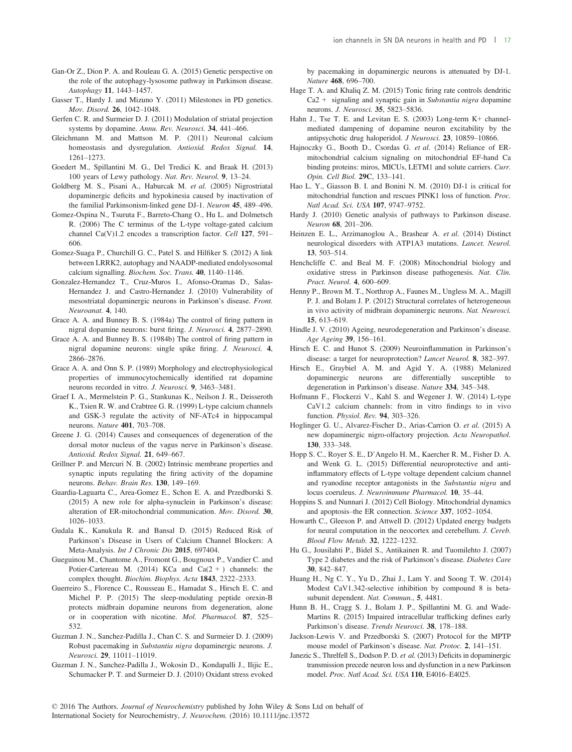Gan-Or Z., Dion P. A. and Rouleau G. A. (2015) Genetic perspective on the role of the autophagy-lysosome pathway in Parkinson disease. *Autophagy* **11**, 1443–1457.

Gasser T., Hardy J. and Mizuno Y. (2011) Milestones in PD genetics. *Mov. Disord.* **26**, 1042–1048.

Gerfen C. R. and Surmeier D. J. (2011) Modulation of striatal projection systems by dopamine. *Annu. Rev. Neurosci.* **34**, 441–466.

Gleichmann M. and Mattson M. P. (2011) Neuronal calcium homeostasis and dysregulation. *Antioxid. Redox Signal.* **14**, 1261–1273.

Goedert M., Spillantini M. G., Del Tredici K. and Braak H. (2013) 100 years of Lewy pathology. *Nat. Rev. Neurol.* **9**, 13–24.

Goldberg M. S., Pisani A., Haburcak M. *et al.* (2005) Nigrostriatal dopaminergic deficits and hypokinesia caused by inactivation of the familial Parkinsonism-linked gene DJ-1. *Neuron* **45**, 489–496.

Gomez-Ospina N., Tsuruta F., Barreto-Chang O., Hu L. and Dolmetsch R. (2006) The C terminus of the L-type voltage-gated calcium channel Ca(V)1.2 encodes a transcription factor. *Cell* **127**, 591–606.

Gomez-Suaga P., Churchill G. C., Patel S. and Hilfiker S. (2012) A link between LRRK2, autophagy and NAADP-mediated endolysosomal calcium signalling. *Biochem. Soc. Trans.* **40**, 1140–1146.

Gonzalez-Hernandez T., Cruz-Muros I., Afonso-Oramas D., Salas-Hernandez J. and Castro-Hernandez J. (2010) Vulnerability of mesostriatal dopaminergic neurons in Parkinson's disease. *Front. Neuroanat.* **4**, 140.

Grace A. A. and Bunney B. S. (1984a) The control of firing pattern in nigral dopamine neurons: burst firing. *J. Neurosci.* **4**, 2877–2890.

Grace A. A. and Bunney B. S. (1984b) The control of firing pattern in nigral dopamine neurons: single spike firing. *J. Neurosci.* **4**, 2866–2876.

Grace A. A. and Onn S. P. (1989) Morphology and electrophysiological properties of immunocytochemically identified rat dopamine neurons recorded in vitro. *J. Neurosci.* **9**, 3463–3481.

Graef I. A., Mermelstein P. G., Stankunas K., Neilson J. R., Deisseroth K., Tsien R. W. and Crabtree G. R. (1999) L-type calcium channels and GSK-3 regulate the activity of NF-ATc4 in hippocampal neurons. *Nature* **401**, 703–708.

Greene J. G. (2014) Causes and consequences of degeneration of the dorsal motor nucleus of the vagus nerve in Parkinson's disease. *Antioxid. Redox Signal.* **21**, 649–667.

Grillner P. and Mercuri N. B. (2002) Intrinsic membrane properties and synaptic inputs regulating the firing activity of the dopamine neurons. *Behav. Brain Res.* **130**, 149–169.

Guardia-Laguarta C., Area-Gomez E., Schon E. A. and Przedborski S. (2015) A new role for alpha-synuclein in Parkinson's disease: alteration of ER-mitochondrial communication. *Mov. Disord.* **30**, 1026–1033.

Gudala K., Kanukula R. and Bansal D. (2015) Reduced Risk of Parkinson's Disease in Users of Calcium Channel Blockers: A Meta-Analysis. *Int J Chronic Dis* **2015**, 697404.

Gueguinou M., Chantome A., Fromont G., Bougnoux P., Vandier C. and Potier-Cartereau M. (2014) KCa and Ca(2 + ) channels: the complex thought. *Biochim. Biophys. Acta* **1843**, 2322–2333.

Guerreiro S., Florence C., Rousseau E., Hamadat S., Hirsch E. C. and Michel P. P. (2015) The sleep-modulating peptide orexin-B protects midbrain dopamine neurons from degeneration, alone or in cooperation with nicotine. *Mol. Pharmacol.* **87**, 525–532.

Guzman J. N., Sanchez-Padilla J., Chan C. S. and Surmeier D. J. (2009) Robust pacemaking in *Substantia nigra* dopaminergic neurons. *J. Neurosci.* **29**, 11011–11019.

Guzman J. N., Sanchez-Padilla J., Wokosin D., Kondapalli J., Ilijic E., Schumacker P. T. and Surmeier D. J. (2010) Oxidant stress evoked by pacemaking in dopaminergic neurons is attenuated by DJ-1. *Nature* **468**, 696–700.

Hage T. A. and Khaliq Z. M. (2015) Tonic firing rate controls dendritic Ca2 + signaling and synaptic gain in *Substantia nigra* dopamine neurons. *J. Neurosci.* **35**, 5823–5836.

Hahn J., Tse T. E. and Levitan E. S. (2003) Long-term K+ channel-mediated dampening of dopamine neuron excitability by the antipsychotic drug haloperidol. *J Neurosci.* **23**, 10859–10866.

Hajnoczky G., Booth D., Csordas G. *et al.* (2014) Reliance of ER-mitochondrial calcium signaling on mitochondrial EF-hand Ca binding proteins: miros, MICUs, LETM1 and solute carriers. *Curr. Opin. Cell Biol.* **29C**, 133–141.

Hao L. Y., Giasson B. I. and Bonini N. M. (2010) DJ-1 is critical for mitochondrial function and rescues PINK1 loss of function. *Proc. Natl Acad. Sci. USA* **107**, 9747–9752.

Hardy J. (2010) Genetic analysis of pathways to Parkinson disease. *Neuron* **68**, 201–206.

Heinzen E. L., Arzimanoglou A., Brashear A. *et al.* (2014) Distinct neurological disorders with ATP1A3 mutations. *Lancet. Neurol.* **13**, 503–514.

Henchcliffe C. and Beal M. F. (2008) Mitochondrial biology and oxidative stress in Parkinson disease pathogenesis. *Nat. Clin. Pract. Neurol.* **4**, 600–609.

Henny P., Brown M. T., Northrop A., Faunes M., Ungless M. A., Magill P. J. and Bolam J. P. (2012) Structural correlates of heterogeneous in vivo activity of midbrain dopaminergic neurons. *Nat. Neurosci.* **15**, 613–619.

Hindle J. V. (2010) Ageing, neurodegeneration and Parkinson's disease. *Age Ageing* **39**, 156–161.

Hirsch E. C. and Hunot S. (2009) Neuroinflammation in Parkinson's disease: a target for neuroprotection? *Lancet Neurol.* **8**, 382–397.

Hirsch E., Graybiel A. M. and Agid Y. A. (1988) Melanized dopaminergic neurons are differentially susceptible to degeneration in Parkinson's disease. *Nature* **334**, 345–348.

Hofmann F., Flockerzi V., Kahl S. and Wegener J. W. (2014) L-type CaV1.2 calcium channels: from in vitro findings to in vivo function. *Physiol. Rev.* **94**, 303–326.

Hoglinger G. U., Alvarez-Fischer D., Arias-Carrion O. *et al.* (2015) A new dopaminergic nigro-olfactory projection. *Acta Neuropathol.* **130**, 333–348.

Hopp S. C., Royer S. E., D'Angelo H. M., Kaercher R. M., Fisher D. A. and Wenk G. L. (2015) Differential neuroprotective and anti-inflammatory effects of L-type voltage dependent calcium channel and ryanodine receptor antagonists in the *Substantia nigra* and locus coeruleus. *J. Neuroimmune Pharmacol.* **10**, 35–44.

Hoppins S. and Nunnari J. (2012) Cell Biology. Mitochondrial dynamics and apoptosis–the ER connection. *Science* **337**, 1052–1054.

Howarth C., Gleeson P. and Attwell D. (2012) Updated energy budgets for neural computation in the neocortex and cerebellum. *J. Cereb. Blood Flow Metab.* **32**, 1222–1232.

Hu G., Jousilahti P., Bidel S., Antikainen R. and Tuomilehto J. (2007) Type 2 diabetes and the risk of Parkinson's disease. *Diabetes Care* **30**, 842–847.

Huang H., Ng C. Y., Yu D., Zhai J., Lam Y. and Soong T. W. (2014) Modest CaV1.342-selective inhibition by compound 8 is beta-subunit dependent. *Nat. Commun.*, **5**, 4481.

Hunn B. H., Cragg S. J., Bolam J. P., Spillantini M. G. and Wade-Martins R. (2015) Impaired intracellular trafficking defines early Parkinson's disease. *Trends Neurosci.* **38**, 178–188.

Jackson-Lewis V. and Przedborski S. (2007) Protocol for the MPTP mouse model of Parkinson's disease. *Nat. Protoc.* **2**, 141–151.

Janezic S., Threlfell S., Dodson P. D. *et al.* (2013) Deficits in dopaminergic transmission precede neuron loss and dysfunction in a new Parkinson model. *Proc. Natl Acad. Sci. USA* **110**, E4016–E4025.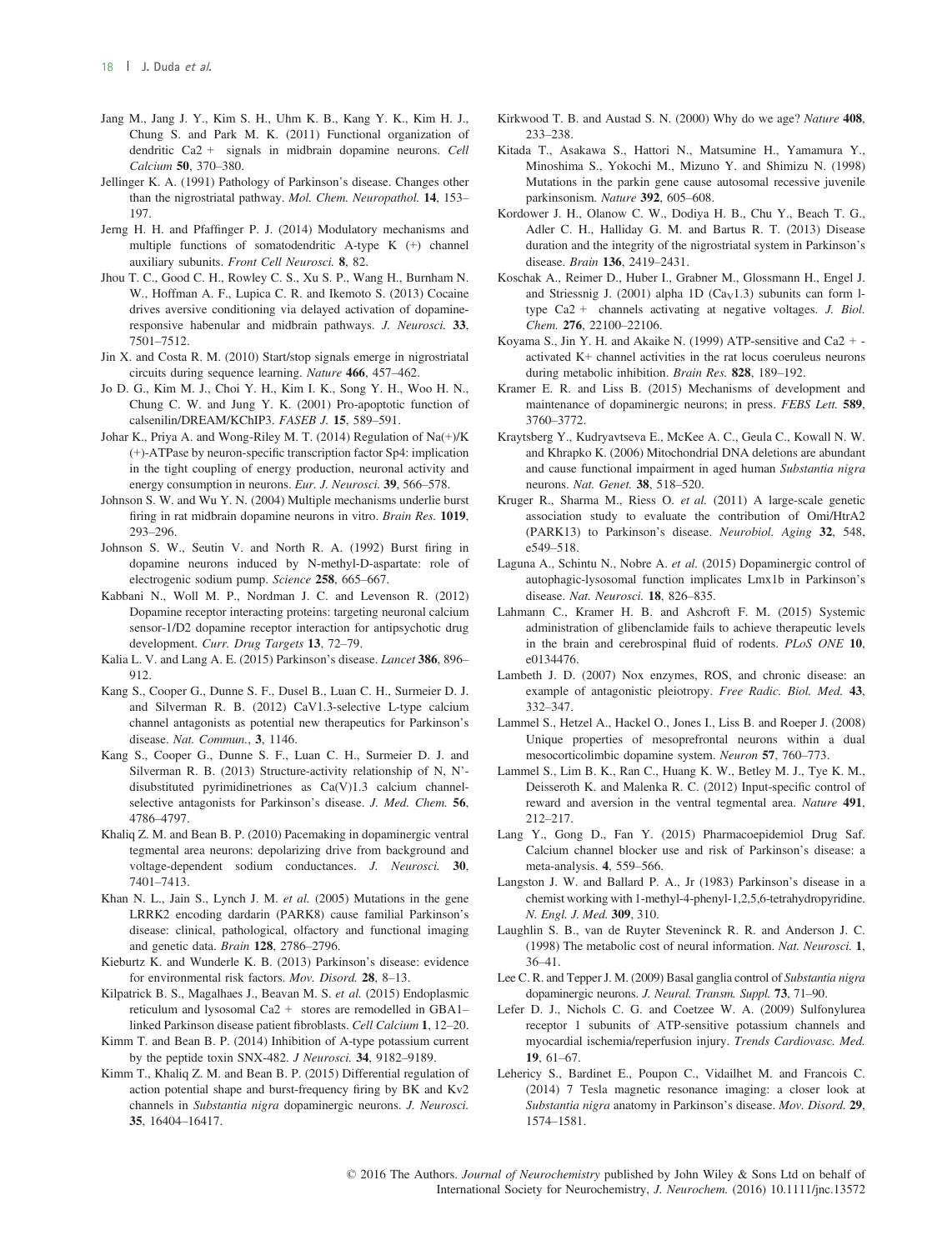Jang M., Jang J. Y., Kim S. H., Uhm K. B., Kang Y. K., Kim H. J., Chung S. and Park M. K. (2011) Functional organization of dendritic Ca2 + signals in midbrain dopamine neurons. *Cell Calcium* **50**, 370–380.

Jellinger K. A. (1991) Pathology of Parkinson's disease. Changes other than the nigrostriatal pathway. *Mol. Chem. Neuropathol.* **14**, 153–197.

Jerng H. H. and Pfaffinger P. J. (2014) Modulatory mechanisms and multiple functions of somatodendritic A-type K (+) channel auxiliary subunits. *Front Cell Neurosci.* **8**, 82.

Jhou T. C., Good C. H., Rowley C. S., Xu S. P., Wang H., Burnham N. W., Hoffman A. F., Lupica C. R. and Ikemoto S. (2013) Cocaine drives aversive conditioning via delayed activation of dopamine-responsive habenular and midbrain pathways. *J. Neurosci.* **33**, 7501–7512.

Jin X. and Costa R. M. (2010) Start/stop signals emerge in nigrostriatal circuits during sequence learning. *Nature* **466**, 457–462.

Jo D. G., Kim M. J., Choi Y. H., Kim I. K., Song Y. H., Woo H. N., Chung C. W. and Jung Y. K. (2001) Pro-apoptotic function of calsenilin/DREAM/KChIP3. *FASEB J.* **15**, 589–591.

Johar K., Priya A. and Wong-Riley M. T. (2014) Regulation of Na(+)/K (+)-ATPase by neuron-specific transcription factor Sp4: implication in the tight coupling of energy production, neuronal activity and energy consumption in neurons. *Eur. J. Neurosci.* **39**, 566–578.

Johnson S. W. and Wu Y. N. (2004) Multiple mechanisms underlie burst firing in rat midbrain dopamine neurons in vitro. *Brain Res.* **1019**, 293–296.

Johnson S. W., Seutin V. and North R. A. (1992) Burst firing in dopamine neurons induced by N-methyl-D-aspartate: role of electrogenic sodium pump. *Science* **258**, 665–667.

Kabbani N., Woll M. P., Nordman J. C. and Levenson R. (2012) Dopamine receptor interacting proteins: targeting neuronal calcium sensor-1/D2 dopamine receptor interaction for antipsychotic drug development. *Curr. Drug Targets* **13**, 72–79.

Kalia L. V. and Lang A. E. (2015) Parkinson's disease. *Lancet* **386**, 896–912.

Kang S., Cooper G., Dunne S. F., Dusel B., Luan C. H., Surmeier D. J. and Silverman R. B. (2012) CaV1.3-selective L-type calcium channel antagonists as potential new therapeutics for Parkinson's disease. *Nat. Commun.*, **3**, 1146.

Kang S., Cooper G., Dunne S. F., Luan C. H., Surmeier D. J. and Silverman R. B. (2013) Structure-activity relationship of N, N'-disubstituted pyrimidinetriones as Ca(V)1.3 calcium channel-selective antagonists for Parkinson's disease. *J. Med. Chem.* **56**, 4786–4797.

Khaliq Z. M. and Bean B. P. (2010) Pacemaking in dopaminergic ventral tegmental area neurons: depolarizing drive from background and voltage-dependent sodium conductances. *J. Neurosci.* **30**, 7401–7413.

Khan N. L., Jain S., Lynch J. M. *et al.* (2005) Mutations in the gene LRRK2 encoding dardarin (PARK8) cause familial Parkinson's disease: clinical, pathological, olfactory and functional imaging and genetic data. *Brain* **128**, 2786–2796.

Kieburtz K. and Wunderle K. B. (2013) Parkinson's disease: evidence for environmental risk factors. *Mov. Disord.* **28**, 8–13.

Kilpatrick B. S., Magalhaes J., Beavan M. S. *et al.* (2015) Endoplasmic reticulum and lysosomal Ca2 + stores are remodelled in GBA1-linked Parkinson disease patient fibroblasts. *Cell Calcium* **1**, 12–20.

Kimm T. and Bean B. P. (2014) Inhibition of A-type potassium current by the peptide toxin SNX-482. *J Neurosci.* **34**, 9182–9189.

Kimm T., Khaliq Z. M. and Bean B. P. (2015) Differential regulation of action potential shape and burst-frequency firing by BK and Kv2 channels in *Substantia nigra* dopaminergic neurons. *J. Neurosci.* **35**, 16404–16417.

Kirkwood T. B. and Austad S. N. (2000) Why do we age? *Nature* **408**, 233–238.

Kitada T., Asakawa S., Hattori N., Matsumine H., Yamamura Y., Minoshima S., Yokochi M., Mizuno Y. and Shimizu N. (1998) Mutations in the parkin gene cause autosomal recessive juvenile parkinsonism. *Nature* **392**, 605–608.

Kordower J. H., Olanow C. W., Dodiya H. B., Chu Y., Beach T. G., Adler C. H., Halliday G. M. and Bartus R. T. (2013) Disease duration and the integrity of the nigrostriatal system in Parkinson's disease. *Brain* **136**, 2419–2431.

Koschak A., Reimer D., Huber I., Grabner M., Glossmann H., Engel J. and Striessnig J. (2001) alpha 1D ($Ca_V1.3$) subunits can form l-type Ca2 + channels activating at negative voltages. *J. Biol. Chem.* **276**, 22100–22106.

Koyama S., Jin Y. H. and Akaike N. (1999) ATP-sensitive and Ca2 + -activated K+ channel activities in the rat locus coeruleus neurons during metabolic inhibition. *Brain Res.* **828**, 189–192.

Kramer E. R. and Liss B. (2015) Mechanisms of development and maintenance of dopaminergic neurons; in press. *FEBS Lett.* **589**, 3760–3772.

Kraytsberg Y., Kudryavtseva E., McKee A. C., Geula C., Kowall N. W. and Khrapko K. (2006) Mitochondrial DNA deletions are abundant and cause functional impairment in aged human *Substantia nigra* neurons. *Nat. Genet.* **38**, 518–520.

Kruger R., Sharma M., Riess O. *et al.* (2011) A large-scale genetic association study to evaluate the contribution of Omi/HtrA2 (PARK13) to Parkinson's disease. *Neurobiol. Aging* **32**, 548, e549–518.

Laguna A., Schintu N., Nobre A. *et al.* (2015) Dopaminergic control of autophagic-lysosomal function implicates Lmx1b in Parkinson's disease. *Nat. Neurosci.* **18**, 826–835.

Lahmann C., Kramer H. B. and Ashcroft F. M. (2015) Systemic administration of glibenclamide fails to achieve therapeutic levels in the brain and cerebrospinal fluid of rodents. *PLoS ONE* **10**, e0134476.

Lambeth J. D. (2007) Nox enzymes, ROS, and chronic disease: an example of antagonistic pleiotropy. *Free Radic. Biol. Med.* **43**, 332–347.

Lammel S., Hetzel A., Hackel O., Jones I., Liss B. and Roeper J. (2008) Unique properties of mesoprefrontal neurons within a dual mesocorticolimbic dopamine system. *Neuron* **57**, 760–773.

Lammel S., Lim B. K., Ran C., Huang K. W., Betley M. J., Tye K. M., Deisseroth K. and Malenka R. C. (2012) Input-specific control of reward and aversion in the ventral tegmental area. *Nature* **491**, 212–217.

Lang Y., Gong D., Fan Y. (2015) Pharmacoepidemiol Drug Saf. Calcium channel blocker use and risk of Parkinson's disease: a meta-analysis. **4**, 559–566.

Langston J. W. and Ballard P. A., Jr (1983) Parkinson's disease in a chemist working with 1-methyl-4-phenyl-1,2,5,6-tetrahydropyridine. *N. Engl. J. Med.* **309**, 310.

Laughlin S. B., van de Ruyter Steveninck R. R. and Anderson J. C. (1998) The metabolic cost of neural information. *Nat. Neurosci.* **1**, 36–41.

Lee C. R. and Tepper J. M. (2009) Basal ganglia control of *Substantia nigra* dopaminergic neurons. *J. Neural. Transm. Suppl.* **73**, 71–90.

Lefer D. J., Nichols C. G. and Coetzee W. A. (2009) Sulfonylurea receptor 1 subunits of ATP-sensitive potassium channels and myocardial ischemia/reperfusion injury. *Trends Cardiovasc. Med.* **19**, 61–67.

Lehericy S., Bardinet E., Poupon C., Vidailhet M. and Francois C. (2014) 7 Tesla magnetic resonance imaging: a closer look at *Substantia nigra* anatomy in Parkinson's disease. *Mov. Disord.* **29**, 1574–1581.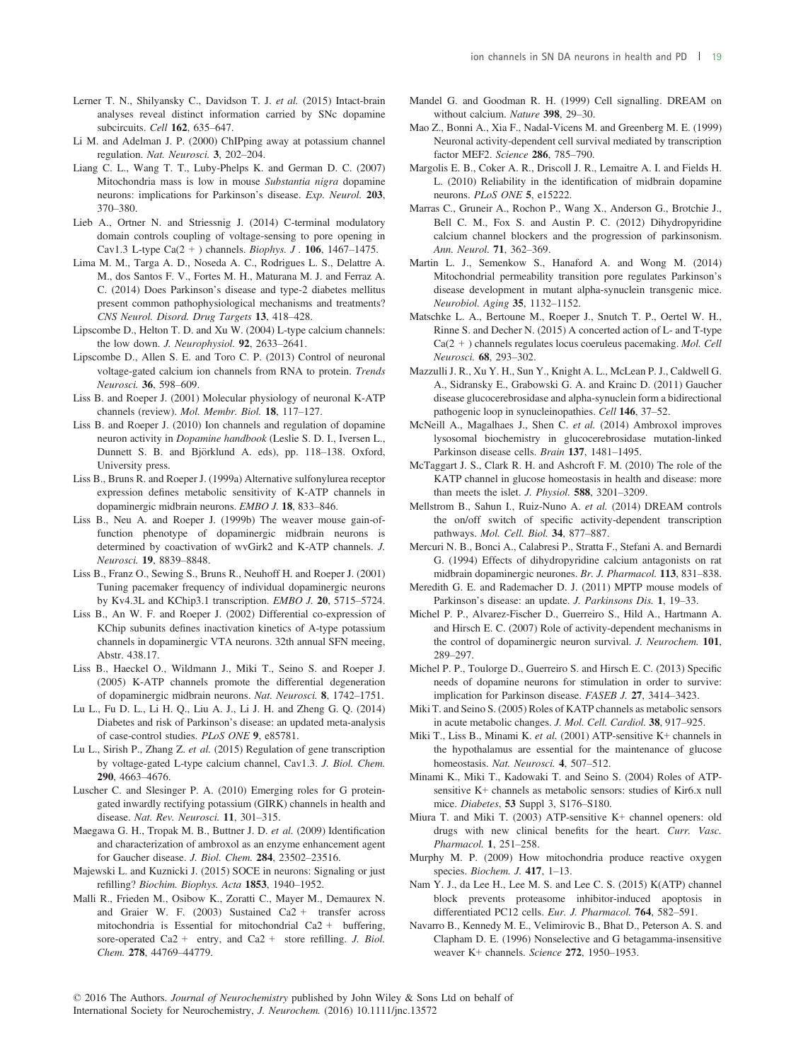Lerner T. N., Shilyansky C., Davidson T. J. *et al.* (2015) Intact-brain analyses reveal distinct information carried by SNc dopamine subcircuits. *Cell* **162**, 635–647.

Li M. and Adelman J. P. (2000) ChIPping away at potassium channel regulation. *Nat. Neurosci.* **3**, 202–204.

Liang C. L., Wang T. T., Luby-Phelps K. and German D. C. (2007) Mitochondria mass is low in mouse *Substantia nigra* dopamine neurons: implications for Parkinson's disease. *Exp. Neurol.* **203**, 370–380.

Lieb A., Ortner N. and Striessnig J. (2014) C-terminal modulatory domain controls coupling of voltage-sensing to pore opening in Cav1.3 L-type Ca(2 + ) channels. *Biophys. J* . **106**, 1467–1475.

Lima M. M., Targa A. D., Noseda A. C., Rodrigues L. S., Delattre A. M., dos Santos F. V., Fortes M. H., Maturana M. J. and Ferraz A. C. (2014) Does Parkinson's disease and type-2 diabetes mellitus present common pathophysiological mechanisms and treatments? *CNS Neurol. Disord. Drug Targets* **13**, 418–428.

Lipscombe D., Helton T. D. and Xu W. (2004) L-type calcium channels: the low down. *J. Neurophysiol.* **92**, 2633–2641.

Lipscombe D., Allen S. E. and Toro C. P. (2013) Control of neuronal voltage-gated calcium ion channels from RNA to protein. *Trends Neurosci.* **36**, 598–609.

Liss B. and Roeper J. (2001) Molecular physiology of neuronal K-ATP channels (review). *Mol. Membr. Biol.* **18**, 117–127.

Liss B. and Roeper J. (2010) Ion channels and regulation of dopamine neuron activity in *Dopamine handbook* (Leslie S. D. I., Iversen L., Dunnett S. B. and Björklund A. eds), pp. 118–138. Oxford, Oxford University press.

Liss B., Bruns R. and Roeper J. (1999a) Alternative sulfonylurea receptor expression defines metabolic sensitivity of K-ATP channels in dopaminergic midbrain neurons. *EMBO J.* **18**, 833–846.

Liss B., Neu A. and Roeper J. (1999b) The weaver mouse gain-of-function phenotype of dopaminergic midbrain neurons is determined by coactivation of wvGirk2 and K-ATP channels. *J. Neurosci.* **19**, 8839–8848.

Liss B., Franz O., Sewing S., Bruns R., Neuhoff H. and Roeper J. (2001) Tuning pacemaker frequency of individual dopaminergic neurons by Kv4.3L and KChip3.1 transcription. *EMBO J.* **20**, 5715–5724.

Liss B., An W. F. and Roeper J. (2002) Differential co-expression of KChip subunits defines inactivation kinetics of A-type potassium channels in dopaminergic VTA neurons. 32th annual SFN meeing, Abstr. 438.17.

Liss B., Haeckel O., Wildmann J., Miki T., Seino S. and Roeper J. (2005) K-ATP channels promote the differential degeneration of dopaminergic midbrain neurons. *Nat. Neurosci.* **8**, 1742–1751.

Lu L., Fu D. L., Li H. Q., Liu A. J., Li J. H. and Zheng G. Q. (2014) Diabetes and risk of Parkinson's disease: an updated meta-analysis of case-control studies. *PLoS ONE* **9**, e85781.

Lu L., Sirish P., Zhang Z. *et al.* (2015) Regulation of gene transcription by voltage-gated L-type calcium channel, Cav1.3. *J. Biol. Chem.* **290**, 4663–4676.

Luscher C. and Slesinger P. A. (2010) Emerging roles for G protein-gated inwardly rectifying potassium (GIRK) channels in health and disease. *Nat. Rev. Neurosci.* **11**, 301–315.

Maegawa G. H., Tropak M. B., Buttner J. D. *et al.* (2009) Identification and characterization of ambroxol as an enzyme enhancement agent for Gaucher disease. *J. Biol. Chem.* **284**, 23502–23516.

Majewski L. and Kuznicki J. (2015) SOCE in neurons: Signaling or just refilling? *Biochim. Biophys. Acta* **1853**, 1940–1952.

Malli R., Frieden M., Osibow K., Zoratti C., Mayer M., Demaurex N. and Graier W. F. (2003) Sustained Ca2 + transfer across mitochondria is Essential for mitochondrial Ca2 + buffering, sore-operated Ca2 + entry, and Ca2 + store refilling. *J. Biol. Chem.* **278**, 44769–44779.

Mandel G. and Goodman R. H. (1999) Cell signalling. DREAM on without calcium. *Nature* **398**, 29–30.

Mao Z., Bonni A., Xia F., Nadal-Vicens M. and Greenberg M. E. (1999) Neuronal activity-dependent cell survival mediated by transcription factor MEF2. *Science* **286**, 785–790.

Margolis E. B., Coker A. R., Driscoll J. R., Lemaitre A. I. and Fields H. L. (2010) Reliability in the identification of midbrain dopamine neurons. *PLoS ONE* **5**, e15222.

Marras C., Gruneir A., Rochon P., Wang X., Anderson G., Brotchie J., Bell C. M., Fox S. and Austin P. C. (2012) Dihydropyridine calcium channel blockers and the progression of parkinsonism. *Ann. Neurol.* **71**, 362–369.

Martin L. J., Semenkow S., Hanaford A. and Wong M. (2014) Mitochondrial permeability transition pore regulates Parkinson's disease development in mutant alpha-synuclein transgenic mice. *Neurobiol. Aging* **35**, 1132–1152.

Matschke L. A., Bertoune M., Roeper J., Snutch T. P., Oertel W. H., Rinne S. and Decher N. (2015) A concerted action of L- and T-type Ca(2 + ) channels regulates locus coeruleus pacemaking. *Mol. Cell Neurosci.* **68**, 293–302.

Mazzulli J. R., Xu Y. H., Sun Y., Knight A. L., McLean P. J., Caldwell G. A., Sidransky E., Grabowski G. A. and Krainc D. (2011) Gaucher disease glucocerebrosidase and alpha-synuclein form a bidirectional pathogenic loop in synucleinopathies. *Cell* **146**, 37–52.

McNeill A., Magalhaes J., Shen C. *et al.* (2014) Ambroxol improves lysosomal biochemistry in glucocerebrosidase mutation-linked Parkinson disease cells. *Brain* **137**, 1481–1495.

McTaggart J. S., Clark R. H. and Ashcroft F. M. (2010) The role of the KATP channel in glucose homeostasis in health and disease: more than meets the islet. *J. Physiol.* **588**, 3201–3209.

Mellstrom B., Sahun I., Ruiz-Nuno A. *et al.* (2014) DREAM controls the on/off switch of specific activity-dependent transcription pathways. *Mol. Cell. Biol.* **34**, 877–887.

Mercuri N. B., Bonci A., Calabresi P., Stratta F., Stefani A. and Bernardi G. (1994) Effects of dihydropyridine calcium antagonists on rat midbrain dopaminergic neurones. *Br. J. Pharmacol.* **113**, 831–838.

Meredith G. E. and Rademacher D. J. (2011) MPTP mouse models of Parkinson's disease: an update. *J. Parkinsons Dis.* **1**, 19–33.

Michel P. P., Alvarez-Fischer D., Guerreiro S., Hild A., Hartmann A. and Hirsch E. C. (2007) Role of activity-dependent mechanisms in the control of dopaminergic neuron survival. *J. Neurochem.* **101**, 289–297.

Michel P. P., Toulorge D., Guerreiro S. and Hirsch E. C. (2013) Specific needs of dopamine neurons for stimulation in order to survive: implication for Parkinson disease. *FASEB J.* **27**, 3414–3423.

Miki T. and Seino S. (2005) Roles of KATP channels as metabolic sensors in acute metabolic changes. *J. Mol. Cell. Cardiol.* **38**, 917–925.

Miki T., Liss B., Minami K. *et al.* (2001) ATP-sensitive K+ channels in the hypothalamus are essential for the maintenance of glucose homeostasis. *Nat. Neurosci.* **4**, 507–512.

Minami K., Miki T., Kadowaki T. and Seino S. (2004) Roles of ATP-sensitive K+ channels as metabolic sensors: studies of Kir6.x null mice. *Diabetes*, **53** Suppl 3, S176–S180.

Miura T. and Miki T. (2003) ATP-sensitive K+ channel openers: old drugs with new clinical benefits for the heart. *Curr. Vasc. Pharmacol.* **1**, 251–258.

Murphy M. P. (2009) How mitochondria produce reactive oxygen species. *Biochem. J.* **417**, 1–13.

Nam Y. J., da Lee H., Lee M. S. and Lee C. S. (2015) K(ATP) channel block prevents proteasome inhibitor-induced apoptosis in differentiated PC12 cells. *Eur. J. Pharmacol.* **764**, 582–591.

Navarro B., Kennedy M. E., Velimirovic B., Bhat D., Peterson A. S. and Clapham D. E. (1996) Nonselective and G betagamma-insensitive weaver K+ channels. *Science* **272**, 1950–1953.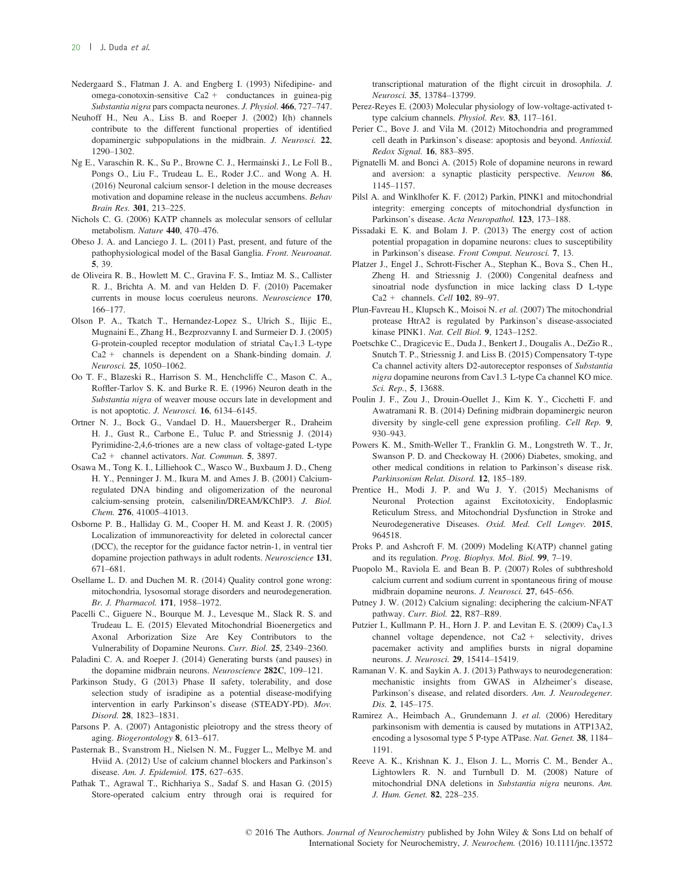Nedergaard S., Flatman J. A. and Engberg I. (1993) Nifedipine- and omega-conotoxin-sensitive Ca2 + conductances in guinea-pig *Substantia nigra* pars compacta neurones. *J. Physiol.* **466**, 727–747.

Neuhoff H., Neu A., Liss B. and Roeper J. (2002) I(h) channels contribute to the different functional properties of identified dopaminergic subpopulations in the midbrain. *J. Neurosci.* **22**, 1290–1302.

Ng E., Varaschin R. K., Su P., Browne C. J., Hermainski J., Le Foll B., Pongs O., Liu F., Trudeau L. E., Roder J.C.. and Wong A. H. (2016) Neuronal calcium sensor-1 deletion in the mouse decreases motivation and dopamine release in the nucleus accumbens. *Behav Brain Res.* **301**, 213–225.

Nichols C. G. (2006) KATP channels as molecular sensors of cellular metabolism. *Nature* **440**, 470–476.

Obeso J. A. and Lanciego J. L. (2011) Past, present, and future of the pathophysiological model of the Basal Ganglia. *Front. Neuroanat.* **5**, 39.

de Oliveira R. B., Howlett M. C., Gravina F. S., Imtiaz M. S., Callister R. J., Brichta A. M. and van Helden D. F. (2010) Pacemaker currents in mouse locus coeruleus neurons. *Neuroscience* **170**, 166–177.

Olson P. A., Tkatch T., Hernandez-Lopez S., Ulrich S., Ilijic E., Mugnaini E., Zhang H., Bezprozvanny I. and Surmeier D. J. (2005) G-protein-coupled receptor modulation of striatal $Ca_V1.3$ L-type Ca2 + channels is dependent on a Shank-binding domain. *J. Neurosci.* **25**, 1050–1062.

Oo T. F., Blazeski R., Harrison S. M., Henchcliffe C., Mason C. A., Roffler-Tarlov S. K. and Burke R. E. (1996) Neuron death in the *Substantia nigra* of weaver mouse occurs late in development and is not apoptotic. *J. Neurosci.* **16**, 6134–6145.

Ortner N. J., Bock G., Vandael D. H., Mauersberger R., Draheim H. J., Gust R., Carbone E., Tuluc P. and Striessnig J. (2014) Pyrimidine-2,4,6-triones are a new class of voltage-gated L-type Ca2 + channel activators. *Nat. Commun.* **5**, 3897.

Osawa M., Tong K. I., Lilliehook C., Wasco W., Buxbaum J. D., Cheng H. Y., Penninger J. M., Ikura M. and Ames J. B. (2001) Calcium-regulated DNA binding and oligomerization of the neuronal calcium-sensing protein, calsenilin/DREAM/KChIP3. *J. Biol. Chem.* **276**, 41005–41013.

Osborne P. B., Halliday G. M., Cooper H. M. and Keast J. R. (2005) Localization of immunoreactivity for deleted in colorectal cancer (DCC), the receptor for the guidance factor netrin-1, in ventral tier dopamine projection pathways in adult rodents. *Neuroscience* **131**, 671–681.

Osellame L. D. and Duchen M. R. (2014) Quality control gone wrong: mitochondria, lysosomal storage disorders and neurodegeneration. *Br. J. Pharmacol.* **171**, 1958–1972.

Pacelli C., Giguere N., Bourque M. J., Levesque M., Slack R. S. and Trudeau L. E. (2015) Elevated Mitochondrial Bioenergetics and Axonal Arborization Size Are Key Contributors to the Vulnerability of Dopamine Neurons. *Curr. Biol.* **25**, 2349–2360.

Paladini C. A. and Roeper J. (2014) Generating bursts (and pauses) in the dopamine midbrain neurons. *Neuroscience* **282C**, 109–121.

Parkinson Study, G (2013) Phase II safety, tolerability, and dose selection study of isradipine as a potential disease-modifying intervention in early Parkinson's disease (STEADY-PD). *Mov. Disord.* **28**, 1823–1831.

Parsons P. A. (2007) Antagonistic pleiotropy and the stress theory of aging. *Biogerontology* **8**, 613–617.

Pasternak B., Svanstrom H., Nielsen N. M., Fugger L., Melbye M. and Hviid A. (2012) Use of calcium channel blockers and Parkinson's disease. *Am. J. Epidemiol.* **175**, 627–635.

Pathak T., Agrawal T., Richhariya S., Sadaf S. and Hasan G. (2015) Store-operated calcium entry through orai is required for transcriptional maturation of the flight circuit in drosophila. *J. Neurosci.* **35**, 13784–13799.

Perez-Reyes E. (2003) Molecular physiology of low-voltage-activated t-type calcium channels. *Physiol. Rev.* **83**, 117–161.

Perier C., Bove J. and Vila M. (2012) Mitochondria and programmed cell death in Parkinson's disease: apoptosis and beyond. *Antioxid. Redox Signal.* **16**, 883–895.

Pignatelli M. and Bonci A. (2015) Role of dopamine neurons in reward and aversion: a synaptic plasticity perspective. *Neuron* **86**, 1145–1157.

Pilsl A. and Winklhofer K. F. (2012) Parkin, PINK1 and mitochondrial integrity: emerging concepts of mitochondrial dysfunction in Parkinson's disease. *Acta Neuropathol.* **123**, 173–188.

Pissadaki E. K. and Bolam J. P. (2013) The energy cost of action potential propagation in dopamine neurons: clues to susceptibility in Parkinson's disease. *Front Comput. Neurosci.* **7**, 13.

Platzer J., Engel J., Schrott-Fischer A., Stephan K., Bova S., Chen H., Zheng H. and Striessnig J. (2000) Congenital deafness and sinoatrial node dysfunction in mice lacking class D L-type Ca2 + channels. *Cell* **102**, 89–97.

Plun-Favreau H., Klupsch K., Moisoi N. *et al.* (2007) The mitochondrial protease HtrA2 is regulated by Parkinson's disease-associated kinase PINK1. *Nat. Cell Biol.* **9**, 1243–1252.

Poetschke C., Dragicevic E., Duda J., Benkert J., Dougalis A., DeZio R., Snutch T. P., Striessnig J. and Liss B. (2015) Compensatory T-type Ca channel activity alters D2-autoreceptor responses of *Substantia nigra* dopamine neurons from Cav1.3 L-type Ca channel KO mice. *Sci. Rep.*, **5**, 13688.

Poulin J. F., Zou J., Drouin-Ouellet J., Kim K. Y., Cicchetti F. and Awatramani R. B. (2014) Defining midbrain dopaminergic neuron diversity by single-cell gene expression profiling. *Cell Rep.* **9**, 930–943.

Powers K. M., Smith-Weller T., Franklin G. M., Longstreth W. T., Jr, Swanson P. D. and Checkoway H. (2006) Diabetes, smoking, and other medical conditions in relation to Parkinson's disease risk. *Parkinsonism Relat. Disord.* **12**, 185–189.

Prentice H., Modi J. P. and Wu J. Y. (2015) Mechanisms of Neuronal Protection against Excitotoxicity, Endoplasmic Reticulum Stress, and Mitochondrial Dysfunction in Stroke and Neurodegenerative Diseases. *Oxid. Med. Cell Longev.* **2015**, 964518.

Proks P. and Ashcroft F. M. (2009) Modeling K(ATP) channel gating and its regulation. *Prog. Biophys. Mol. Biol.* **99**, 7–19.

Puopolo M., Raviola E. and Bean B. P. (2007) Roles of subthreshold calcium current and sodium current in spontaneous firing of mouse midbrain dopamine neurons. *J. Neurosci.* **27**, 645–656.

Putney J. W. (2012) Calcium signaling: deciphering the calcium-NFAT pathway. *Curr. Biol.* **22**, R87–R89.

Putzier I., Kullmann P. H., Horn J. P. and Levitan E. S. (2009) $Ca_V1.3$ channel voltage dependence, not Ca2 + selectivity, drives pacemaker activity and amplifies bursts in nigral dopamine neurons. *J. Neurosci.* **29**, 15414–15419.

Ramanan V. K. and Saykin A. J. (2013) Pathways to neurodegeneration: mechanistic insights from GWAS in Alzheimer's disease, Parkinson's disease, and related disorders. *Am. J. Neurodegener. Dis.* **2**, 145–175.

Ramirez A., Heimbach A., Grundemann J. *et al.* (2006) Hereditary parkinsonism with dementia is caused by mutations in ATP13A2, encoding a lysosomal type 5 P-type ATPase. *Nat. Genet.* **38**, 1184–1191.

Reeve A. K., Krishnan K. J., Elson J. L., Morris C. M., Bender A., Lightowlers R. N. and Turnbull D. M. (2008) Nature of mitochondrial DNA deletions in *Substantia nigra* neurons. *Am. J. Hum. Genet.* **82**, 228–235.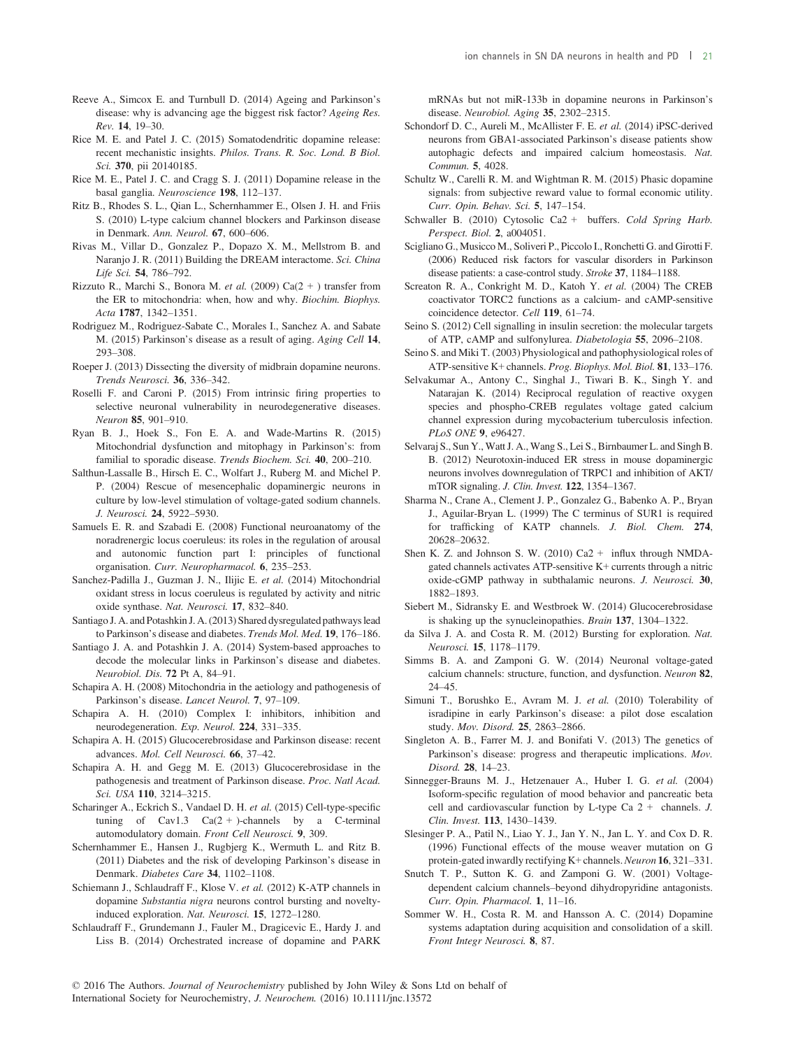Reeve A., Simcox E. and Turnbull D. (2014) Ageing and Parkinson's disease: why is advancing age the biggest risk factor? *Ageing Res. Rev.* **14**, 19–30.

Rice M. E. and Patel J. C. (2015) Somatodendritic dopamine release: recent mechanistic insights. *Philos. Trans. R. Soc. Lond. B Biol. Sci.* **370**, pii 20140185.

Rice M. E., Patel J. C. and Cragg S. J. (2011) Dopamine release in the basal ganglia. *Neuroscience* **198**, 112–137.

Ritz B., Rhodes S. L., Qian L., Schernhammer E., Olsen J. H. and Friis S. (2010) L-type calcium channel blockers and Parkinson disease in Denmark. *Ann. Neurol.* **67**, 600–606.

Rivas M., Villar D., Gonzalez P., Dopazo X. M., Mellstrom B. and Naranjo J. R. (2011) Building the DREAM interactome. *Sci. China Life Sci.* **54**, 786–792.

Rizzuto R., Marchi S., Bonora M. *et al.* (2009) Ca(2 + ) transfer from the ER to mitochondria: when, how and why. *Biochim. Biophys. Acta* **1787**, 1342–1351.

Rodriguez M., Rodriguez-Sabate C., Morales I., Sanchez A. and Sabate M. (2015) Parkinson's disease as a result of aging. *Aging Cell* **14**, 293–308.

Roeper J. (2013) Dissecting the diversity of midbrain dopamine neurons. *Trends Neurosci.* **36**, 336–342.

Roselli F. and Caroni P. (2015) From intrinsic firing properties to selective neuronal vulnerability in neurodegenerative diseases. *Neuron* **85**, 901–910.

Ryan B. J., Hoek S., Fon E. A. and Wade-Martins R. (2015) Mitochondrial dysfunction and mitophagy in Parkinson's: from familial to sporadic disease. *Trends Biochem. Sci.* **40**, 200–210.

Salthun-Lassalle B., Hirsch E. C., Wolfart J., Ruberg M. and Michel P. P. (2004) Rescue of mesencephalic dopaminergic neurons in culture by low-level stimulation of voltage-gated sodium channels. *J. Neurosci.* **24**, 5922–5930.

Samuels E. R. and Szabadi E. (2008) Functional neuroanatomy of the noradrenergic locus coeruleus: its roles in the regulation of arousal and autonomic function part I: principles of functional organisation. *Curr. Neuropharmacol.* **6**, 235–253.

Sanchez-Padilla J., Guzman J. N., Ilijic E. *et al.* (2014) Mitochondrial oxidant stress in locus coeruleus is regulated by activity and nitric oxide synthase. *Nat. Neurosci.* **17**, 832–840.

Santiago J. A. and Potashkin J. A. (2013) Shared dysregulated pathways lead to Parkinson's disease and diabetes. *Trends Mol. Med.* **19**, 176–186.

Santiago J. A. and Potashkin J. A. (2014) System-based approaches to decode the molecular links in Parkinson's disease and diabetes. *Neurobiol. Dis.* **72** Pt A, 84–91.

Schapira A. H. (2008) Mitochondria in the aetiology and pathogenesis of Parkinson's disease. *Lancet Neurol.* **7**, 97–109.

Schapira A. H. (2010) Complex I: inhibitors, inhibition and neurodegeneration. *Exp. Neurol.* **224**, 331–335.

Schapira A. H. (2015) Glucocerebrosidase and Parkinson disease: recent advances. *Mol. Cell Neurosci.* **66**, 37–42.

Schapira A. H. and Gegg M. E. (2013) Glucocerebrosidase in the pathogenesis and treatment of Parkinson disease. *Proc. Natl Acad. Sci. USA* **110**, 3214–3215.

Scharinger A., Eckrich S., Vandael D. H. *et al.* (2015) Cell-type-specific tuning of Cav1.3 Ca(2 + )-channels by a C-terminal automodulatory domain. *Front Cell Neurosci.* **9**, 309.

Schernhammer E., Hansen J., Rugbjerg K., Wermuth L. and Ritz B. (2011) Diabetes and the risk of developing Parkinson's disease in Denmark. *Diabetes Care* **34**, 1102–1108.

Schiemann J., Schlaudraff F., Klose V. *et al.* (2012) K-ATP channels in dopamine *Substantia nigra* neurons control bursting and novelty-induced exploration. *Nat. Neurosci.* **15**, 1272–1280.

Schlaudraff F., Grundemann J., Fauler M., Dragicevic E., Hardy J. and Liss B. (2014) Orchestrated increase of dopamine and PARK mRNAs but not miR-133b in dopamine neurons in Parkinson's disease. *Neurobiol. Aging* **35**, 2302–2315.

Schondorf D. C., Aureli M., McAllister F. E. *et al.* (2014) iPSC-derived neurons from GBA1-associated Parkinson's disease patients show autophagic defects and impaired calcium homeostasis. *Nat. Commun.* **5**, 4028.

Schultz W., Carelli R. M. and Wightman R. M. (2015) Phasic dopamine signals: from subjective reward value to formal economic utility. *Curr. Opin. Behav. Sci.* **5**, 147–154.

Schwaller B. (2010) Cytosolic Ca2 + buffers. *Cold Spring Harb. Perspect. Biol.* **2**, a004051.

Scigliano G., Musicco M., Soliveri P., Piccolo I., Ronchetti G. and Girotti F. (2006) Reduced risk factors for vascular disorders in Parkinson disease patients: a case-control study. *Stroke* **37**, 1184–1188.

Screaton R. A., Conkright M. D., Katoh Y. *et al.* (2004) The CREB coactivator TORC2 functions as a calcium- and cAMP-sensitive coincidence detector. *Cell* **119**, 61–74.

Seino S. (2012) Cell signalling in insulin secretion: the molecular targets of ATP, cAMP and sulfonylurea. *Diabetologia* **55**, 2096–2108.

Seino S. and Miki T. (2003) Physiological and pathophysiological roles of ATP-sensitive K+ channels. *Prog. Biophys. Mol. Biol.* **81**, 133–176.

Selvakumar A., Antony C., Singhal J., Tiwari B. K., Singh Y. and Natarajan K. (2014) Reciprocal regulation of reactive oxygen species and phospho-CREB regulates voltage gated calcium channel expression during mycobacterium tuberculosis infection. *PLoS ONE* **9**, e96427.

Selvaraj S., Sun Y., Watt J. A., Wang S., Lei S., Birnbaumer L. and Singh B. B. (2012) Neurotoxin-induced ER stress in mouse dopaminergic neurons involves downregulation of TRPC1 and inhibition of AKT/mTOR signaling. *J. Clin. Invest.* **122**, 1354–1367.

Sharma N., Crane A., Clement J. P., Gonzalez G., Babenko A. P., Bryan J., Aguilar-Bryan L. (1999) The C terminus of SUR1 is required for trafficking of KATP channels. *J. Biol. Chem.* **274**, 20628–20632.

Shen K. Z. and Johnson S. W. (2010) Ca2 + influx through NMDA-gated channels activates ATP-sensitive K+ currents through a nitric oxide-cGMP pathway in subthalamic neurons. *J. Neurosci.* **30**, 1882–1893.

Siebert M., Sidransky E. and Westbroek W. (2014) Glucocerebrosidase is shaking up the synucleinopathies. *Brain* **137**, 1304–1322.

da Silva J. A. and Costa R. M. (2012) Bursting for exploration. *Nat. Neurosci.* **15**, 1178–1179.

Simms B. A. and Zamponi G. W. (2014) Neuronal voltage-gated calcium channels: structure, function, and dysfunction. *Neuron* **82**, 24–45.

Simuni T., Borushko E., Avram M. J. *et al.* (2010) Tolerability of isradipine in early Parkinson's disease: a pilot dose escalation study. *Mov. Disord.* **25**, 2863–2866.

Singleton A. B., Farrer M. J. and Bonifati V. (2013) The genetics of Parkinson's disease: progress and therapeutic implications. *Mov. Disord.* **28**, 14–23.

Sinnegger-Brauns M. J., Hetzenauer A., Huber I. G. *et al.* (2004) Isoform-specific regulation of mood behavior and pancreatic beta cell and cardiovascular function by L-type Ca 2 + channels. *J. Clin. Invest.* **113**, 1430–1439.

Slesinger P. A., Patil N., Liao Y. J., Jan Y. N., Jan L. Y. and Cox D. R. (1996) Functional effects of the mouse weaver mutation on G protein-gated inwardly rectifying K+ channels. *Neuron* **16**, 321–331.

Snutch T. P., Sutton K. G. and Zamponi G. W. (2001) Voltage-dependent calcium channels–beyond dihydropyridine antagonists. *Curr. Opin. Pharmacol.* **1**, 11–16.

Sommer W. H., Costa R. M. and Hansson A. C. (2014) Dopamine systems adaptation during acquisition and consolidation of a skill. *Front Integr Neurosci.* **8**, 87.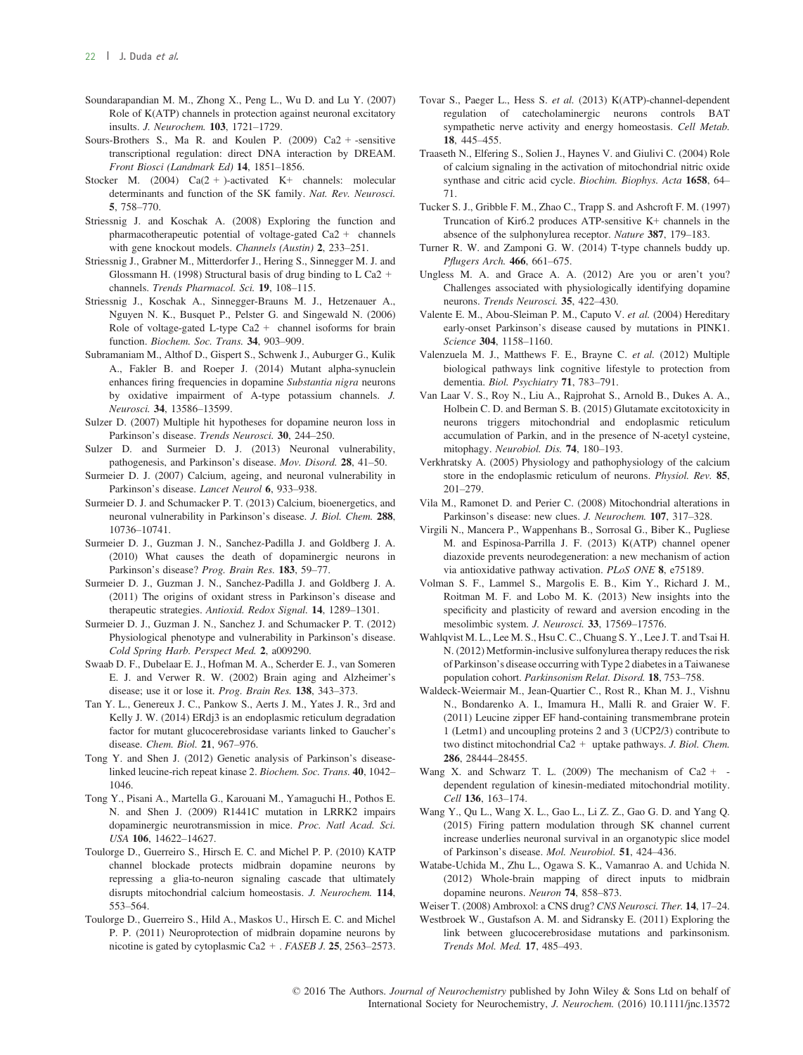Soundarapandian M. M., Zhong X., Peng L., Wu D. and Lu Y. (2007) Role of K(ATP) channels in protection against neuronal excitatory insults. *J. Neurochem.* **103**, 1721–1729.

Sours-Brothers S., Ma R. and Koulen P. (2009) Ca2 + -sensitive transcriptional regulation: direct DNA interaction by DREAM. *Front Biosci (Landmark Ed)* **14**, 1851–1856.

Stocker M. (2004) Ca(2 + )-activated K+ channels: molecular determinants and function of the SK family. *Nat. Rev. Neurosci.* **5**, 758–770.

Striessnig J. and Koschak A. (2008) Exploring the function and pharmacotherapeutic potential of voltage-gated Ca2 + channels with gene knockout models. *Channels (Austin)* **2**, 233–251.

Striessnig J., Grabner M., Mitterdorfer J., Hering S., Sinnegger M. J. and Glossmann H. (1998) Structural basis of drug binding to L Ca2 + channels. *Trends Pharmacol. Sci.* **19**, 108–115.

Striessnig J., Koschak A., Sinnegger-Brauns M. J., Hetzenauer A., Nguyen N. K., Busquet P., Pelster G. and Singewald N. (2006) Role of voltage-gated L-type Ca2 + channel isoforms for brain function. *Biochem. Soc. Trans.* **34**, 903–909.

Subramaniam M., Althof D., Gispert S., Schwenk J., Auburger G., Kulik A., Fakler B. and Roeper J. (2014) Mutant alpha-synuclein enhances firing frequencies in dopamine *Substantia nigra* neurons by oxidative impairment of A-type potassium channels. *J. Neurosci.* **34**, 13586–13599.

Sulzer D. (2007) Multiple hit hypotheses for dopamine neuron loss in Parkinson's disease. *Trends Neurosci.* **30**, 244–250.

Sulzer D. and Surmeier D. J. (2013) Neuronal vulnerability, pathogenesis, and Parkinson's disease. *Mov. Disord.* **28**, 41–50.

Surmeier D. J. (2007) Calcium, ageing, and neuronal vulnerability in Parkinson's disease. *Lancet Neurol* **6**, 933–938.

Surmeier D. J. and Schumacker P. T. (2013) Calcium, bioenergetics, and neuronal vulnerability in Parkinson's disease. *J. Biol. Chem.* **288**, 10736–10741.

Surmeier D. J., Guzman J. N., Sanchez-Padilla J. and Goldberg J. A. (2010) What causes the death of dopaminergic neurons in Parkinson's disease? *Prog. Brain Res.* **183**, 59–77.

Surmeier D. J., Guzman J. N., Sanchez-Padilla J. and Goldberg J. A. (2011) The origins of oxidant stress in Parkinson's disease and therapeutic strategies. *Antioxid. Redox Signal.* **14**, 1289–1301.

Surmeier D. J., Guzman J. N., Sanchez J. and Schumacker P. T. (2012) Physiological phenotype and vulnerability in Parkinson's disease. *Cold Spring Harb. Perspect Med.* **2**, a009290.

Swaab D. F., Dubelaar E. J., Hofman M. A., Scherder E. J., van Someren E. J. and Verwer R. W. (2002) Brain aging and Alzheimer's disease; use it or lose it. *Prog. Brain Res.* **138**, 343–373.

Tan Y. L., Genereux J. C., Pankow S., Aerts J. M., Yates J. R., 3rd and Kelly J. W. (2014) ERdj3 is an endoplasmic reticulum degradation factor for mutant glucocerebrosidase variants linked to Gaucher's disease. *Chem. Biol.* **21**, 967–976.

Tong Y. and Shen J. (2012) Genetic analysis of Parkinson's disease-linked leucine-rich repeat kinase 2. *Biochem. Soc. Trans.* **40**, 1042–1046.

Tong Y., Pisani A., Martella G., Karouani M., Yamaguchi H., Pothos E. N. and Shen J. (2009) R1441C mutation in LRRK2 impairs dopaminergic neurotransmission in mice. *Proc. Natl Acad. Sci. USA* **106**, 14622–14627.

Toulorge D., Guerreiro S., Hirsch E. C. and Michel P. P. (2010) KATP channel blockade protects midbrain dopamine neurons by repressing a glia-to-neuron signaling cascade that ultimately disrupts mitochondrial calcium homeostasis. *J. Neurochem.* **114**, 553–564.

Toulorge D., Guerreiro S., Hild A., Maskos U., Hirsch E. C. and Michel P. P. (2011) Neuroprotection of midbrain dopamine neurons by nicotine is gated by cytoplasmic Ca2 + . *FASEB J.* **25**, 2563–2573.

Tovar S., Paeger L., Hess S. *et al.* (2013) K(ATP)-channel-dependent regulation of catecholaminergic neurons controls BAT sympathetic nerve activity and energy homeostasis. *Cell Metab.* **18**, 445–455.

Traaseth N., Elfering S., Solien J., Haynes V. and Giulivi C. (2004) Role of calcium signaling in the activation of mitochondrial nitric oxide synthase and citric acid cycle. *Biochim. Biophys. Acta* **1658**, 64–71.

Tucker S. J., Gribble F. M., Zhao C., Trapp S. and Ashcroft F. M. (1997) Truncation of Kir6.2 produces ATP-sensitive K+ channels in the absence of the sulphonylurea receptor. *Nature* **387**, 179–183.

Turner R. W. and Zamponi G. W. (2014) T-type channels buddy up. *Pflugers Arch.* **466**, 661–675.

Ungless M. A. and Grace A. A. (2012) Are you or aren't you? Challenges associated with physiologically identifying dopamine neurons. *Trends Neurosci.* **35**, 422–430.

Valente E. M., Abou-Sleiman P. M., Caputo V. *et al.* (2004) Hereditary early-onset Parkinson's disease caused by mutations in PINK1. *Science* **304**, 1158–1160.

Valenzuela M. J., Matthews F. E., Brayne C. *et al.* (2012) Multiple biological pathways link cognitive lifestyle to protection from dementia. *Biol. Psychiatry* **71**, 783–791.

Van Laar V. S., Roy N., Liu A., Rajprohat S., Arnold B., Dukes A. A., Holbein C. D. and Berman S. B. (2015) Glutamate excitotoxicity in neurons triggers mitochondrial and endoplasmic reticulum accumulation of Parkin, and in the presence of N-acetyl cysteine, mitophagy. *Neurobiol. Dis.* **74**, 180–193.

Verkhratsky A. (2005) Physiology and pathophysiology of the calcium store in the endoplasmic reticulum of neurons. *Physiol. Rev.* **85**, 201–279.

Vila M., Ramonet D. and Perier C. (2008) Mitochondrial alterations in Parkinson's disease: new clues. *J. Neurochem.* **107**, 317–328.

Virgili N., Mancera P., Wappenhans B., Sorrosal G., Biber K., Pugliese M. and Espinosa-Parrilla J. F. (2013) K(ATP) channel opener diazoxide prevents neurodegeneration: a new mechanism of action via antioxidative pathway activation. *PLoS ONE* **8**, e75189.

Volman S. F., Lammel S., Margolis E. B., Kim Y., Richard J. M., Roitman M. F. and Lobo M. K. (2013) New insights into the specificity and plasticity of reward and aversion encoding in the mesolimbic system. *J. Neurosci.* **33**, 17569–17576.

Wahlqvist M. L., Lee M. S., Hsu C. C., Chuang S. Y., Lee J. T. and Tsai H. N. (2012) Metformin-inclusive sulfonylurea therapy reduces the risk of Parkinson's disease occurring with Type 2 diabetes in a Taiwanese population cohort. *Parkinsonism Relat. Disord.* **18**, 753–758.

Waldeck-Weiermair M., Jean-Quartier C., Rost R., Khan M. J., Vishnu N., Bondarenko A. I., Imamura H., Malli R. and Graier W. F. (2011) Leucine zipper EF hand-containing transmembrane protein 1 (Letm1) and uncoupling proteins 2 and 3 (UCP2/3) contribute to two distinct mitochondrial Ca2 + uptake pathways. *J. Biol. Chem.* **286**, 28444–28455.

Wang X. and Schwarz T. L. (2009) The mechanism of Ca2 + -dependent regulation of kinesin-mediated mitochondrial motility. *Cell* **136**, 163–174.

Wang Y., Qu L., Wang X. L., Gao L., Li Z. Z., Gao G. D. and Yang Q. (2015) Firing pattern modulation through SK channel current increase underlies neuronal survival in an organotypic slice model of Parkinson's disease. *Mol. Neurobiol.* **51**, 424–436.

Watabe-Uchida M., Zhu L., Ogawa S. K., Vamanrao A. and Uchida N. (2012) Whole-brain mapping of direct inputs to midbrain dopamine neurons. *Neuron* **74**, 858–873.

Weiser T. (2008) Ambroxol: a CNS drug? *CNS Neurosci. Ther.* **14**, 17–24.

Westbroek W., Gustafson A. M. and Sidransky E. (2011) Exploring the link between glucocerebrosidase mutations and parkinsonism. *Trends Mol. Med.* **17**, 485–493.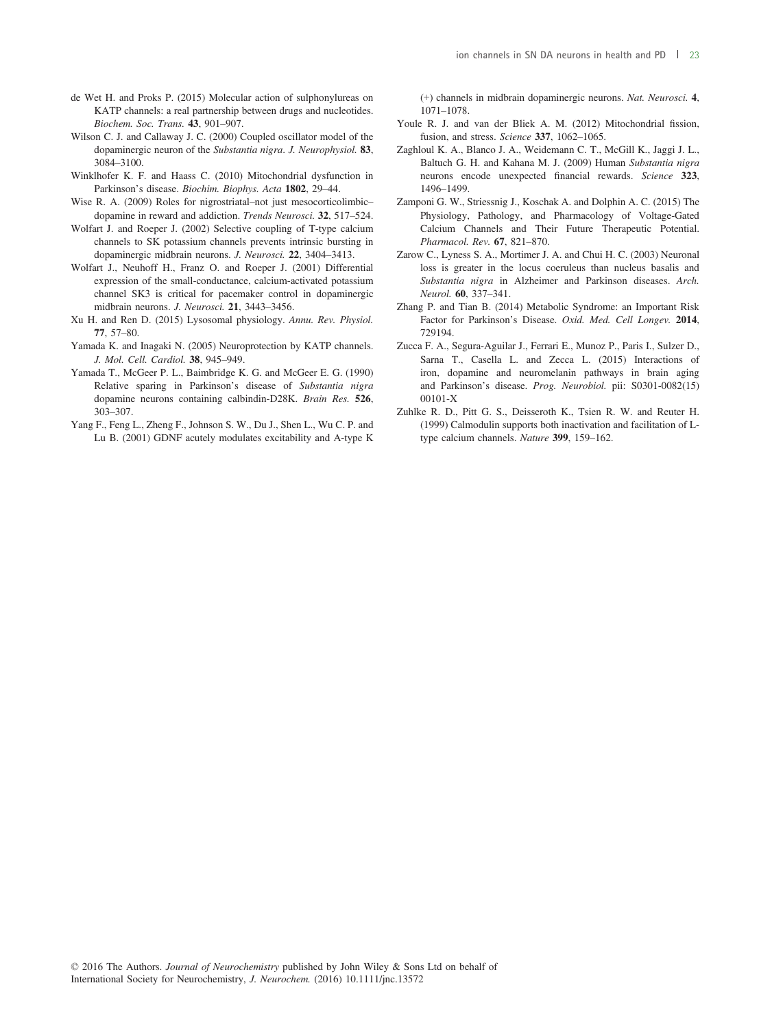de Wet H. and Proks P. (2015) Molecular action of sulphonylureas on KATP channels: a real partnership between drugs and nucleotides. *Biochem. Soc. Trans.* **43**, 901–907.

Wilson C. J. and Callaway J. C. (2000) Coupled oscillator model of the dopaminergic neuron of the *Substantia nigra*. *J. Neurophysiol.* **83**, 3084–3100.

Winklhofer K. F. and Haass C. (2010) Mitochondrial dysfunction in Parkinson's disease. *Biochim. Biophys. Acta* **1802**, 29–44.

Wise R. A. (2009) Roles for nigrostriatal–not just mesocorticolimbic–dopamine in reward and addiction. *Trends Neurosci.* **32**, 517–524.

Wolfart J. and Roeper J. (2002) Selective coupling of T-type calcium channels to SK potassium channels prevents intrinsic bursting in dopaminergic midbrain neurons. *J. Neurosci.* **22**, 3404–3413.

Wolfart J., Neuhoff H., Franz O. and Roeper J. (2001) Differential expression of the small-conductance, calcium-activated potassium channel SK3 is critical for pacemaker control in dopaminergic midbrain neurons. *J. Neurosci.* **21**, 3443–3456.

Xu H. and Ren D. (2015) Lysosomal physiology. *Annu. Rev. Physiol.* **77**, 57–80.

Yamada K. and Inagaki N. (2005) Neuroprotection by KATP channels. *J. Mol. Cell. Cardiol.* **38**, 945–949.

Yamada T., McGeer P. L., Baimbridge K. G. and McGeer E. G. (1990) Relative sparing in Parkinson's disease of *Substantia nigra* dopamine neurons containing calbindin-D28K. *Brain Res.* **526**, 303–307.

Yang F., Feng L., Zheng F., Johnson S. W., Du J., Shen L., Wu C. P. and Lu B. (2001) GDNF acutely modulates excitability and A-type K(+) channels in midbrain dopaminergic neurons. *Nat. Neurosci.* **4**, 1071–1078.

Youle R. J. and van der Bliek A. M. (2012) Mitochondrial fission, fusion, and stress. *Science* **337**, 1062–1065.

Zaghloul K. A., Blanco J. A., Weidemann C. T., McGill K., Jaggi J. L., Baltuch G. H. and Kahana M. J. (2009) Human *Substantia nigra* neurons encode unexpected financial rewards. *Science* **323**, 1496–1499.

Zamponi G. W., Striessnig J., Koschak A. and Dolphin A. C. (2015) The Physiology, Pathology, and Pharmacology of Voltage-Gated Calcium Channels and Their Future Therapeutic Potential. *Pharmacol. Rev.* **67**, 821–870.

Zarow C., Lyness S. A., Mortimer J. A. and Chui H. C. (2003) Neuronal loss is greater in the locus coeruleus than nucleus basalis and *Substantia nigra* in Alzheimer and Parkinson diseases. *Arch. Neurol.* **60**, 337–341.

Zhang P. and Tian B. (2014) Metabolic Syndrome: an Important Risk Factor for Parkinson's Disease. *Oxid. Med. Cell Longev.* **2014**, 729194.

Zucca F. A., Segura-Aguilar J., Ferrari E., Munoz P., Paris I., Sulzer D., Sarna T., Casella L. and Zecca L. (2015) Interactions of iron, dopamine and neuromelanin pathways in brain aging and Parkinson's disease. *Prog. Neurobiol.* pii: S0301-0082(15)00101-X

Zuhlke R. D., Pitt G. S., Deisseroth K., Tsien R. W. and Reuter H. (1999) Calmodulin supports both inactivation and facilitation of L-type calcium channels. *Nature* **399**, 159–162.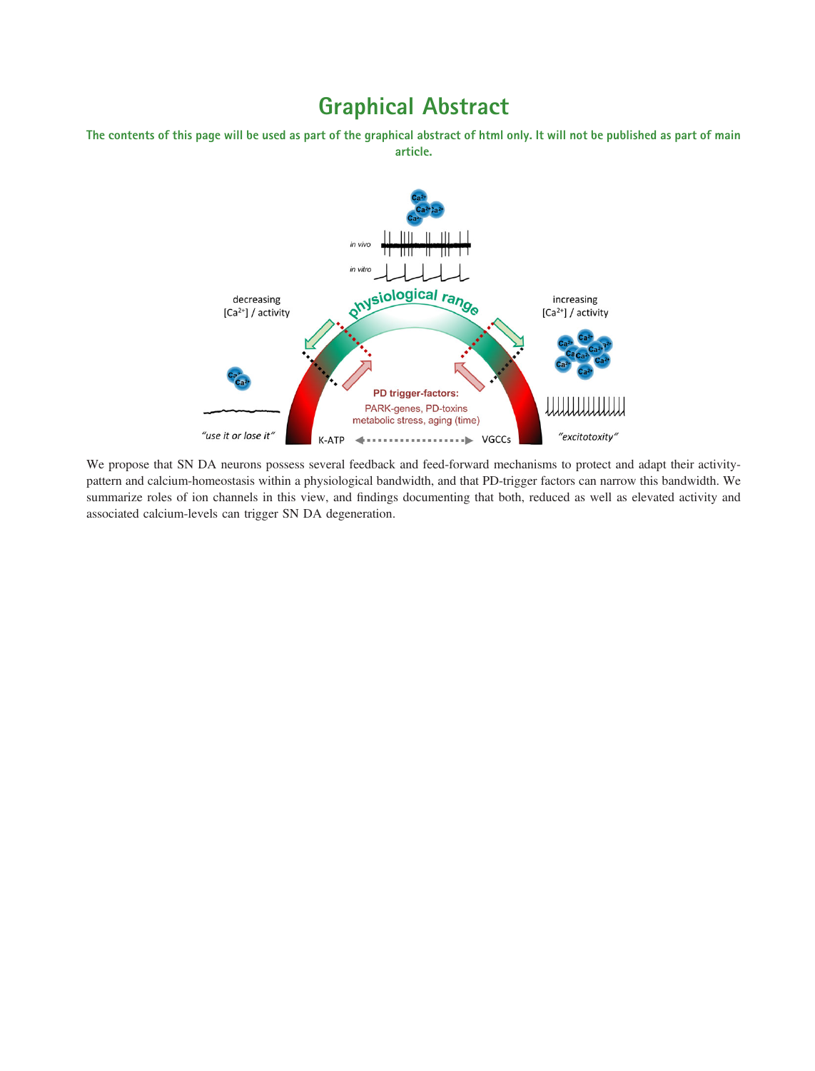# Graphical Abstract

**The contents of this page will be used as part of the graphical abstract of html only. It will not be published as part of main article.**

in vivo

in vitro

physiological range

decreasing
$[Ca^{2+}]$ / activity

increasing
$[Ca^{2+}]$ / activity

PD trigger-factors:
PARK-genes, PD-toxins
metabolic stress, aging (time)

"use it or lose it"

K-ATP

VGCCs

"excitotoxity"

We propose that SN DA neurons possess several feedback and feed-forward mechanisms to protect and adapt their activity-pattern and calcium-homeostasis within a physiological bandwidth, and that PD-trigger factors can narrow this bandwidth. We summarize roles of ion channels in this view, and findings documenting that both, reduced as well as elevated activity and associated calcium-levels can trigger SN DA degeneration.